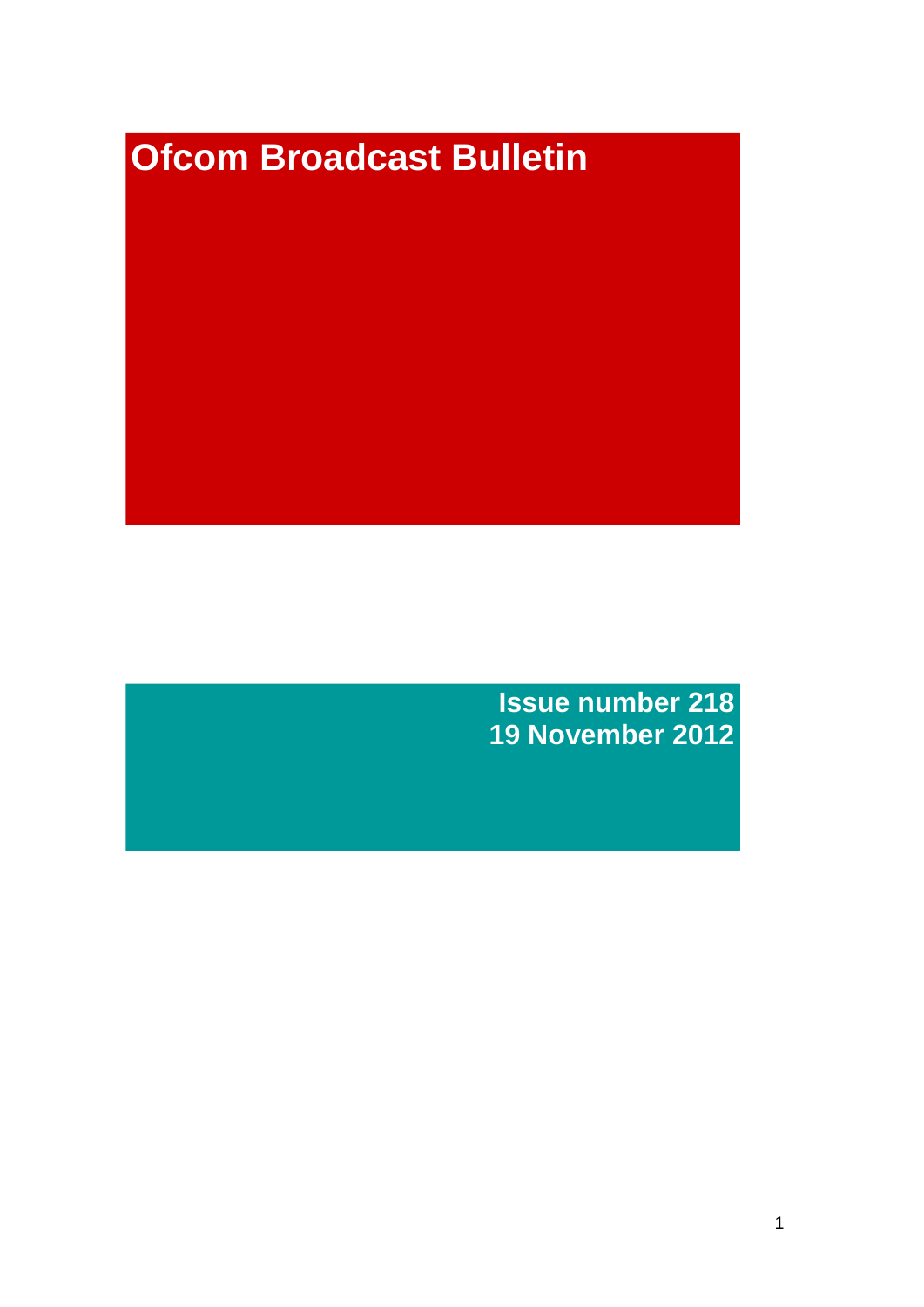# Ofcom Broadcast Bulletin

**Issue number 218**
**19 November 2012**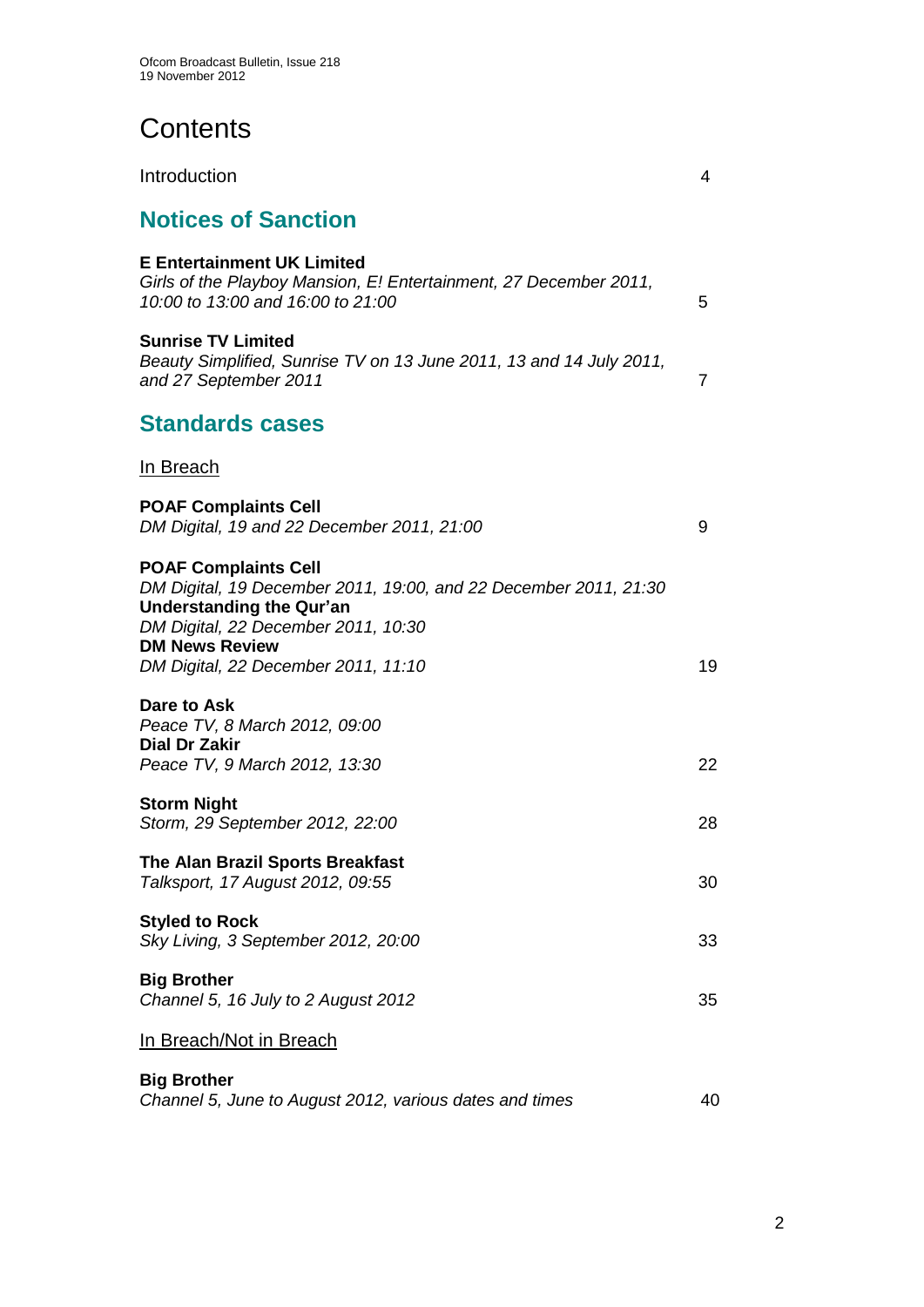# Contents

Introduction 4

## Notices of Sanction

**E Entertainment UK Limited**
*Girls of the Playboy Mansion, E! Entertainment, 27 December 2011, 10:00 to 13:00 and 16:00 to 21:00* 5

**Sunrise TV Limited**
*Beauty Simplified, Sunrise TV on 13 June 2011, 13 and 14 July 2011, and 27 September 2011* 7

## Standards cases

In Breach

**POAF Complaints Cell**
*DM Digital, 19 and 22 December 2011, 21:00* 9

**POAF Complaints Cell**
*DM Digital, 19 December 2011, 19:00, and 22 December 2011, 21:30*
**Understanding the Qur'an**
*DM Digital, 22 December 2011, 10:30*
**DM News Review**
*DM Digital, 22 December 2011, 11:10* 19

**Dare to Ask**
*Peace TV, 8 March 2012, 09:00*
**Dial Dr Zakir**
*Peace TV, 9 March 2012, 13:30* 22

**Storm Night**
*Storm, 29 September 2012, 22:00* 28

**The Alan Brazil Sports Breakfast**
*Talksport, 17 August 2012, 09:55* 30

**Styled to Rock**
*Sky Living, 3 September 2012, 20:00* 33

**Big Brother**
*Channel 5, 16 July to 2 August 2012* 35

In Breach/Not in Breach

**Big Brother**
*Channel 5, June to August 2012, various dates and times* 40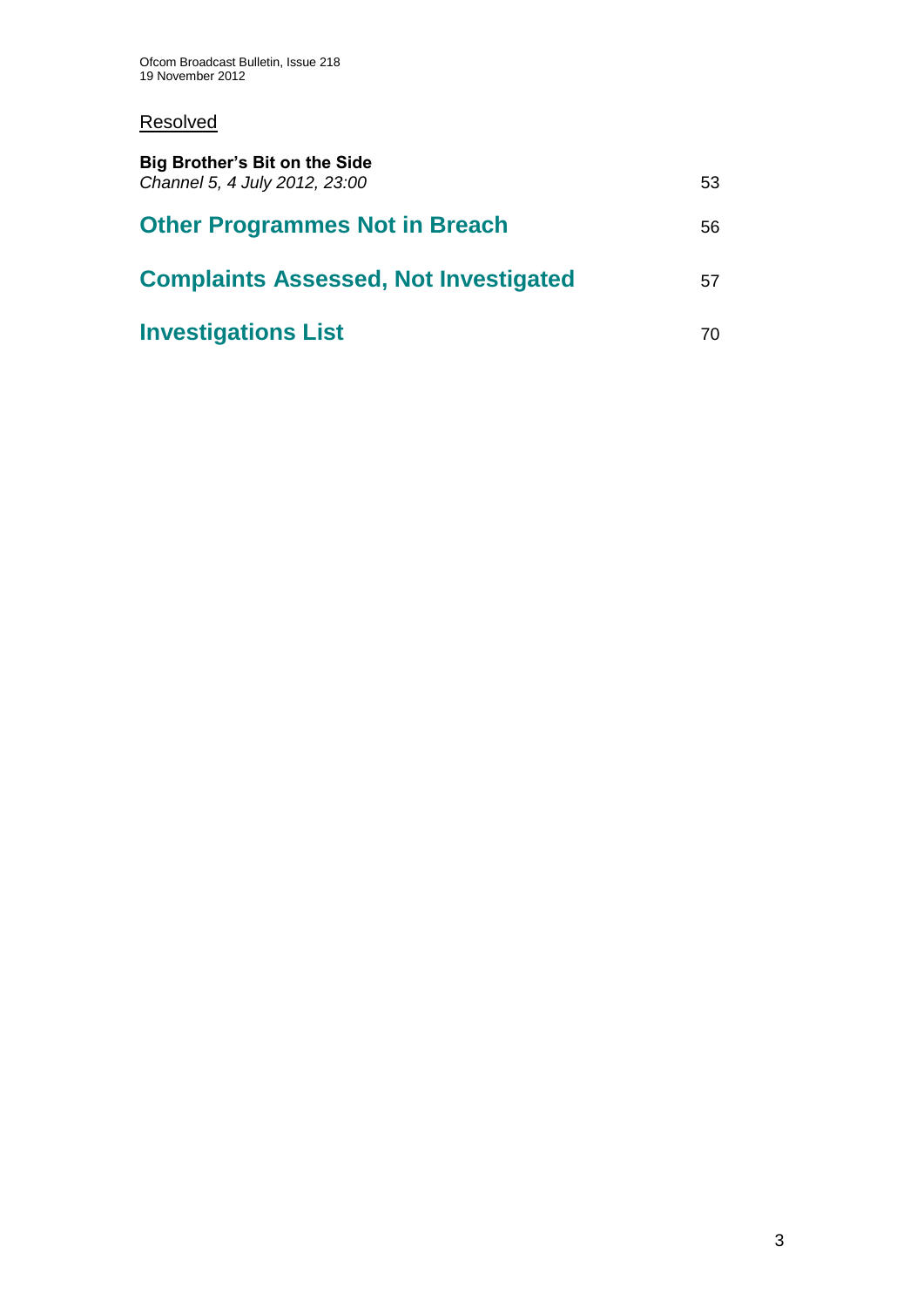Resolved

**Big Brother's Bit on the Side**
*Channel 5, 4 July 2012, 23:00* 53

## Other Programmes Not in Breach 56

## Complaints Assessed, Not Investigated 57

## Investigations List 70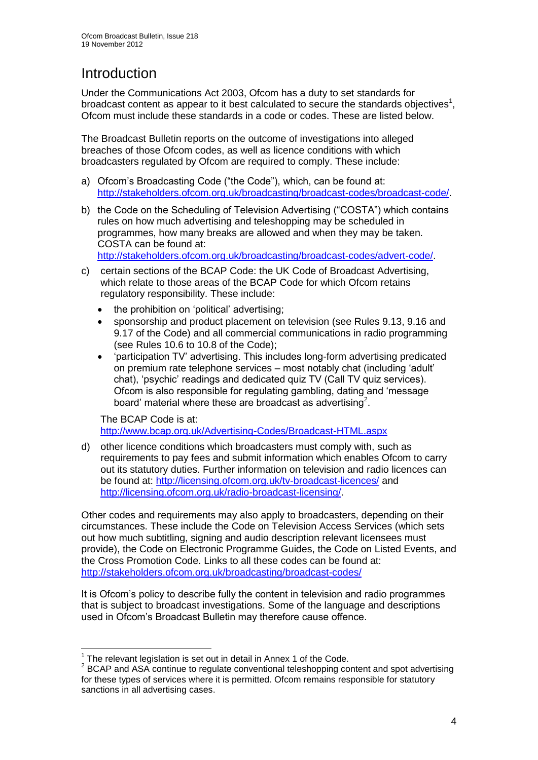# Introduction

Under the Communications Act 2003, Ofcom has a duty to set standards for broadcast content as appear to it best calculated to secure the standards objectives[1], Ofcom must include these standards in a code or codes. These are listed below.

The Broadcast Bulletin reports on the outcome of investigations into alleged breaches of those Ofcom codes, as well as licence conditions with which broadcasters regulated by Ofcom are required to comply. These include:

a) Ofcom's Broadcasting Code ("the Code"), which, can be found at: http://stakeholders.ofcom.org.uk/broadcasting/broadcast-codes/broadcast-code/.

b) the Code on the Scheduling of Television Advertising ("COSTA") which contains rules on how much advertising and teleshopping may be scheduled in programmes, how many breaks are allowed and when they may be taken. COSTA can be found at: http://stakeholders.ofcom.org.uk/broadcasting/broadcast-codes/advert-code/.

c) certain sections of the BCAP Code: the UK Code of Broadcast Advertising, which relate to those areas of the BCAP Code for which Ofcom retains regulatory responsibility. These include:

   - the prohibition on 'political' advertising;
   - sponsorship and product placement on television (see Rules 9.13, 9.16 and 9.17 of the Code) and all commercial communications in radio programming (see Rules 10.6 to 10.8 of the Code);
   - 'participation TV' advertising. This includes long-form advertising predicated on premium rate telephone services – most notably chat (including 'adult' chat), 'psychic' readings and dedicated quiz TV (Call TV quiz services). Ofcom is also responsible for regulating gambling, dating and 'message board' material where these are broadcast as advertising[2].

   The BCAP Code is at: http://www.bcap.org.uk/Advertising-Codes/Broadcast-HTML.aspx

d) other licence conditions which broadcasters must comply with, such as requirements to pay fees and submit information which enables Ofcom to carry out its statutory duties. Further information on television and radio licences can be found at: http://licensing.ofcom.org.uk/tv-broadcast-licences/ and http://licensing.ofcom.org.uk/radio-broadcast-licensing/.

Other codes and requirements may also apply to broadcasters, depending on their circumstances. These include the Code on Television Access Services (which sets out how much subtitling, signing and audio description relevant licensees must provide), the Code on Electronic Programme Guides, the Code on Listed Events, and the Cross Promotion Code. Links to all these codes can be found at: http://stakeholders.ofcom.org.uk/broadcasting/broadcast-codes/

It is Ofcom's policy to describe fully the content in television and radio programmes that is subject to broadcast investigations. Some of the language and descriptions used in Ofcom's Broadcast Bulletin may therefore cause offence.

---

[1] The relevant legislation is set out in detail in Annex 1 of the Code.

[2] BCAP and ASA continue to regulate conventional teleshopping content and spot advertising for these types of services where it is permitted. Ofcom remains responsible for statutory sanctions in all advertising cases.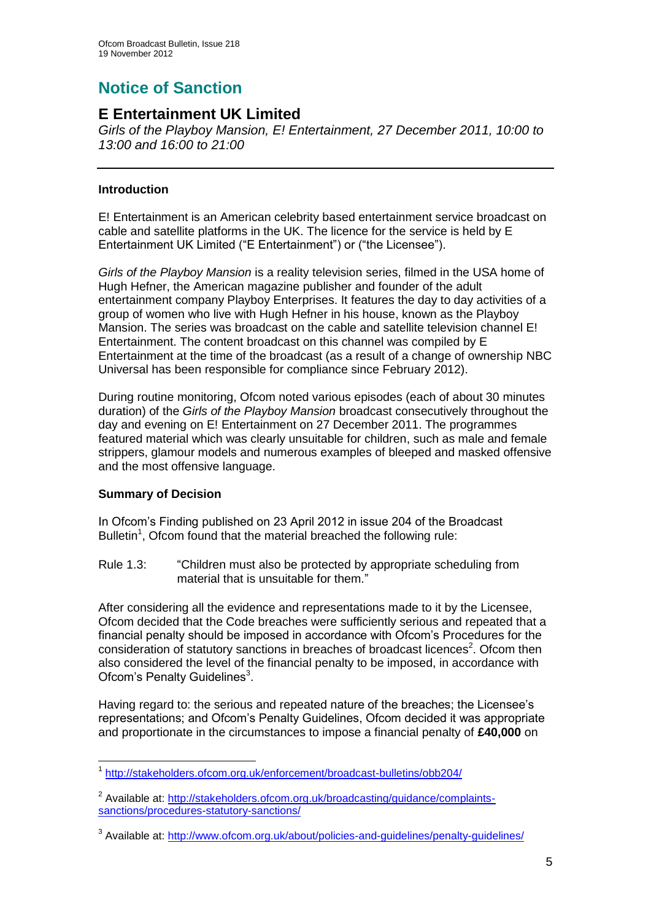# Notice of Sanction

## E Entertainment UK Limited

*Girls of the Playboy Mansion, E! Entertainment, 27 December 2011, 10:00 to 13:00 and 16:00 to 21:00*

### Introduction

E! Entertainment is an American celebrity based entertainment service broadcast on cable and satellite platforms in the UK. The licence for the service is held by E Entertainment UK Limited ("E Entertainment") or ("the Licensee").

*Girls of the Playboy Mansion* is a reality television series, filmed in the USA home of Hugh Hefner, the American magazine publisher and founder of the adult entertainment company Playboy Enterprises. It features the day to day activities of a group of women who live with Hugh Hefner in his house, known as the Playboy Mansion. The series was broadcast on the cable and satellite television channel E! Entertainment. The content broadcast on this channel was compiled by E Entertainment at the time of the broadcast (as a result of a change of ownership NBC Universal has been responsible for compliance since February 2012).

During routine monitoring, Ofcom noted various episodes (each of about 30 minutes duration) of the *Girls of the Playboy Mansion* broadcast consecutively throughout the day and evening on E! Entertainment on 27 December 2011. The programmes featured material which was clearly unsuitable for children, such as male and female strippers, glamour models and numerous examples of bleeped and masked offensive and the most offensive language.

### Summary of Decision

In Ofcom's Finding published on 23 April 2012 in issue 204 of the Broadcast Bulletin[1], Ofcom found that the material breached the following rule:

Rule 1.3: "Children must also be protected by appropriate scheduling from material that is unsuitable for them."

After considering all the evidence and representations made to it by the Licensee, Ofcom decided that the Code breaches were sufficiently serious and repeated that a financial penalty should be imposed in accordance with Ofcom's Procedures for the consideration of statutory sanctions in breaches of broadcast licences[2]. Ofcom then also considered the level of the financial penalty to be imposed, in accordance with Ofcom's Penalty Guidelines[3].

Having regard to: the serious and repeated nature of the breaches; the Licensee's representations; and Ofcom's Penalty Guidelines, Ofcom decided it was appropriate and proportionate in the circumstances to impose a financial penalty of **£40,000** on

---

[1] http://stakeholders.ofcom.org.uk/enforcement/broadcast-bulletins/obb204/

[2] Available at: http://stakeholders.ofcom.org.uk/broadcasting/guidance/complaints-sanctions/procedures-statutory-sanctions/

[3] Available at: http://www.ofcom.org.uk/about/policies-and-guidelines/penalty-guidelines/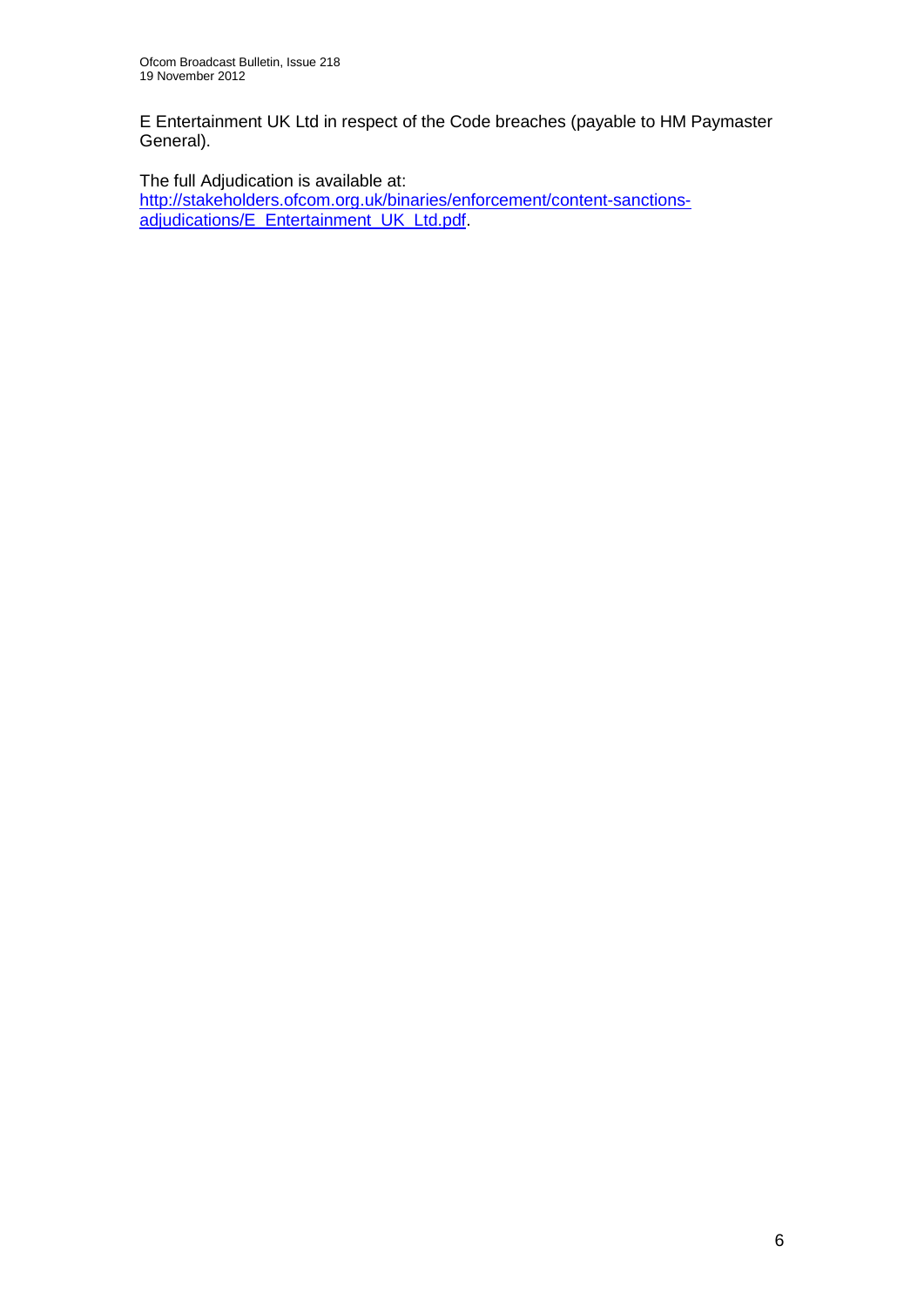E Entertainment UK Ltd in respect of the Code breaches (payable to HM Paymaster General).

The full Adjudication is available at:
[http://stakeholders.ofcom.org.uk/binaries/enforcement/content-sanctions-adjudications/E_Entertainment_UK_Ltd.pdf](http://stakeholders.ofcom.org.uk/binaries/enforcement/content-sanctions-adjudications/E_Entertainment_UK_Ltd.pdf).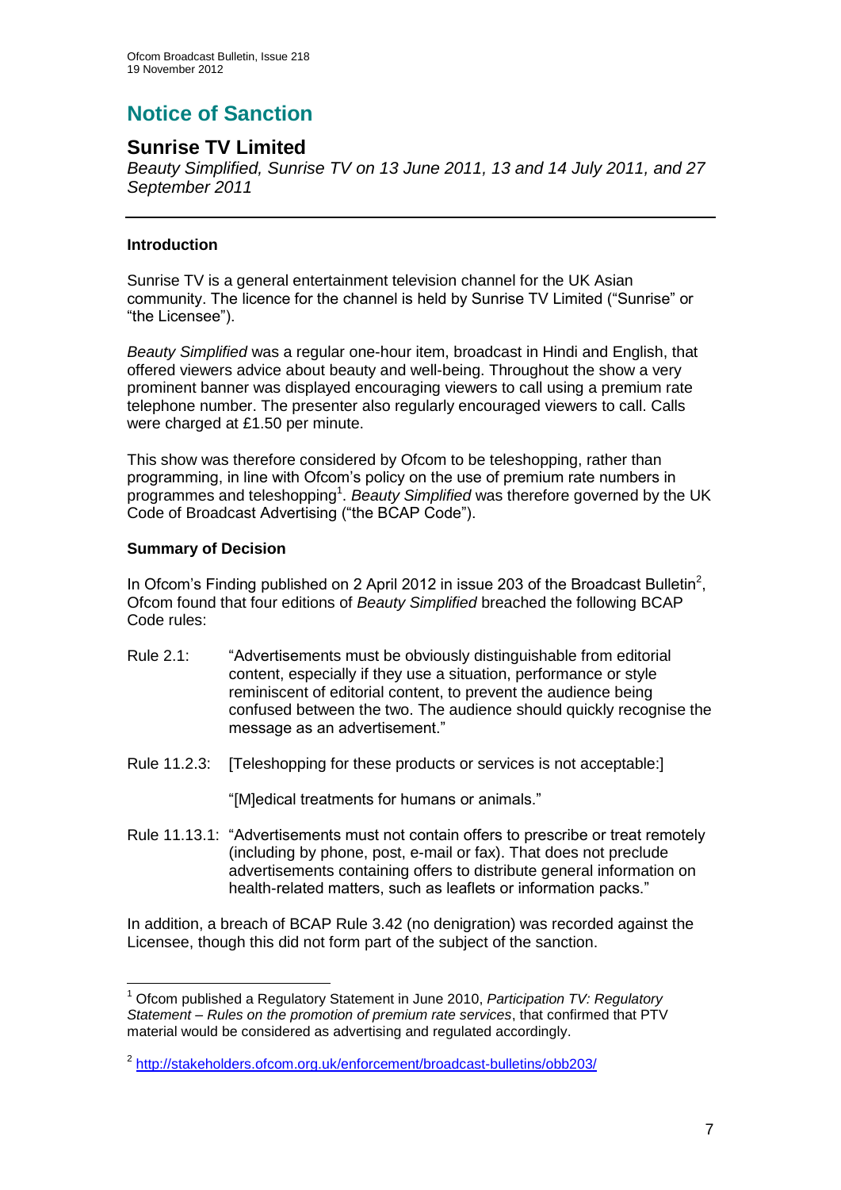# Notice of Sanction

## Sunrise TV Limited

*Beauty Simplified, Sunrise TV on 13 June 2011, 13 and 14 July 2011, and 27 September 2011*

---

### Introduction

Sunrise TV is a general entertainment television channel for the UK Asian community. The licence for the channel is held by Sunrise TV Limited ("Sunrise" or "the Licensee").

*Beauty Simplified* was a regular one-hour item, broadcast in Hindi and English, that offered viewers advice about beauty and well-being. Throughout the show a very prominent banner was displayed encouraging viewers to call using a premium rate telephone number. The presenter also regularly encouraged viewers to call. Calls were charged at £1.50 per minute.

This show was therefore considered by Ofcom to be teleshopping, rather than programming, in line with Ofcom's policy on the use of premium rate numbers in programmes and teleshopping[1]. *Beauty Simplified* was therefore governed by the UK Code of Broadcast Advertising ("the BCAP Code").

### Summary of Decision

In Ofcom's Finding published on 2 April 2012 in issue 203 of the Broadcast Bulletin[2], Ofcom found that four editions of *Beauty Simplified* breached the following BCAP Code rules:

Rule 2.1: "Advertisements must be obviously distinguishable from editorial content, especially if they use a situation, performance or style reminiscent of editorial content, to prevent the audience being confused between the two. The audience should quickly recognise the message as an advertisement."

Rule 11.2.3: [Teleshopping for these products or services is not acceptable:]

"[M]edical treatments for humans or animals."

Rule 11.13.1: "Advertisements must not contain offers to prescribe or treat remotely (including by phone, post, e-mail or fax). That does not preclude advertisements containing offers to distribute general information on health-related matters, such as leaflets or information packs."

In addition, a breach of BCAP Rule 3.42 (no denigration) was recorded against the Licensee, though this did not form part of the subject of the sanction.

---

[1] Ofcom published a Regulatory Statement in June 2010, *Participation TV: Regulatory Statement – Rules on the promotion of premium rate services*, that confirmed that PTV material would be considered as advertising and regulated accordingly.

[2] http://stakeholders.ofcom.org.uk/enforcement/broadcast-bulletins/obb203/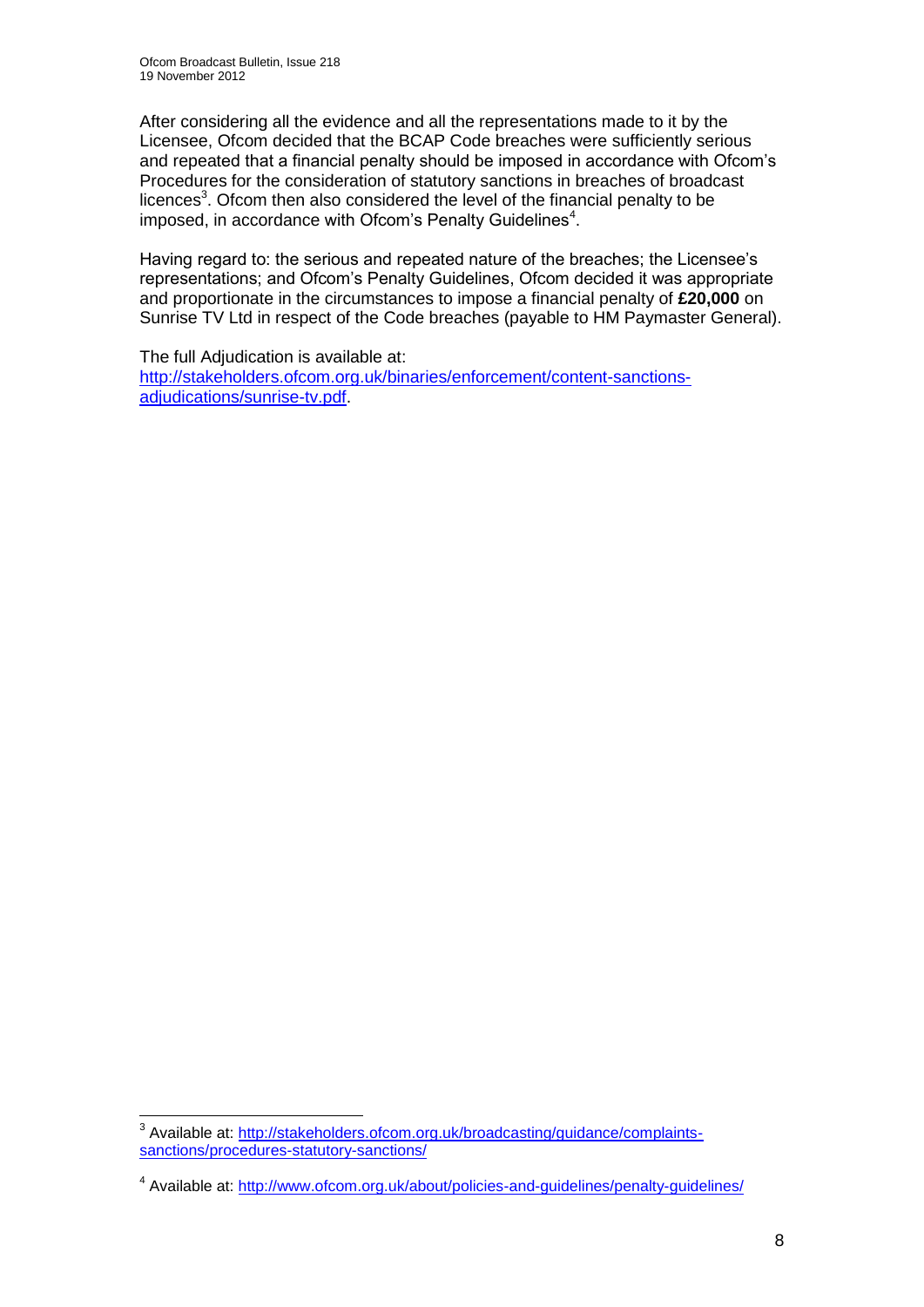After considering all the evidence and all the representations made to it by the Licensee, Ofcom decided that the BCAP Code breaches were sufficiently serious and repeated that a financial penalty should be imposed in accordance with Ofcom's Procedures for the consideration of statutory sanctions in breaches of broadcast licences[3]. Ofcom then also considered the level of the financial penalty to be imposed, in accordance with Ofcom's Penalty Guidelines[4].

Having regard to: the serious and repeated nature of the breaches; the Licensee's representations; and Ofcom's Penalty Guidelines, Ofcom decided it was appropriate and proportionate in the circumstances to impose a financial penalty of **£20,000** on Sunrise TV Ltd in respect of the Code breaches (payable to HM Paymaster General).

The full Adjudication is available at:
[http://stakeholders.ofcom.org.uk/binaries/enforcement/content-sanctions-adjudications/sunrise-tv.pdf](http://stakeholders.ofcom.org.uk/binaries/enforcement/content-sanctions-adjudications/sunrise-tv.pdf).

---

[3] Available at: [http://stakeholders.ofcom.org.uk/broadcasting/guidance/complaints-sanctions/procedures-statutory-sanctions/](http://stakeholders.ofcom.org.uk/broadcasting/guidance/complaints-sanctions/procedures-statutory-sanctions/)

[4] Available at: [http://www.ofcom.org.uk/about/policies-and-guidelines/penalty-guidelines/](http://www.ofcom.org.uk/about/policies-and-guidelines/penalty-guidelines/)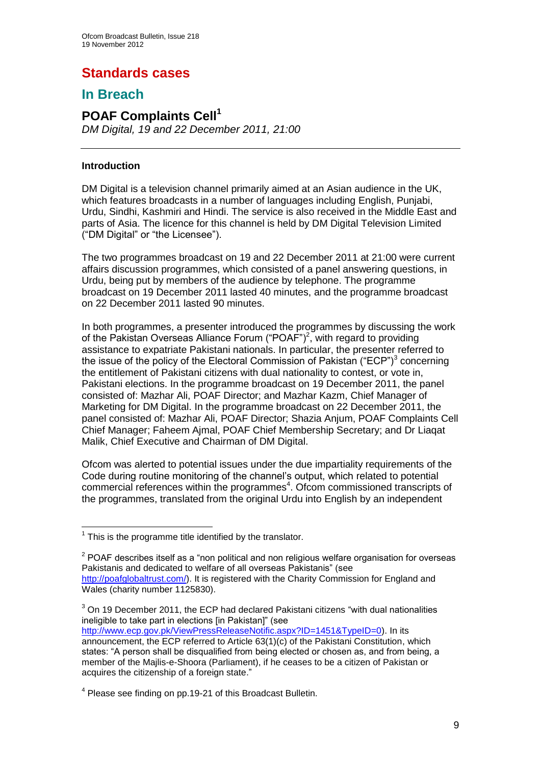# Standards cases

## In Breach

### POAF Complaints Cell[1]

*DM Digital, 19 and 22 December 2011, 21:00*

---

**Introduction**

DM Digital is a television channel primarily aimed at an Asian audience in the UK, which features broadcasts in a number of languages including English, Punjabi, Urdu, Sindhi, Kashmiri and Hindi. The service is also received in the Middle East and parts of Asia. The licence for this channel is held by DM Digital Television Limited ("DM Digital" or "the Licensee").

The two programmes broadcast on 19 and 22 December 2011 at 21:00 were current affairs discussion programmes, which consisted of a panel answering questions, in Urdu, being put by members of the audience by telephone. The programme broadcast on 19 December 2011 lasted 40 minutes, and the programme broadcast on 22 December 2011 lasted 90 minutes.

In both programmes, a presenter introduced the programmes by discussing the work of the Pakistan Overseas Alliance Forum ("POAF")[2], with regard to providing assistance to expatriate Pakistani nationals. In particular, the presenter referred to the issue of the policy of the Electoral Commission of Pakistan ("ECP")[3] concerning the entitlement of Pakistani citizens with dual nationality to contest, or vote in, Pakistani elections. In the programme broadcast on 19 December 2011, the panel consisted of: Mazhar Ali, POAF Director; and Mazhar Kazm, Chief Manager of Marketing for DM Digital. In the programme broadcast on 22 December 2011, the panel consisted of: Mazhar Ali, POAF Director; Shazia Anjum, POAF Complaints Cell Chief Manager; Faheem Ajmal, POAF Chief Membership Secretary; and Dr Liaqat Malik, Chief Executive and Chairman of DM Digital.

Ofcom was alerted to potential issues under the due impartiality requirements of the Code during routine monitoring of the channel's output, which related to potential commercial references within the programmes[4]. Ofcom commissioned transcripts of the programmes, translated from the original Urdu into English by an independent

---

[1] This is the programme title identified by the translator.

[2] POAF describes itself as a "non political and non religious welfare organisation for overseas Pakistanis and dedicated to welfare of all overseas Pakistanis" (see http://poafglobaltrust.com/). It is registered with the Charity Commission for England and Wales (charity number 1125830).

[3] On 19 December 2011, the ECP had declared Pakistani citizens "with dual nationalities ineligible to take part in elections [in Pakistan]" (see http://www.ecp.gov.pk/ViewPressReleaseNotific.aspx?ID=1451&TypeID=0). In its announcement, the ECP referred to Article 63(1)(c) of the Pakistani Constitution, which states: "A person shall be disqualified from being elected or chosen as, and from being, a member of the Majlis-e-Shoora (Parliament), if he ceases to be a citizen of Pakistan or acquires the citizenship of a foreign state."

[4] Please see finding on pp.19-21 of this Broadcast Bulletin.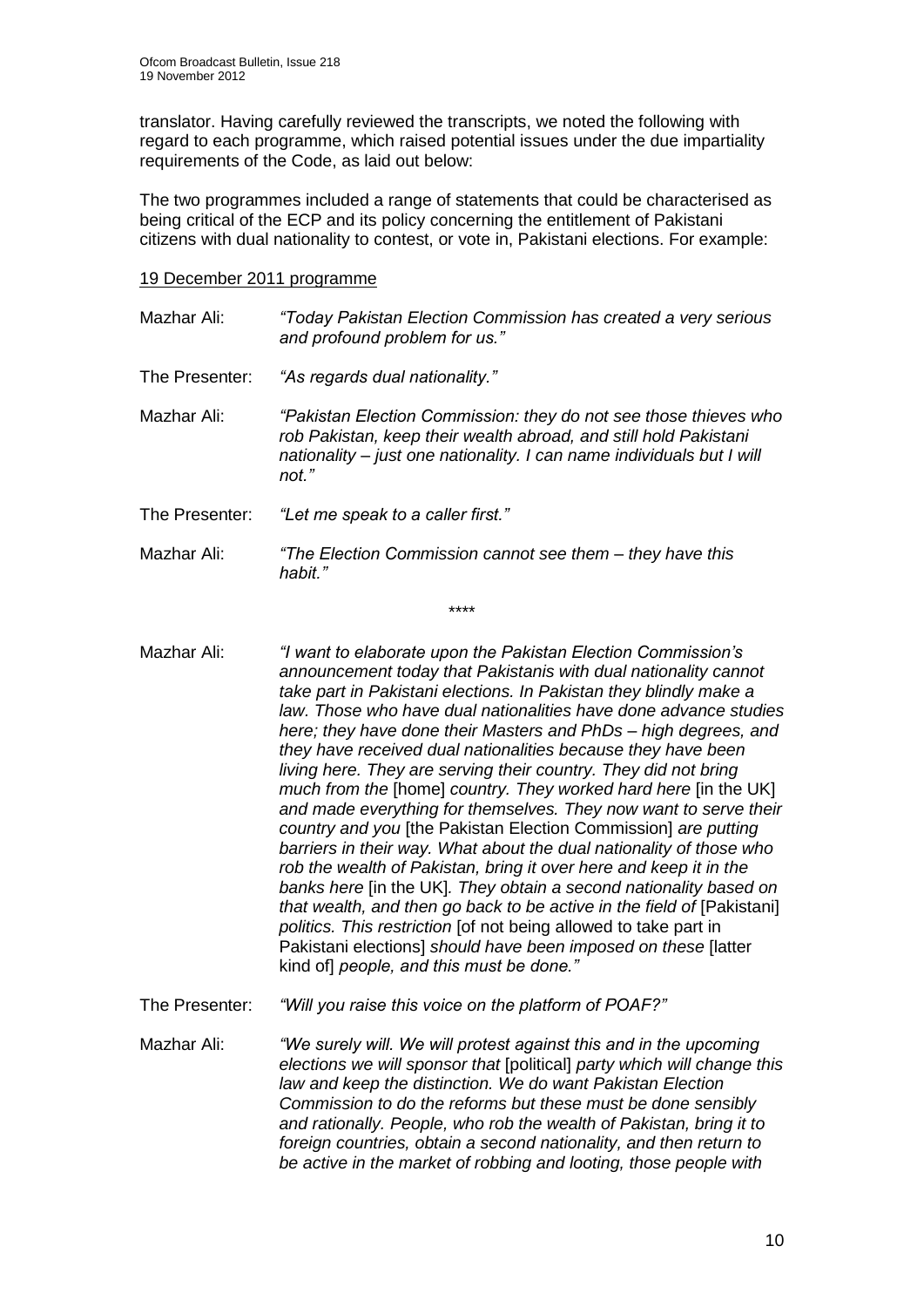translator. Having carefully reviewed the transcripts, we noted the following with regard to each programme, which raised potential issues under the due impartiality requirements of the Code, as laid out below:

The two programmes included a range of statements that could be characterised as being critical of the ECP and its policy concerning the entitlement of Pakistani citizens with dual nationality to contest, or vote in, Pakistani elections. For example:

<u>19 December 2011 programme</u>

Mazhar Ali: *"Today Pakistan Election Commission has created a very serious and profound problem for us."*

The Presenter: *"As regards dual nationality."*

Mazhar Ali: *"Pakistan Election Commission: they do not see those thieves who rob Pakistan, keep their wealth abroad, and still hold Pakistani nationality – just one nationality. I can name individuals but I will not."*

The Presenter: *"Let me speak to a caller first."*

Mazhar Ali: *"The Election Commission cannot see them – they have this habit."*

\*\*\*\*

Mazhar Ali: *"I want to elaborate upon the Pakistan Election Commission's announcement today that Pakistanis with dual nationality cannot take part in Pakistani elections. In Pakistan they blindly make a law. Those who have dual nationalities have done advance studies here; they have done their Masters and PhDs – high degrees, and they have received dual nationalities because they have been living here. They are serving their country. They did not bring much from the* [home] *country. They worked hard here* [in the UK] *and made everything for themselves. They now want to serve their country and you* [the Pakistan Election Commission] *are putting barriers in their way. What about the dual nationality of those who rob the wealth of Pakistan, bring it over here and keep it in the banks here* [in the UK]*. They obtain a second nationality based on that wealth, and then go back to be active in the field of* [Pakistani] *politics. This restriction* [of not being allowed to take part in Pakistani elections] *should have been imposed on these* [latter kind of] *people, and this must be done."*

The Presenter: *"Will you raise this voice on the platform of POAF?"*

Mazhar Ali: *"We surely will. We will protest against this and in the upcoming elections we will sponsor that* [political] *party which will change this law and keep the distinction. We do want Pakistan Election Commission to do the reforms but these must be done sensibly and rationally. People, who rob the wealth of Pakistan, bring it to foreign countries, obtain a second nationality, and then return to be active in the market of robbing and looting, those people with*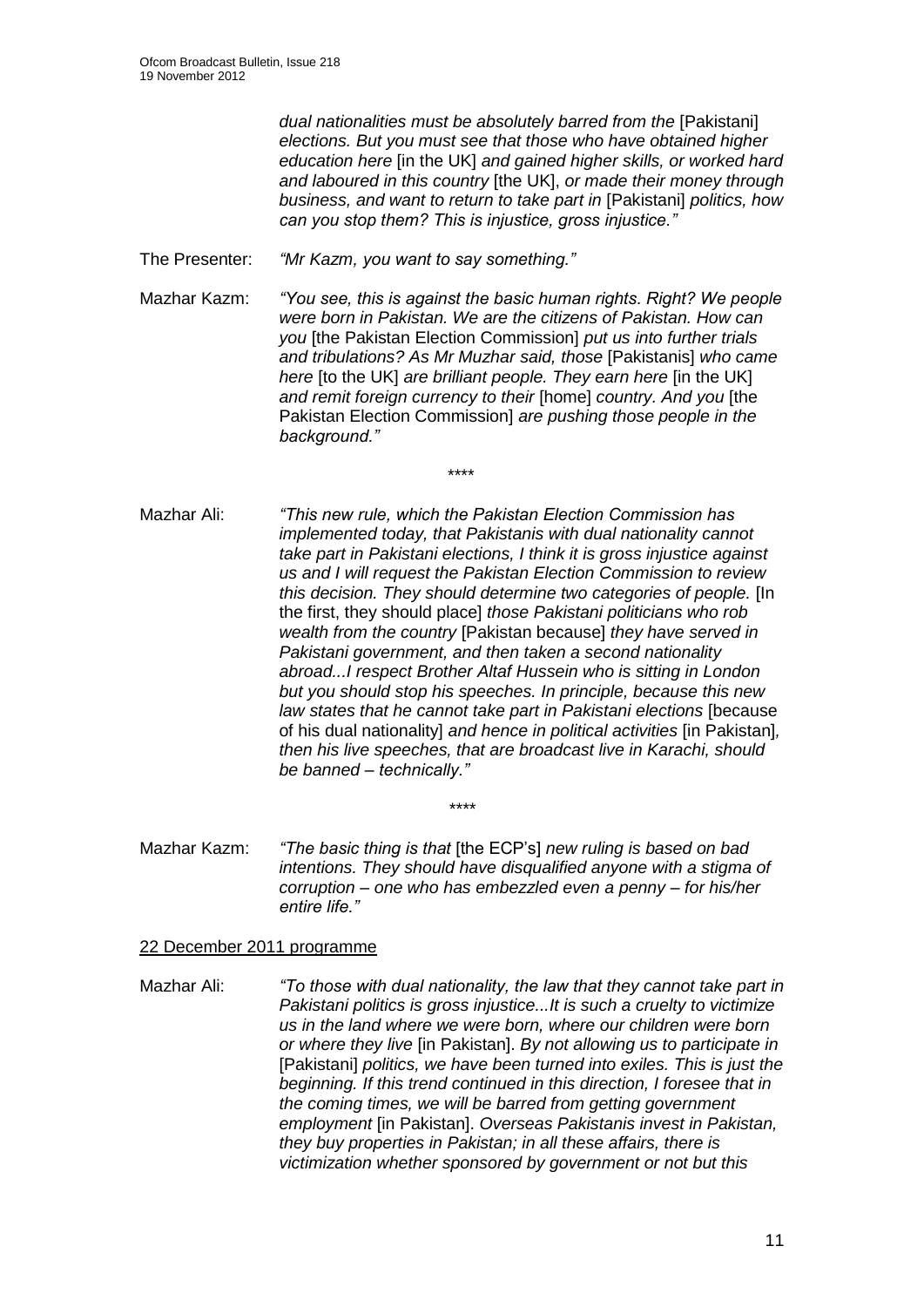*dual nationalities must be absolutely barred from the* [Pakistani] *elections. But you must see that those who have obtained higher education here* [in the UK] *and gained higher skills, or worked hard and laboured in this country* [the UK], *or made their money through business, and want to return to take part in* [Pakistani] *politics, how can you stop them? This is injustice, gross injustice."*

The Presenter: *"Mr Kazm, you want to say something."*

Mazhar Kazm: *"You see, this is against the basic human rights. Right? We people were born in Pakistan. We are the citizens of Pakistan. How can you* [the Pakistan Election Commission] *put us into further trials and tribulations? As Mr Muzhar said, those* [Pakistanis] *who came here* [to the UK] *are brilliant people. They earn here* [in the UK] *and remit foreign currency to their* [home] *country. And you* [the Pakistan Election Commission] *are pushing those people in the background."*

\*\*\*\*

Mazhar Ali: *"This new rule, which the Pakistan Election Commission has implemented today, that Pakistanis with dual nationality cannot take part in Pakistani elections, I think it is gross injustice against us and I will request the Pakistan Election Commission to review this decision. They should determine two categories of people.* [In the first, they should place] *those Pakistani politicians who rob wealth from the country* [Pakistan because] *they have served in Pakistani government, and then taken a second nationality abroad...I respect Brother Altaf Hussein who is sitting in London but you should stop his speeches. In principle, because this new law states that he cannot take part in Pakistani elections* [because of his dual nationality] *and hence in political activities* [in Pakistan]*, then his live speeches, that are broadcast live in Karachi, should be banned – technically."*

\*\*\*\*

Mazhar Kazm: *"The basic thing is that* [the ECP's] *new ruling is based on bad intentions. They should have disqualified anyone with a stigma of corruption – one who has embezzled even a penny – for his/her entire life."*

<u>22 December 2011 programme</u>

Mazhar Ali: *"To those with dual nationality, the law that they cannot take part in Pakistani politics is gross injustice...It is such a cruelty to victimize us in the land where we were born, where our children were born or where they live* [in Pakistan]. *By not allowing us to participate in* [Pakistani] *politics, we have been turned into exiles. This is just the beginning. If this trend continued in this direction, I foresee that in the coming times, we will be barred from getting government employment* [in Pakistan]. *Overseas Pakistanis invest in Pakistan, they buy properties in Pakistan; in all these affairs, there is victimization whether sponsored by government or not but this*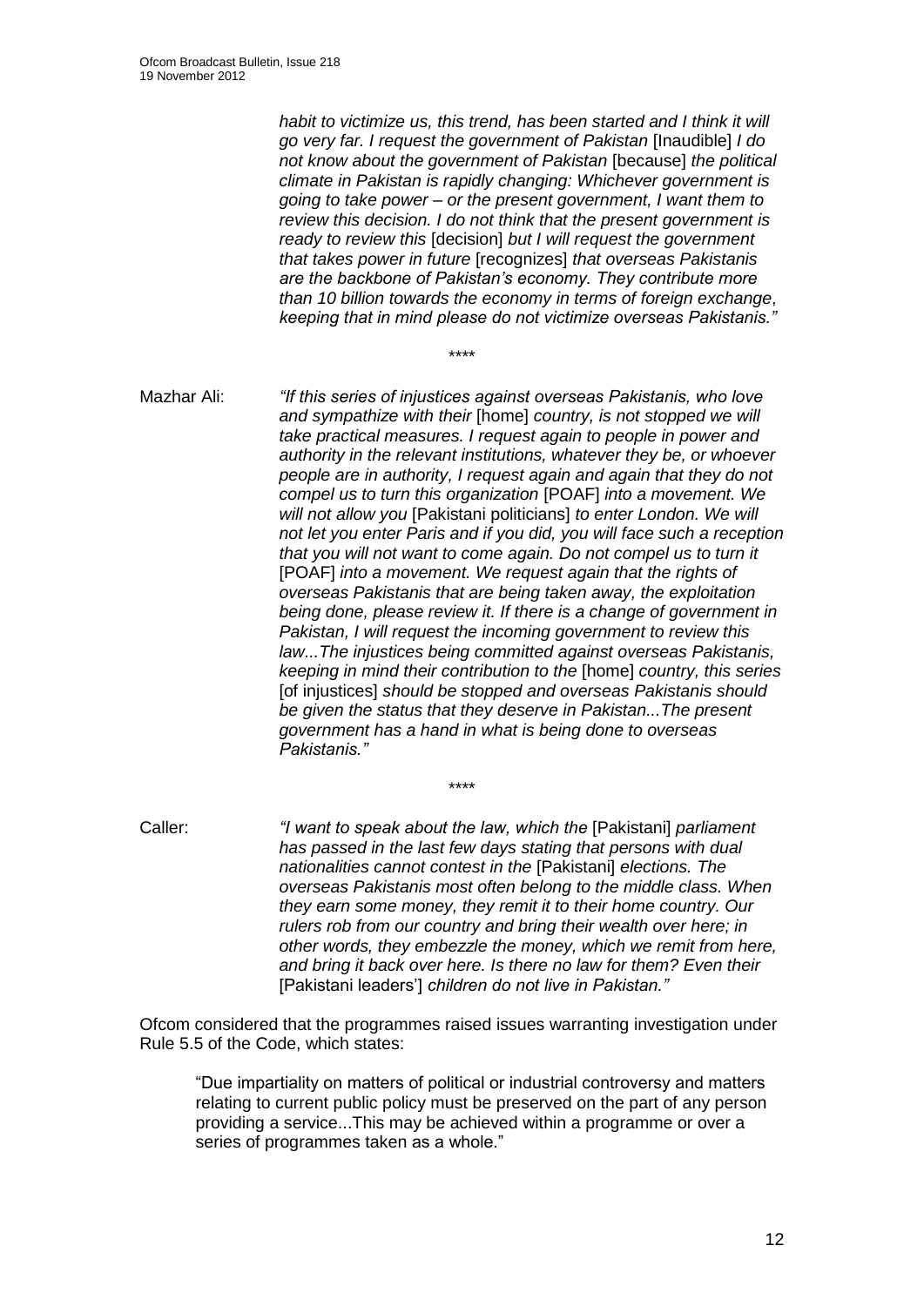*habit to victimize us, this trend, has been started and I think it will go very far. I request the government of Pakistan* [Inaudible] *I do not know about the government of Pakistan* [because] *the political climate in Pakistan is rapidly changing: Whichever government is going to take power – or the present government, I want them to review this decision. I do not think that the present government is ready to review this* [decision] *but I will request the government that takes power in future* [recognizes] *that overseas Pakistanis are the backbone of Pakistan's economy. They contribute more than 10 billion towards the economy in terms of foreign exchange*, *keeping that in mind please do not victimize overseas Pakistanis."*

\*\*\*\*

Mazhar Ali: *"If this series of injustices against overseas Pakistanis, who love and sympathize with their* [home] *country, is not stopped we will take practical measures. I request again to people in power and authority in the relevant institutions, whatever they be, or whoever people are in authority, I request again and again that they do not compel us to turn this organization* [POAF] *into a movement. We will not allow you* [Pakistani politicians] *to enter London. We will not let you enter Paris and if you did, you will face such a reception that you will not want to come again. Do not compel us to turn it* [POAF] *into a movement. We request again that the rights of overseas Pakistanis that are being taken away, the exploitation being done, please review it. If there is a change of government in Pakistan, I will request the incoming government to review this law...The injustices being committed against overseas Pakistanis, keeping in mind their contribution to the* [home] *country, this series* [of injustices] *should be stopped and overseas Pakistanis should be given the status that they deserve in Pakistan...The present government has a hand in what is being done to overseas Pakistanis."*

\*\*\*\*

Caller: *"I want to speak about the law, which the* [Pakistani] *parliament has passed in the last few days stating that persons with dual nationalities cannot contest in the* [Pakistani] *elections. The overseas Pakistanis most often belong to the middle class. When they earn some money, they remit it to their home country. Our rulers rob from our country and bring their wealth over here; in other words, they embezzle the money, which we remit from here, and bring it back over here. Is there no law for them? Even their* [Pakistani leaders'] *children do not live in Pakistan."*

Ofcom considered that the programmes raised issues warranting investigation under Rule 5.5 of the Code, which states:

> "Due impartiality on matters of political or industrial controversy and matters relating to current public policy must be preserved on the part of any person providing a service...This may be achieved within a programme or over a series of programmes taken as a whole."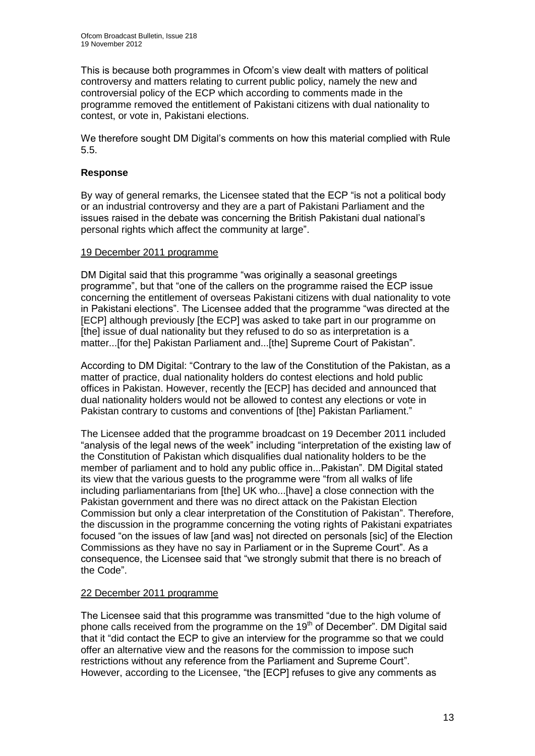This is because both programmes in Ofcom's view dealt with matters of political controversy and matters relating to current public policy, namely the new and controversial policy of the ECP which according to comments made in the programme removed the entitlement of Pakistani citizens with dual nationality to contest, or vote in, Pakistani elections.

We therefore sought DM Digital's comments on how this material complied with Rule 5.5.

### Response

By way of general remarks, the Licensee stated that the ECP "is not a political body or an industrial controversy and they are a part of Pakistani Parliament and the issues raised in the debate was concerning the British Pakistani dual national's personal rights which affect the community at large".

#### 19 December 2011 programme

DM Digital said that this programme "was originally a seasonal greetings programme", but that "one of the callers on the programme raised the ECP issue concerning the entitlement of overseas Pakistani citizens with dual nationality to vote in Pakistani elections". The Licensee added that the programme "was directed at the [ECP] although previously [the ECP] was asked to take part in our programme on [the] issue of dual nationality but they refused to do so as interpretation is a matter...[for the] Pakistan Parliament and...[the] Supreme Court of Pakistan".

According to DM Digital: "Contrary to the law of the Constitution of the Pakistan, as a matter of practice, dual nationality holders do contest elections and hold public offices in Pakistan. However, recently the [ECP] has decided and announced that dual nationality holders would not be allowed to contest any elections or vote in Pakistan contrary to customs and conventions of [the] Pakistan Parliament."

The Licensee added that the programme broadcast on 19 December 2011 included "analysis of the legal news of the week" including "interpretation of the existing law of the Constitution of Pakistan which disqualifies dual nationality holders to be the member of parliament and to hold any public office in...Pakistan". DM Digital stated its view that the various guests to the programme were "from all walks of life including parliamentarians from [the] UK who...[have] a close connection with the Pakistan government and there was no direct attack on the Pakistan Election Commission but only a clear interpretation of the Constitution of Pakistan". Therefore, the discussion in the programme concerning the voting rights of Pakistani expatriates focused "on the issues of law [and was] not directed on personals [sic] of the Election Commissions as they have no say in Parliament or in the Supreme Court". As a consequence, the Licensee said that "we strongly submit that there is no breach of the Code".

#### 22 December 2011 programme

The Licensee said that this programme was transmitted "due to the high volume of phone calls received from the programme on the 19th of December". DM Digital said that it "did contact the ECP to give an interview for the programme so that we could offer an alternative view and the reasons for the commission to impose such restrictions without any reference from the Parliament and Supreme Court". However, according to the Licensee, "the [ECP] refuses to give any comments as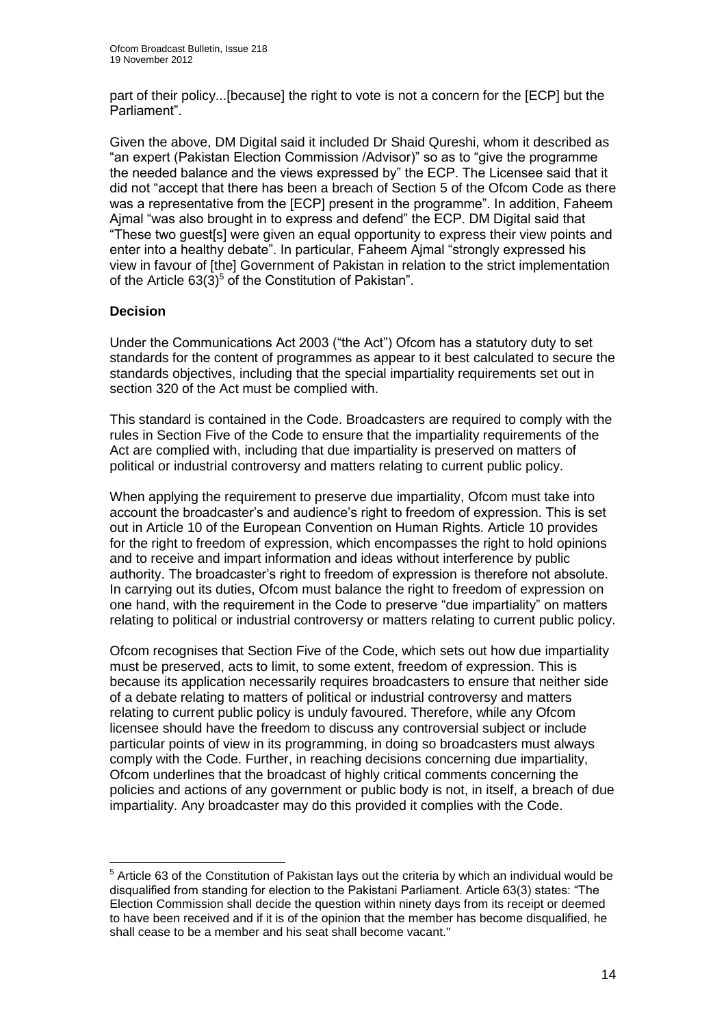part of their policy...[because] the right to vote is not a concern for the [ECP] but the Parliament".

Given the above, DM Digital said it included Dr Shaid Qureshi, whom it described as "an expert (Pakistan Election Commission /Advisor)" so as to "give the programme the needed balance and the views expressed by" the ECP. The Licensee said that it did not "accept that there has been a breach of Section 5 of the Ofcom Code as there was a representative from the [ECP] present in the programme". In addition, Faheem Ajmal "was also brought in to express and defend" the ECP. DM Digital said that "These two guest[s] were given an equal opportunity to express their view points and enter into a healthy debate". In particular, Faheem Ajmal "strongly expressed his view in favour of [the] Government of Pakistan in relation to the strict implementation of the Article 63(3)[5] of the Constitution of Pakistan".

**Decision**

Under the Communications Act 2003 ("the Act") Ofcom has a statutory duty to set standards for the content of programmes as appear to it best calculated to secure the standards objectives, including that the special impartiality requirements set out in section 320 of the Act must be complied with.

This standard is contained in the Code. Broadcasters are required to comply with the rules in Section Five of the Code to ensure that the impartiality requirements of the Act are complied with, including that due impartiality is preserved on matters of political or industrial controversy and matters relating to current public policy.

When applying the requirement to preserve due impartiality, Ofcom must take into account the broadcaster's and audience's right to freedom of expression. This is set out in Article 10 of the European Convention on Human Rights. Article 10 provides for the right to freedom of expression, which encompasses the right to hold opinions and to receive and impart information and ideas without interference by public authority. The broadcaster's right to freedom of expression is therefore not absolute. In carrying out its duties, Ofcom must balance the right to freedom of expression on one hand, with the requirement in the Code to preserve "due impartiality" on matters relating to political or industrial controversy or matters relating to current public policy.

Ofcom recognises that Section Five of the Code, which sets out how due impartiality must be preserved, acts to limit, to some extent, freedom of expression. This is because its application necessarily requires broadcasters to ensure that neither side of a debate relating to matters of political or industrial controversy and matters relating to current public policy is unduly favoured. Therefore, while any Ofcom licensee should have the freedom to discuss any controversial subject or include particular points of view in its programming, in doing so broadcasters must always comply with the Code. Further, in reaching decisions concerning due impartiality, Ofcom underlines that the broadcast of highly critical comments concerning the policies and actions of any government or public body is not, in itself, a breach of due impartiality. Any broadcaster may do this provided it complies with the Code.

---

[5] Article 63 of the Constitution of Pakistan lays out the criteria by which an individual would be disqualified from standing for election to the Pakistani Parliament. Article 63(3) states: "The Election Commission shall decide the question within ninety days from its receipt or deemed to have been received and if it is of the opinion that the member has become disqualified, he shall cease to be a member and his seat shall become vacant."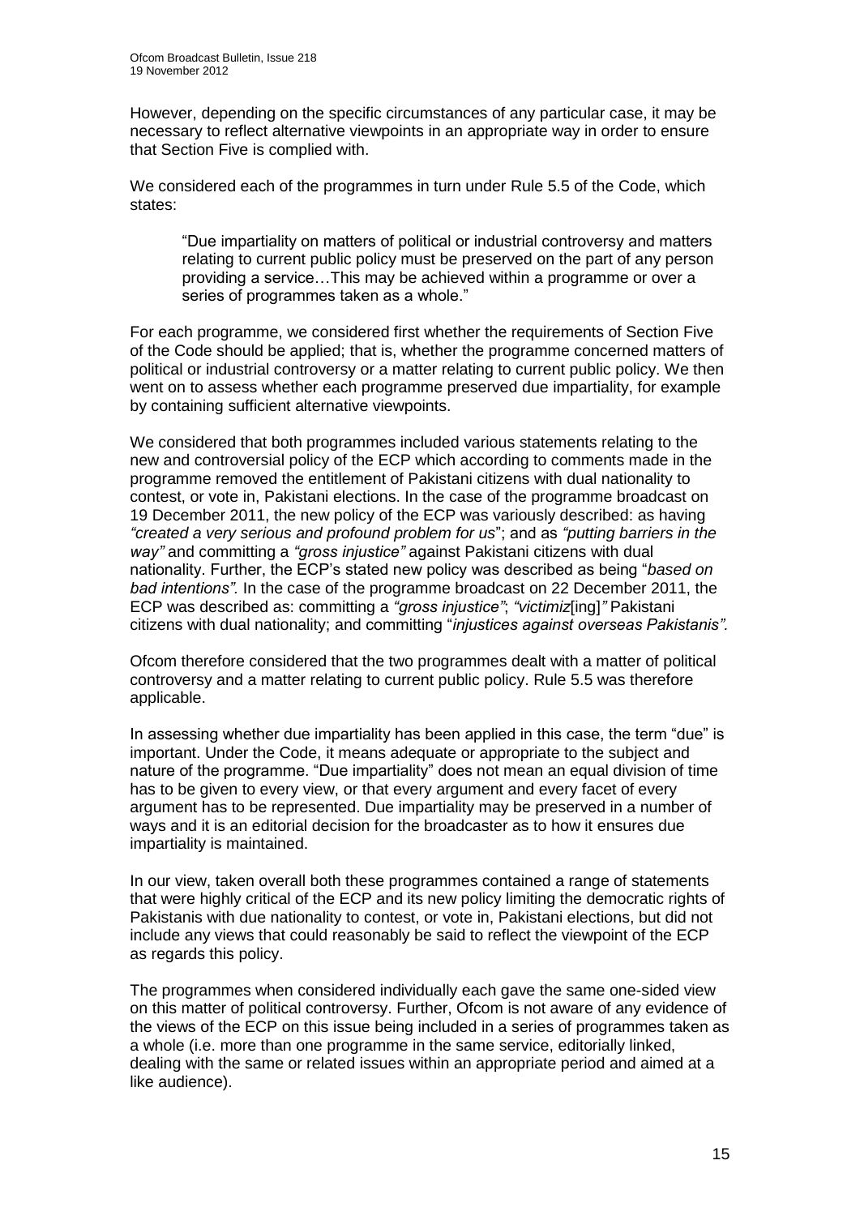However, depending on the specific circumstances of any particular case, it may be necessary to reflect alternative viewpoints in an appropriate way in order to ensure that Section Five is complied with.

We considered each of the programmes in turn under Rule 5.5 of the Code, which states:

> "Due impartiality on matters of political or industrial controversy and matters relating to current public policy must be preserved on the part of any person providing a service…This may be achieved within a programme or over a series of programmes taken as a whole."

For each programme, we considered first whether the requirements of Section Five of the Code should be applied; that is, whether the programme concerned matters of political or industrial controversy or a matter relating to current public policy. We then went on to assess whether each programme preserved due impartiality, for example by containing sufficient alternative viewpoints.

We considered that both programmes included various statements relating to the new and controversial policy of the ECP which according to comments made in the programme removed the entitlement of Pakistani citizens with dual nationality to contest, or vote in, Pakistani elections. In the case of the programme broadcast on 19 December 2011, the new policy of the ECP was variously described: as having *"created a very serious and profound problem for us*"; and as *"putting barriers in the way"* and committing a *"gross injustice"* against Pakistani citizens with dual nationality. Further, the ECP's stated new policy was described as being "*based on bad intentions".* In the case of the programme broadcast on 22 December 2011, the ECP was described as: committing a *"gross injustice"*; *"victimiz*[ing]*"* Pakistani citizens with dual nationality; and committing "*injustices against overseas Pakistanis".*

Ofcom therefore considered that the two programmes dealt with a matter of political controversy and a matter relating to current public policy. Rule 5.5 was therefore applicable.

In assessing whether due impartiality has been applied in this case, the term "due" is important. Under the Code, it means adequate or appropriate to the subject and nature of the programme. "Due impartiality" does not mean an equal division of time has to be given to every view, or that every argument and every facet of every argument has to be represented. Due impartiality may be preserved in a number of ways and it is an editorial decision for the broadcaster as to how it ensures due impartiality is maintained.

In our view, taken overall both these programmes contained a range of statements that were highly critical of the ECP and its new policy limiting the democratic rights of Pakistanis with due nationality to contest, or vote in, Pakistani elections, but did not include any views that could reasonably be said to reflect the viewpoint of the ECP as regards this policy.

The programmes when considered individually each gave the same one-sided view on this matter of political controversy. Further, Ofcom is not aware of any evidence of the views of the ECP on this issue being included in a series of programmes taken as a whole (i.e. more than one programme in the same service, editorially linked, dealing with the same or related issues within an appropriate period and aimed at a like audience).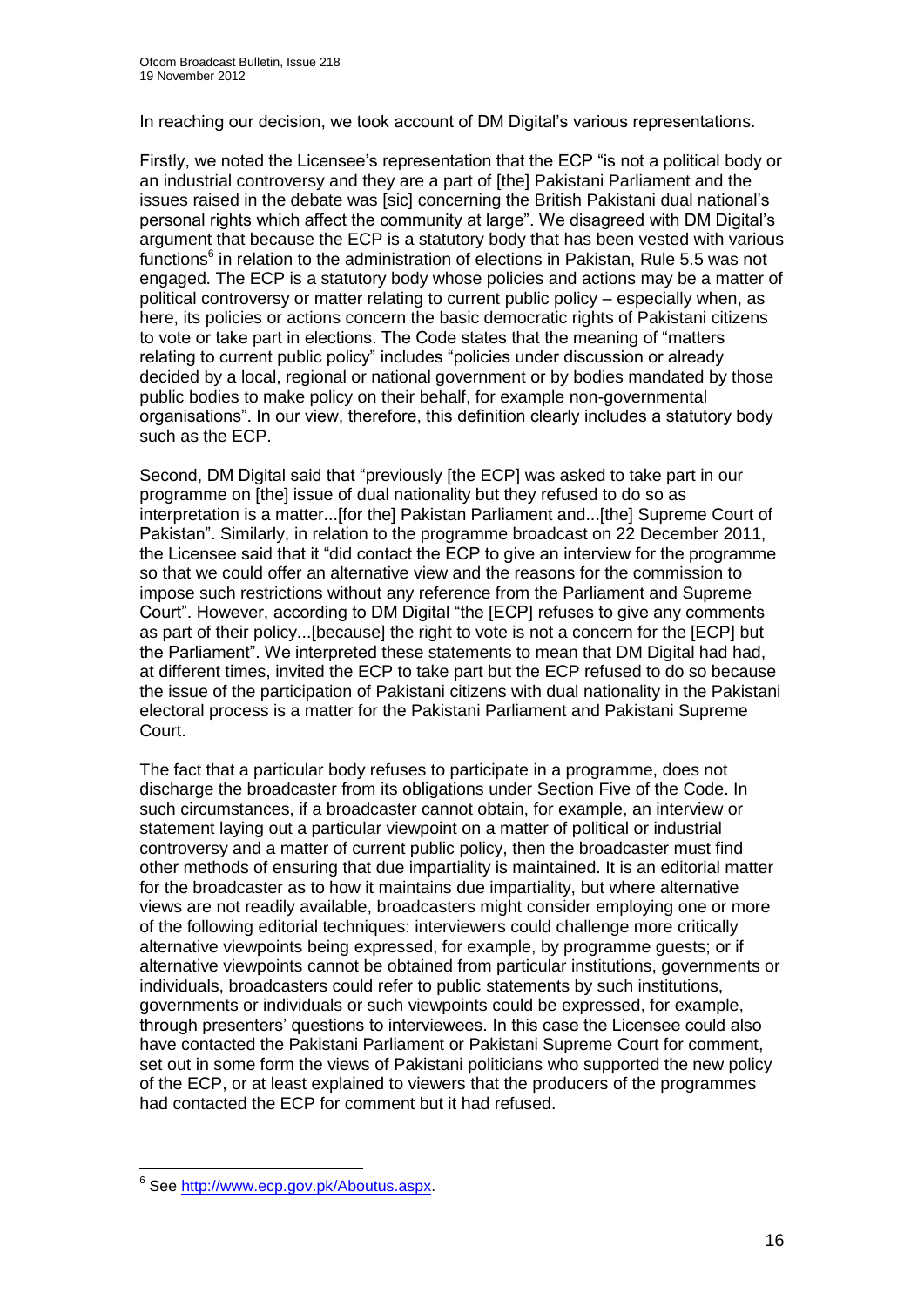In reaching our decision, we took account of DM Digital's various representations.

Firstly, we noted the Licensee's representation that the ECP "is not a political body or an industrial controversy and they are a part of [the] Pakistani Parliament and the issues raised in the debate was [sic] concerning the British Pakistani dual national's personal rights which affect the community at large". We disagreed with DM Digital's argument that because the ECP is a statutory body that has been vested with various functions[6] in relation to the administration of elections in Pakistan, Rule 5.5 was not engaged. The ECP is a statutory body whose policies and actions may be a matter of political controversy or matter relating to current public policy – especially when, as here, its policies or actions concern the basic democratic rights of Pakistani citizens to vote or take part in elections. The Code states that the meaning of "matters relating to current public policy" includes "policies under discussion or already decided by a local, regional or national government or by bodies mandated by those public bodies to make policy on their behalf, for example non-governmental organisations". In our view, therefore, this definition clearly includes a statutory body such as the ECP.

Second, DM Digital said that "previously [the ECP] was asked to take part in our programme on [the] issue of dual nationality but they refused to do so as interpretation is a matter...[for the] Pakistan Parliament and...[the] Supreme Court of Pakistan". Similarly, in relation to the programme broadcast on 22 December 2011, the Licensee said that it "did contact the ECP to give an interview for the programme so that we could offer an alternative view and the reasons for the commission to impose such restrictions without any reference from the Parliament and Supreme Court". However, according to DM Digital "the [ECP] refuses to give any comments as part of their policy...[because] the right to vote is not a concern for the [ECP] but the Parliament". We interpreted these statements to mean that DM Digital had had, at different times, invited the ECP to take part but the ECP refused to do so because the issue of the participation of Pakistani citizens with dual nationality in the Pakistani electoral process is a matter for the Pakistani Parliament and Pakistani Supreme Court.

The fact that a particular body refuses to participate in a programme, does not discharge the broadcaster from its obligations under Section Five of the Code. In such circumstances, if a broadcaster cannot obtain, for example, an interview or statement laying out a particular viewpoint on a matter of political or industrial controversy and a matter of current public policy, then the broadcaster must find other methods of ensuring that due impartiality is maintained. It is an editorial matter for the broadcaster as to how it maintains due impartiality, but where alternative views are not readily available, broadcasters might consider employing one or more of the following editorial techniques: interviewers could challenge more critically alternative viewpoints being expressed, for example, by programme guests; or if alternative viewpoints cannot be obtained from particular institutions, governments or individuals, broadcasters could refer to public statements by such institutions, governments or individuals or such viewpoints could be expressed, for example, through presenters' questions to interviewees. In this case the Licensee could also have contacted the Pakistani Parliament or Pakistani Supreme Court for comment, set out in some form the views of Pakistani politicians who supported the new policy of the ECP, or at least explained to viewers that the producers of the programmes had contacted the ECP for comment but it had refused.

---

[6] See http://www.ecp.gov.pk/Aboutus.aspx.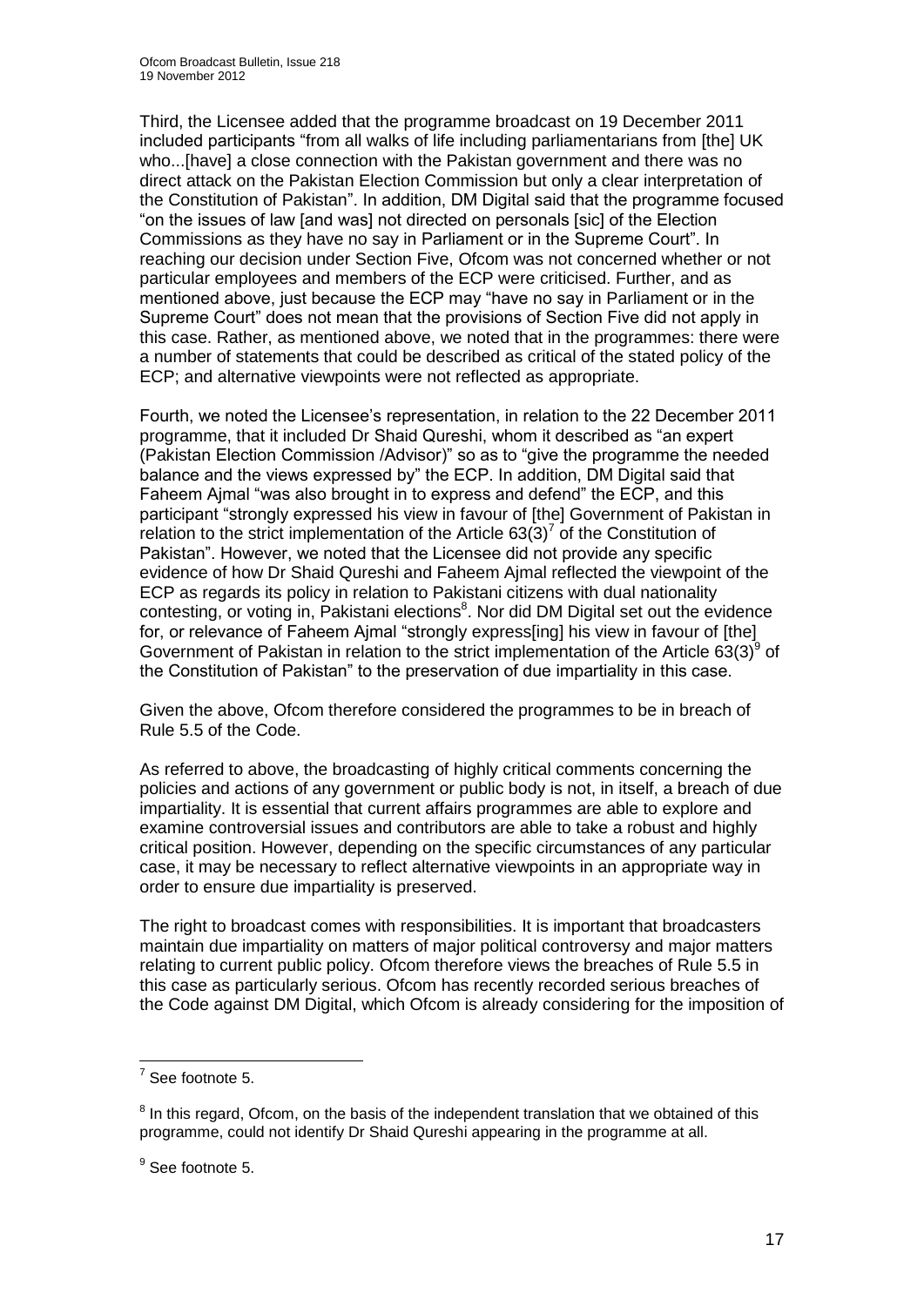Third, the Licensee added that the programme broadcast on 19 December 2011 included participants "from all walks of life including parliamentarians from [the] UK who...[have] a close connection with the Pakistan government and there was no direct attack on the Pakistan Election Commission but only a clear interpretation of the Constitution of Pakistan". In addition, DM Digital said that the programme focused "on the issues of law [and was] not directed on personals [sic] of the Election Commissions as they have no say in Parliament or in the Supreme Court". In reaching our decision under Section Five, Ofcom was not concerned whether or not particular employees and members of the ECP were criticised. Further, and as mentioned above, just because the ECP may "have no say in Parliament or in the Supreme Court" does not mean that the provisions of Section Five did not apply in this case. Rather, as mentioned above, we noted that in the programmes: there were a number of statements that could be described as critical of the stated policy of the ECP; and alternative viewpoints were not reflected as appropriate.

Fourth, we noted the Licensee's representation, in relation to the 22 December 2011 programme, that it included Dr Shaid Qureshi, whom it described as "an expert (Pakistan Election Commission /Advisor)" so as to "give the programme the needed balance and the views expressed by" the ECP. In addition, DM Digital said that Faheem Ajmal "was also brought in to express and defend" the ECP, and this participant "strongly expressed his view in favour of [the] Government of Pakistan in relation to the strict implementation of the Article 63(3)[7] of the Constitution of Pakistan". However, we noted that the Licensee did not provide any specific evidence of how Dr Shaid Qureshi and Faheem Ajmal reflected the viewpoint of the ECP as regards its policy in relation to Pakistani citizens with dual nationality contesting, or voting in, Pakistani elections[8]. Nor did DM Digital set out the evidence for, or relevance of Faheem Ajmal "strongly express[ing] his view in favour of [the] Government of Pakistan in relation to the strict implementation of the Article 63(3)[9] of the Constitution of Pakistan" to the preservation of due impartiality in this case.

Given the above, Ofcom therefore considered the programmes to be in breach of Rule 5.5 of the Code.

As referred to above, the broadcasting of highly critical comments concerning the policies and actions of any government or public body is not, in itself, a breach of due impartiality. It is essential that current affairs programmes are able to explore and examine controversial issues and contributors are able to take a robust and highly critical position. However, depending on the specific circumstances of any particular case, it may be necessary to reflect alternative viewpoints in an appropriate way in order to ensure due impartiality is preserved.

The right to broadcast comes with responsibilities. It is important that broadcasters maintain due impartiality on matters of major political controversy and major matters relating to current public policy. Ofcom therefore views the breaches of Rule 5.5 in this case as particularly serious. Ofcom has recently recorded serious breaches of the Code against DM Digital, which Ofcom is already considering for the imposition of

---

[7] See footnote 5.

[8] In this regard, Ofcom, on the basis of the independent translation that we obtained of this programme, could not identify Dr Shaid Qureshi appearing in the programme at all.

[9] See footnote 5.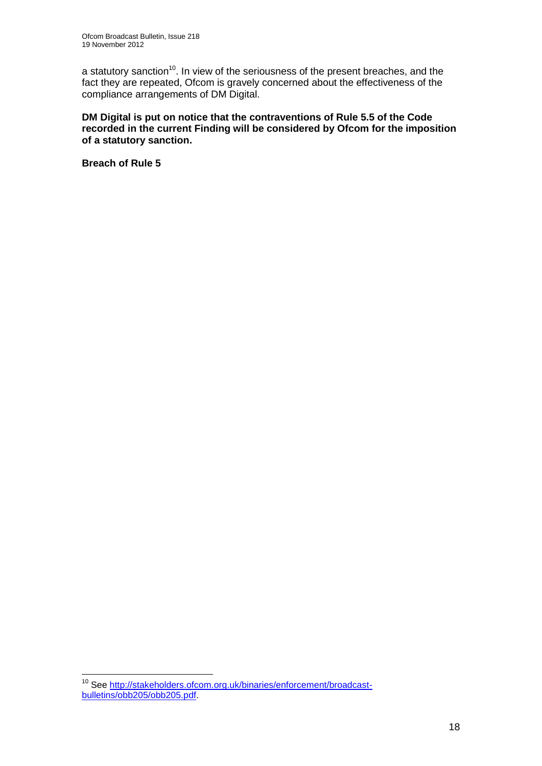a statutory sanction[10]. In view of the seriousness of the present breaches, and the fact they are repeated, Ofcom is gravely concerned about the effectiveness of the compliance arrangements of DM Digital.

**DM Digital is put on notice that the contraventions of Rule 5.5 of the Code recorded in the current Finding will be considered by Ofcom for the imposition of a statutory sanction.**

**Breach of Rule 5**

---

[10] See http://stakeholders.ofcom.org.uk/binaries/enforcement/broadcast-bulletins/obb205/obb205.pdf.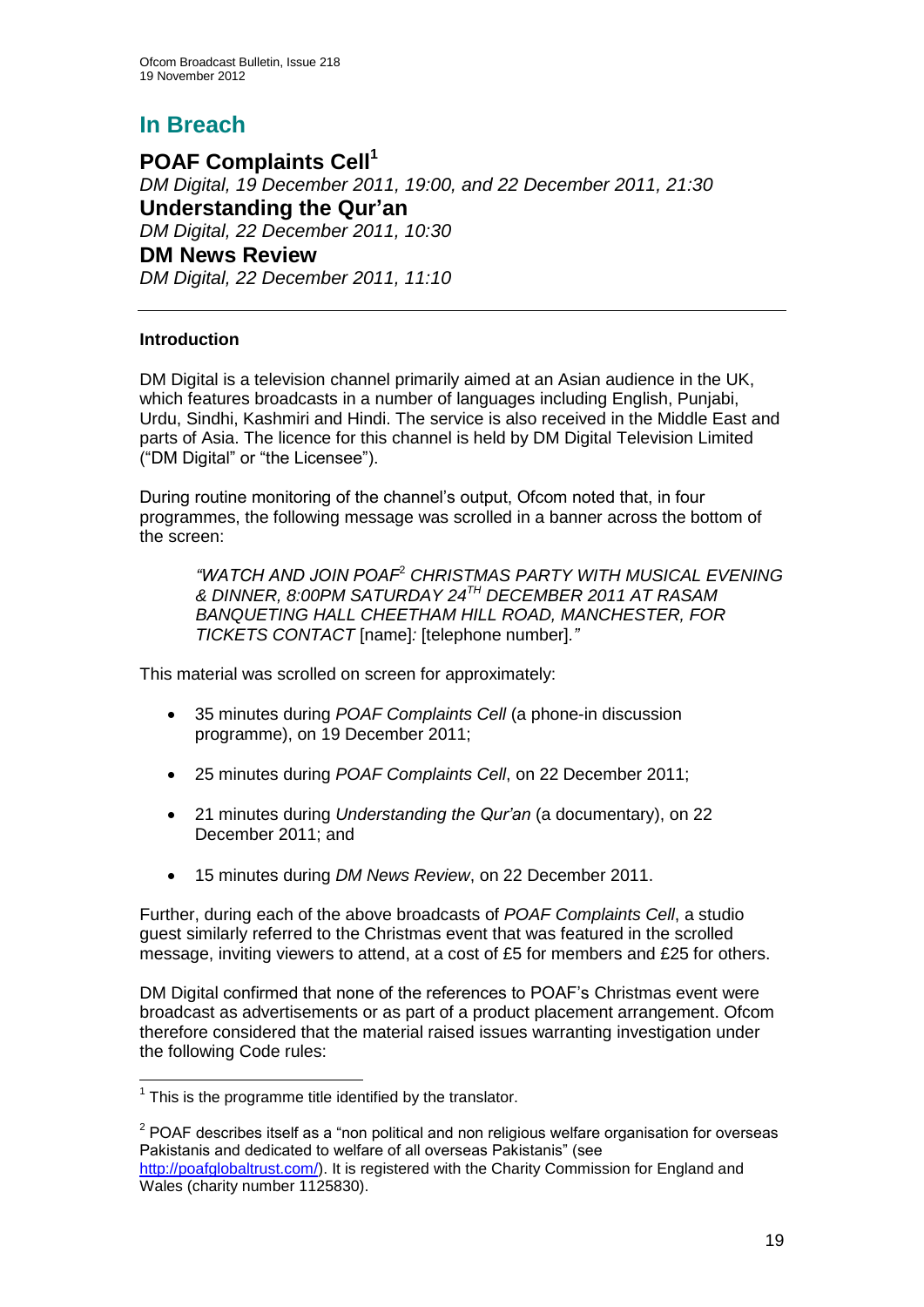# In Breach

## POAF Complaints Cell[1]

*DM Digital, 19 December 2011, 19:00, and 22 December 2011, 21:30*

## Understanding the Qur'an

*DM Digital, 22 December 2011, 10:30*

## DM News Review

*DM Digital, 22 December 2011, 11:10*

---

### Introduction

DM Digital is a television channel primarily aimed at an Asian audience in the UK, which features broadcasts in a number of languages including English, Punjabi, Urdu, Sindhi, Kashmiri and Hindi. The service is also received in the Middle East and parts of Asia. The licence for this channel is held by DM Digital Television Limited ("DM Digital" or "the Licensee").

During routine monitoring of the channel's output, Ofcom noted that, in four programmes, the following message was scrolled in a banner across the bottom of the screen:

> *"WATCH AND JOIN POAF[2] CHRISTMAS PARTY WITH MUSICAL EVENING & DINNER, 8:00PM SATURDAY 24TH DECEMBER 2011 AT RASAM BANQUETING HALL CHEETHAM HILL ROAD, MANCHESTER, FOR TICKETS CONTACT* [name]*:* [telephone number]*."*

This material was scrolled on screen for approximately:

- 35 minutes during *POAF Complaints Cell* (a phone-in discussion programme), on 19 December 2011;
- 25 minutes during *POAF Complaints Cell*, on 22 December 2011;
- 21 minutes during *Understanding the Qur'an* (a documentary), on 22 December 2011; and
- 15 minutes during *DM News Review*, on 22 December 2011.

Further, during each of the above broadcasts of *POAF Complaints Cell*, a studio guest similarly referred to the Christmas event that was featured in the scrolled message, inviting viewers to attend, at a cost of £5 for members and £25 for others.

DM Digital confirmed that none of the references to POAF's Christmas event were broadcast as advertisements or as part of a product placement arrangement. Ofcom therefore considered that the material raised issues warranting investigation under the following Code rules:

---

[1] This is the programme title identified by the translator.

[2] POAF describes itself as a "non political and non religious welfare organisation for overseas Pakistanis and dedicated to welfare of all overseas Pakistanis" (see http://poafglobaltrust.com/). It is registered with the Charity Commission for England and Wales (charity number 1125830).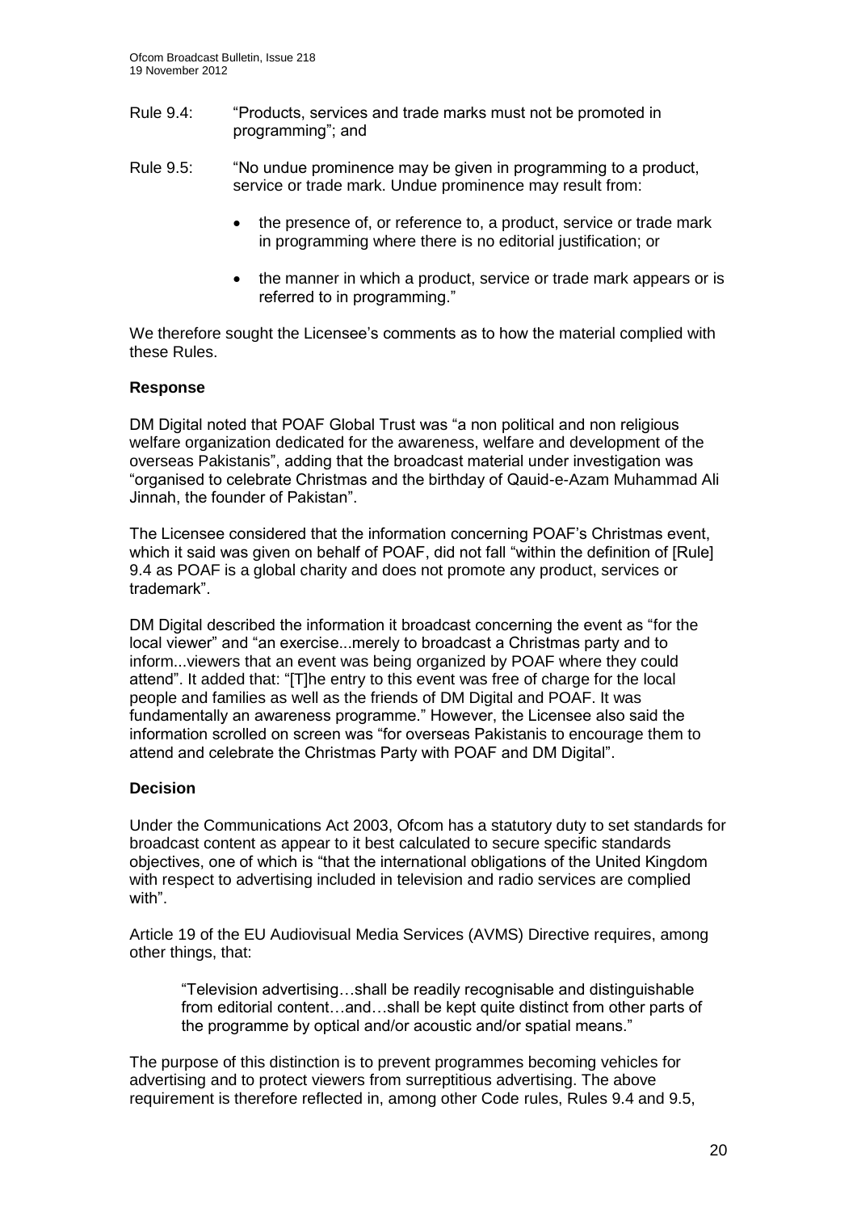Rule 9.4: "Products, services and trade marks must not be promoted in programming"; and

Rule 9.5: "No undue prominence may be given in programming to a product, service or trade mark. Undue prominence may result from:

- the presence of, or reference to, a product, service or trade mark in programming where there is no editorial justification; or
- the manner in which a product, service or trade mark appears or is referred to in programming."

We therefore sought the Licensee's comments as to how the material complied with these Rules.

### Response

DM Digital noted that POAF Global Trust was "a non political and non religious welfare organization dedicated for the awareness, welfare and development of the overseas Pakistanis", adding that the broadcast material under investigation was "organised to celebrate Christmas and the birthday of Qauid-e-Azam Muhammad Ali Jinnah, the founder of Pakistan".

The Licensee considered that the information concerning POAF's Christmas event, which it said was given on behalf of POAF, did not fall "within the definition of [Rule] 9.4 as POAF is a global charity and does not promote any product, services or trademark".

DM Digital described the information it broadcast concerning the event as "for the local viewer" and "an exercise...merely to broadcast a Christmas party and to inform...viewers that an event was being organized by POAF where they could attend". It added that: "[T]he entry to this event was free of charge for the local people and families as well as the friends of DM Digital and POAF. It was fundamentally an awareness programme." However, the Licensee also said the information scrolled on screen was "for overseas Pakistanis to encourage them to attend and celebrate the Christmas Party with POAF and DM Digital".

### Decision

Under the Communications Act 2003, Ofcom has a statutory duty to set standards for broadcast content as appear to it best calculated to secure specific standards objectives, one of which is "that the international obligations of the United Kingdom with respect to advertising included in television and radio services are complied with".

Article 19 of the EU Audiovisual Media Services (AVMS) Directive requires, among other things, that:

> "Television advertising…shall be readily recognisable and distinguishable from editorial content…and…shall be kept quite distinct from other parts of the programme by optical and/or acoustic and/or spatial means."

The purpose of this distinction is to prevent programmes becoming vehicles for advertising and to protect viewers from surreptitious advertising. The above requirement is therefore reflected in, among other Code rules, Rules 9.4 and 9.5,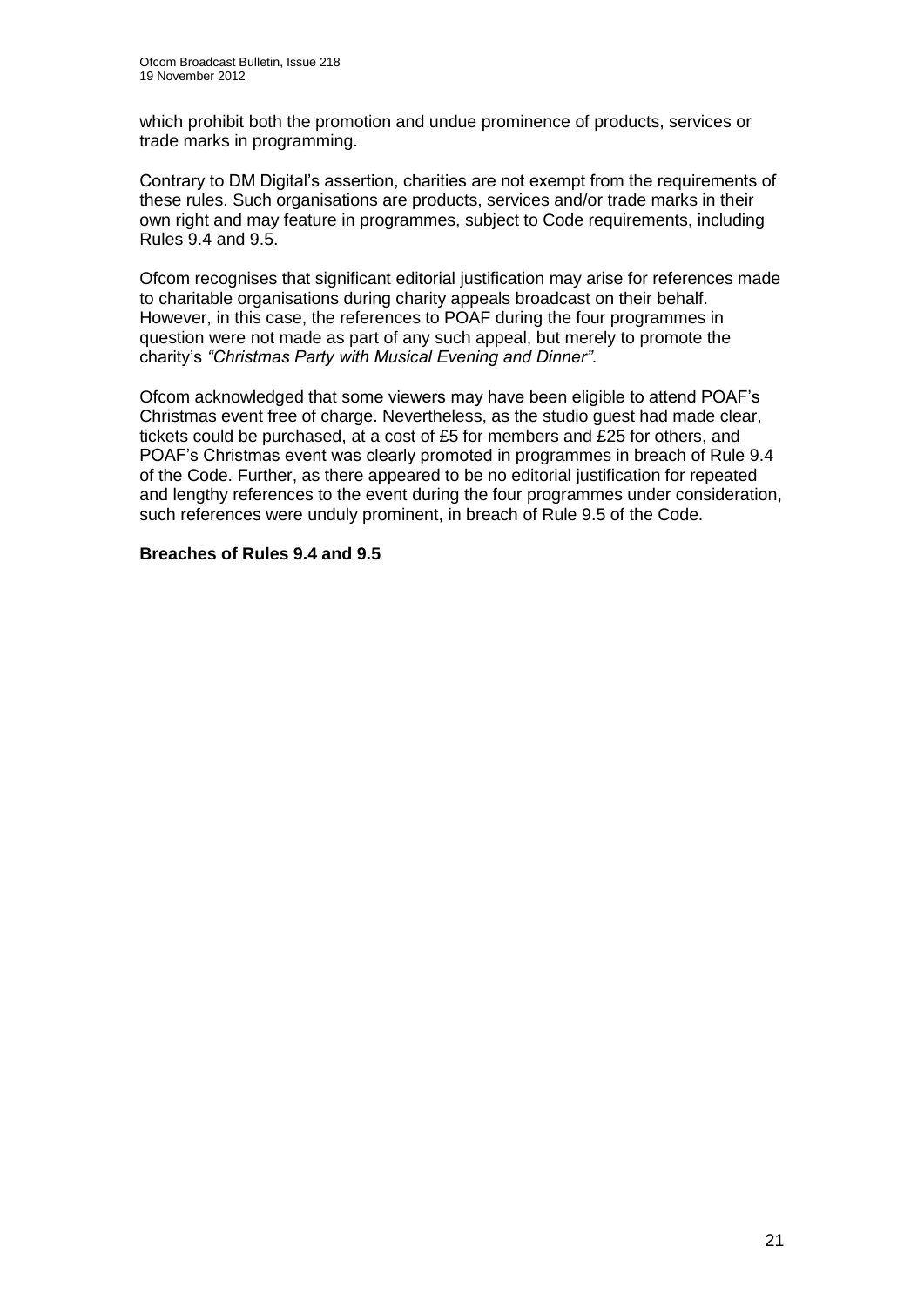which prohibit both the promotion and undue prominence of products, services or trade marks in programming.

Contrary to DM Digital's assertion, charities are not exempt from the requirements of these rules. Such organisations are products, services and/or trade marks in their own right and may feature in programmes, subject to Code requirements, including Rules 9.4 and 9.5.

Ofcom recognises that significant editorial justification may arise for references made to charitable organisations during charity appeals broadcast on their behalf. However, in this case, the references to POAF during the four programmes in question were not made as part of any such appeal, but merely to promote the charity's *"Christmas Party with Musical Evening and Dinner"*.

Ofcom acknowledged that some viewers may have been eligible to attend POAF's Christmas event free of charge. Nevertheless, as the studio guest had made clear, tickets could be purchased, at a cost of £5 for members and £25 for others, and POAF's Christmas event was clearly promoted in programmes in breach of Rule 9.4 of the Code. Further, as there appeared to be no editorial justification for repeated and lengthy references to the event during the four programmes under consideration, such references were unduly prominent, in breach of Rule 9.5 of the Code.

**Breaches of Rules 9.4 and 9.5**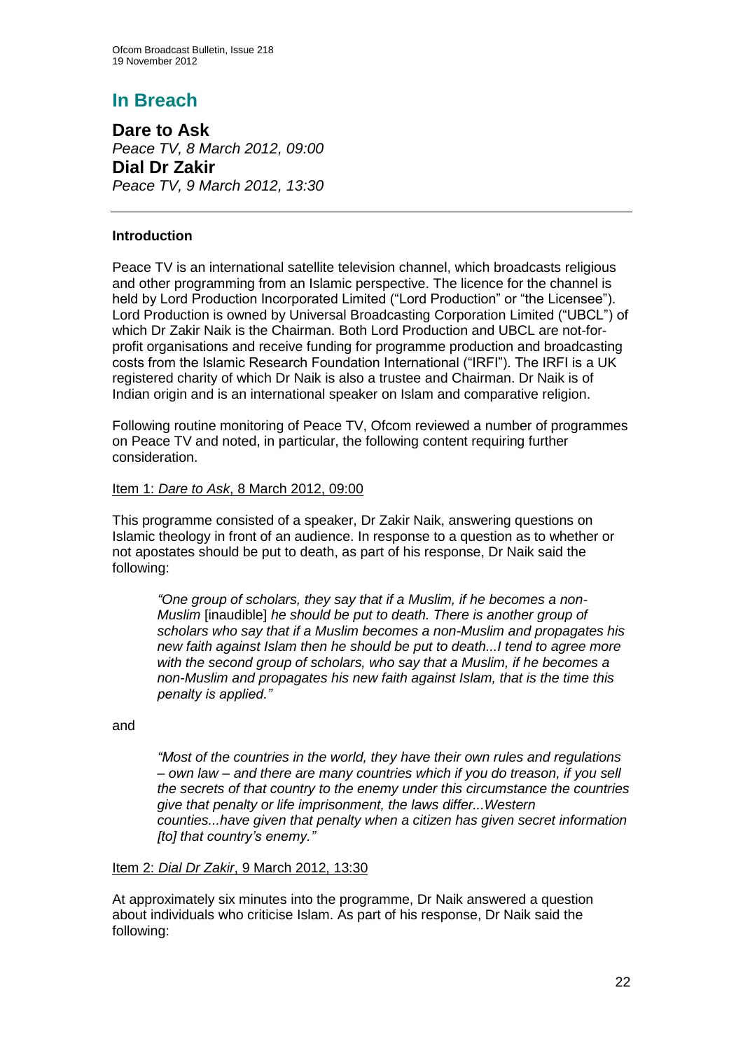# In Breach

**Dare to Ask**
*Peace TV, 8 March 2012, 09:00*
**Dial Dr Zakir**
*Peace TV, 9 March 2012, 13:30*

---

### Introduction

Peace TV is an international satellite television channel, which broadcasts religious and other programming from an Islamic perspective. The licence for the channel is held by Lord Production Incorporated Limited ("Lord Production" or "the Licensee"). Lord Production is owned by Universal Broadcasting Corporation Limited ("UBCL") of which Dr Zakir Naik is the Chairman. Both Lord Production and UBCL are not-for-profit organisations and receive funding for programme production and broadcasting costs from the Islamic Research Foundation International ("IRFI"). The IRFI is a UK registered charity of which Dr Naik is also a trustee and Chairman. Dr Naik is of Indian origin and is an international speaker on Islam and comparative religion.

Following routine monitoring of Peace TV, Ofcom reviewed a number of programmes on Peace TV and noted, in particular, the following content requiring further consideration.

Item 1: *Dare to Ask*, 8 March 2012, 09:00

This programme consisted of a speaker, Dr Zakir Naik, answering questions on Islamic theology in front of an audience. In response to a question as to whether or not apostates should be put to death, as part of his response, Dr Naik said the following:

> *"One group of scholars, they say that if a Muslim, if he becomes a non-Muslim* [inaudible] *he should be put to death. There is another group of scholars who say that if a Muslim becomes a non-Muslim and propagates his new faith against Islam then he should be put to death...I tend to agree more with the second group of scholars, who say that a Muslim, if he becomes a non-Muslim and propagates his new faith against Islam, that is the time this penalty is applied."*

and

> *"Most of the countries in the world, they have their own rules and regulations – own law – and there are many countries which if you do treason, if you sell the secrets of that country to the enemy under this circumstance the countries give that penalty or life imprisonment, the laws differ...Western counties...have given that penalty when a citizen has given secret information [to] that country's enemy."*

Item 2: *Dial Dr Zakir*, 9 March 2012, 13:30

At approximately six minutes into the programme, Dr Naik answered a question about individuals who criticise Islam. As part of his response, Dr Naik said the following: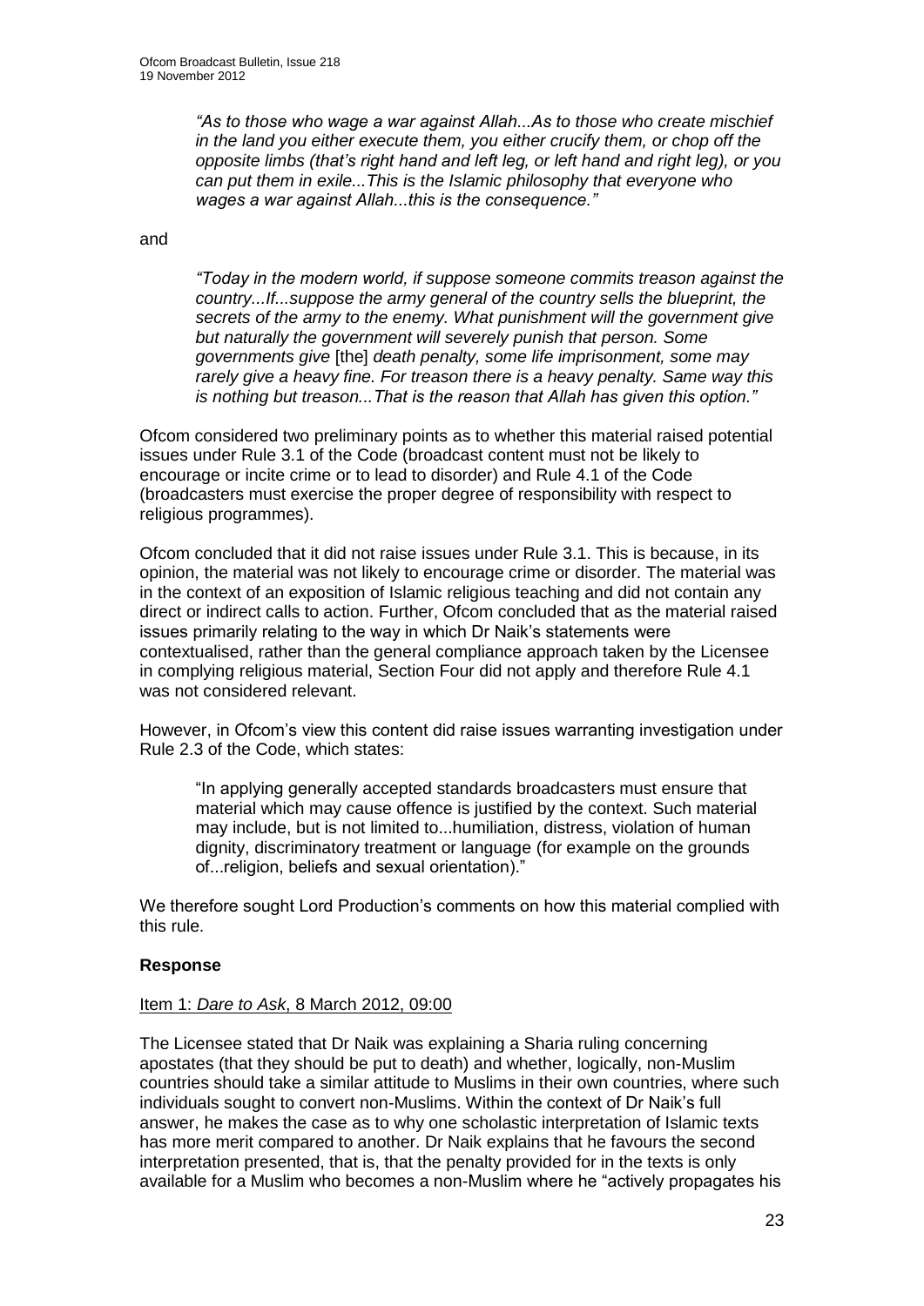> *"As to those who wage a war against Allah...As to those who create mischief in the land you either execute them, you either crucify them, or chop off the opposite limbs (that's right hand and left leg, or left hand and right leg), or you can put them in exile...This is the Islamic philosophy that everyone who wages a war against Allah...this is the consequence."*

and

> *"Today in the modern world, if suppose someone commits treason against the country...If...suppose the army general of the country sells the blueprint, the secrets of the army to the enemy. What punishment will the government give but naturally the government will severely punish that person. Some governments give* [the] *death penalty, some life imprisonment, some may rarely give a heavy fine. For treason there is a heavy penalty. Same way this is nothing but treason...That is the reason that Allah has given this option."*

Ofcom considered two preliminary points as to whether this material raised potential issues under Rule 3.1 of the Code (broadcast content must not be likely to encourage or incite crime or to lead to disorder) and Rule 4.1 of the Code (broadcasters must exercise the proper degree of responsibility with respect to religious programmes).

Ofcom concluded that it did not raise issues under Rule 3.1. This is because, in its opinion, the material was not likely to encourage crime or disorder. The material was in the context of an exposition of Islamic religious teaching and did not contain any direct or indirect calls to action. Further, Ofcom concluded that as the material raised issues primarily relating to the way in which Dr Naik's statements were contextualised, rather than the general compliance approach taken by the Licensee in complying religious material, Section Four did not apply and therefore Rule 4.1 was not considered relevant.

However, in Ofcom's view this content did raise issues warranting investigation under Rule 2.3 of the Code, which states:

> "In applying generally accepted standards broadcasters must ensure that material which may cause offence is justified by the context. Such material may include, but is not limited to...humiliation, distress, violation of human dignity, discriminatory treatment or language (for example on the grounds of...religion, beliefs and sexual orientation)."

We therefore sought Lord Production's comments on how this material complied with this rule.

**Response**

Item 1: *Dare to Ask*, 8 March 2012, 09:00

The Licensee stated that Dr Naik was explaining a Sharia ruling concerning apostates (that they should be put to death) and whether, logically, non-Muslim countries should take a similar attitude to Muslims in their own countries, where such individuals sought to convert non-Muslims. Within the context of Dr Naik's full answer, he makes the case as to why one scholastic interpretation of Islamic texts has more merit compared to another. Dr Naik explains that he favours the second interpretation presented, that is, that the penalty provided for in the texts is only available for a Muslim who becomes a non-Muslim where he "actively propagates his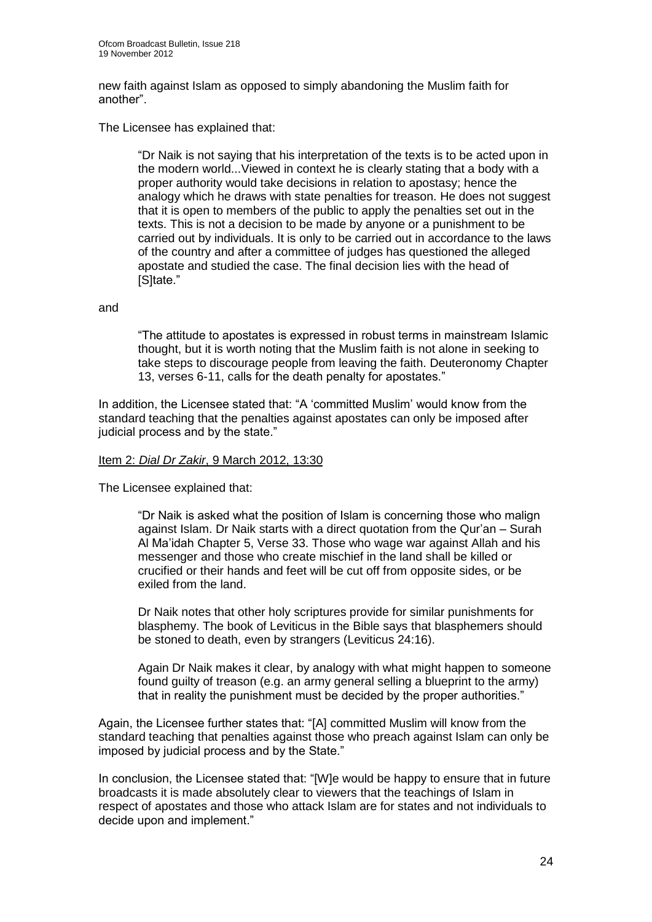new faith against Islam as opposed to simply abandoning the Muslim faith for another".

The Licensee has explained that:

> "Dr Naik is not saying that his interpretation of the texts is to be acted upon in the modern world...Viewed in context he is clearly stating that a body with a proper authority would take decisions in relation to apostasy; hence the analogy which he draws with state penalties for treason. He does not suggest that it is open to members of the public to apply the penalties set out in the texts. This is not a decision to be made by anyone or a punishment to be carried out by individuals. It is only to be carried out in accordance to the laws of the country and after a committee of judges has questioned the alleged apostate and studied the case. The final decision lies with the head of [S]tate."

and

> "The attitude to apostates is expressed in robust terms in mainstream Islamic thought, but it is worth noting that the Muslim faith is not alone in seeking to take steps to discourage people from leaving the faith. Deuteronomy Chapter 13, verses 6-11, calls for the death penalty for apostates."

In addition, the Licensee stated that: "A 'committed Muslim' would know from the standard teaching that the penalties against apostates can only be imposed after judicial process and by the state."

<u>Item 2: *Dial Dr Zakir*, 9 March 2012, 13:30</u>

The Licensee explained that:

> "Dr Naik is asked what the position of Islam is concerning those who malign against Islam. Dr Naik starts with a direct quotation from the Qur'an – Surah Al Ma'idah Chapter 5, Verse 33. Those who wage war against Allah and his messenger and those who create mischief in the land shall be killed or crucified or their hands and feet will be cut off from opposite sides, or be exiled from the land.
>
> Dr Naik notes that other holy scriptures provide for similar punishments for blasphemy. The book of Leviticus in the Bible says that blasphemers should be stoned to death, even by strangers (Leviticus 24:16).
>
> Again Dr Naik makes it clear, by analogy with what might happen to someone found guilty of treason (e.g. an army general selling a blueprint to the army) that in reality the punishment must be decided by the proper authorities."

Again, the Licensee further states that: "[A] committed Muslim will know from the standard teaching that penalties against those who preach against Islam can only be imposed by judicial process and by the State."

In conclusion, the Licensee stated that: "[W]e would be happy to ensure that in future broadcasts it is made absolutely clear to viewers that the teachings of Islam in respect of apostates and those who attack Islam are for states and not individuals to decide upon and implement."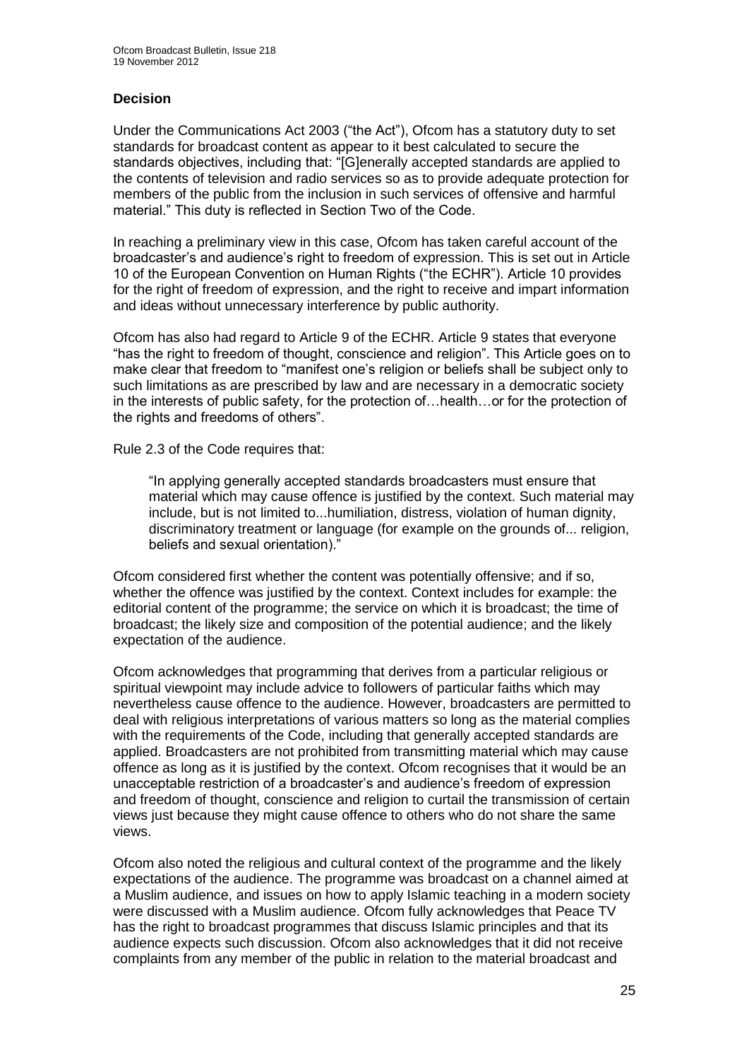### Decision

Under the Communications Act 2003 ("the Act"), Ofcom has a statutory duty to set standards for broadcast content as appear to it best calculated to secure the standards objectives, including that: "[G]enerally accepted standards are applied to the contents of television and radio services so as to provide adequate protection for members of the public from the inclusion in such services of offensive and harmful material." This duty is reflected in Section Two of the Code.

In reaching a preliminary view in this case, Ofcom has taken careful account of the broadcaster's and audience's right to freedom of expression. This is set out in Article 10 of the European Convention on Human Rights ("the ECHR"). Article 10 provides for the right of freedom of expression, and the right to receive and impart information and ideas without unnecessary interference by public authority.

Ofcom has also had regard to Article 9 of the ECHR. Article 9 states that everyone "has the right to freedom of thought, conscience and religion". This Article goes on to make clear that freedom to "manifest one's religion or beliefs shall be subject only to such limitations as are prescribed by law and are necessary in a democratic society in the interests of public safety, for the protection of…health…or for the protection of the rights and freedoms of others".

Rule 2.3 of the Code requires that:

> "In applying generally accepted standards broadcasters must ensure that material which may cause offence is justified by the context. Such material may include, but is not limited to...humiliation, distress, violation of human dignity, discriminatory treatment or language (for example on the grounds of... religion, beliefs and sexual orientation)."

Ofcom considered first whether the content was potentially offensive; and if so, whether the offence was justified by the context. Context includes for example: the editorial content of the programme; the service on which it is broadcast; the time of broadcast; the likely size and composition of the potential audience; and the likely expectation of the audience.

Ofcom acknowledges that programming that derives from a particular religious or spiritual viewpoint may include advice to followers of particular faiths which may nevertheless cause offence to the audience. However, broadcasters are permitted to deal with religious interpretations of various matters so long as the material complies with the requirements of the Code, including that generally accepted standards are applied. Broadcasters are not prohibited from transmitting material which may cause offence as long as it is justified by the context. Ofcom recognises that it would be an unacceptable restriction of a broadcaster's and audience's freedom of expression and freedom of thought, conscience and religion to curtail the transmission of certain views just because they might cause offence to others who do not share the same views.

Ofcom also noted the religious and cultural context of the programme and the likely expectations of the audience. The programme was broadcast on a channel aimed at a Muslim audience, and issues on how to apply Islamic teaching in a modern society were discussed with a Muslim audience. Ofcom fully acknowledges that Peace TV has the right to broadcast programmes that discuss Islamic principles and that its audience expects such discussion. Ofcom also acknowledges that it did not receive complaints from any member of the public in relation to the material broadcast and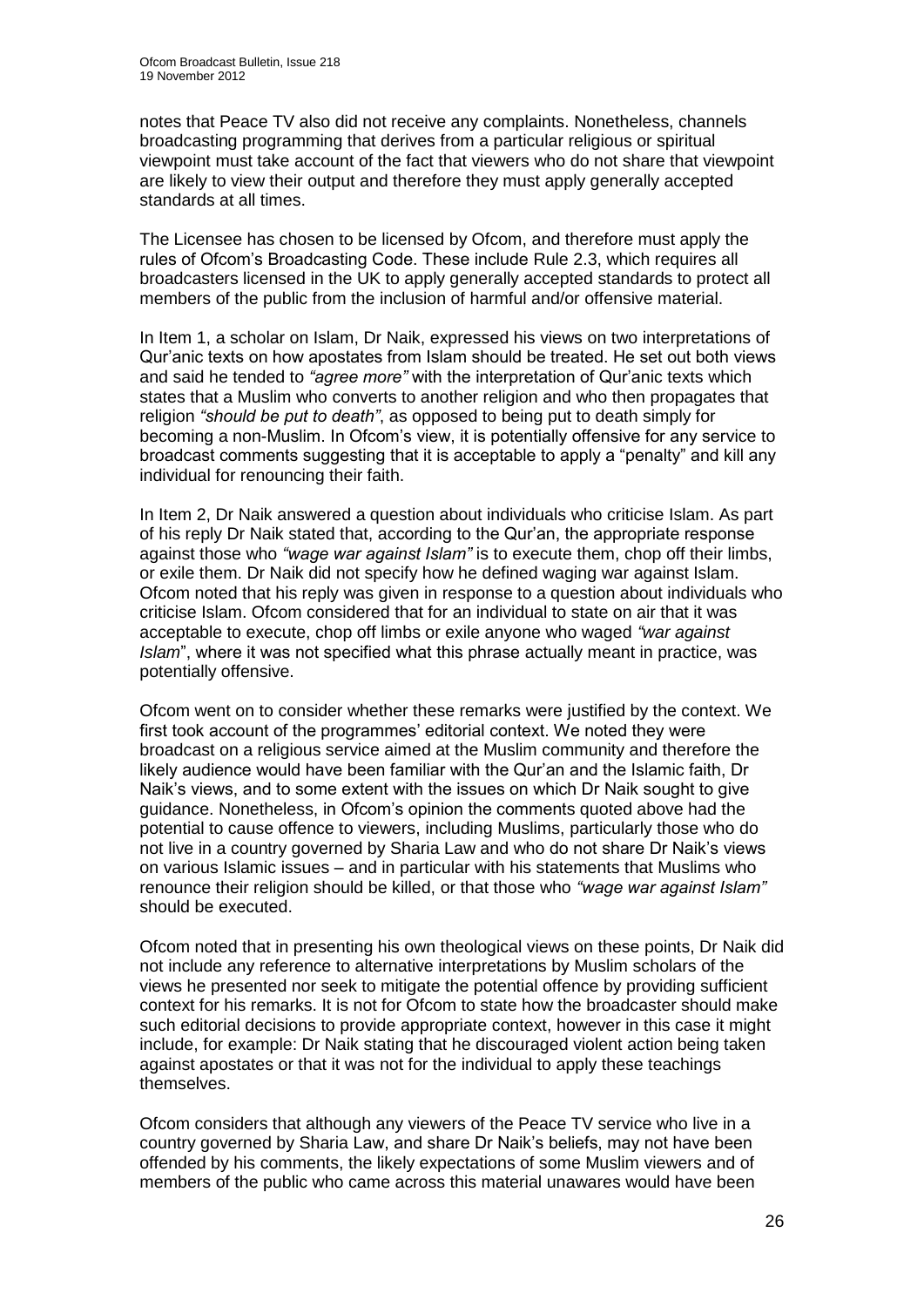notes that Peace TV also did not receive any complaints. Nonetheless, channels broadcasting programming that derives from a particular religious or spiritual viewpoint must take account of the fact that viewers who do not share that viewpoint are likely to view their output and therefore they must apply generally accepted standards at all times.

The Licensee has chosen to be licensed by Ofcom, and therefore must apply the rules of Ofcom's Broadcasting Code. These include Rule 2.3, which requires all broadcasters licensed in the UK to apply generally accepted standards to protect all members of the public from the inclusion of harmful and/or offensive material.

In Item 1, a scholar on Islam, Dr Naik, expressed his views on two interpretations of Qur'anic texts on how apostates from Islam should be treated. He set out both views and said he tended to *"agree more"* with the interpretation of Qur'anic texts which states that a Muslim who converts to another religion and who then propagates that religion *"should be put to death"*, as opposed to being put to death simply for becoming a non-Muslim. In Ofcom's view, it is potentially offensive for any service to broadcast comments suggesting that it is acceptable to apply a "penalty" and kill any individual for renouncing their faith.

In Item 2, Dr Naik answered a question about individuals who criticise Islam. As part of his reply Dr Naik stated that, according to the Qur'an, the appropriate response against those who *"wage war against Islam"* is to execute them, chop off their limbs, or exile them. Dr Naik did not specify how he defined waging war against Islam. Ofcom noted that his reply was given in response to a question about individuals who criticise Islam. Ofcom considered that for an individual to state on air that it was acceptable to execute, chop off limbs or exile anyone who waged *"war against Islam*", where it was not specified what this phrase actually meant in practice, was potentially offensive.

Ofcom went on to consider whether these remarks were justified by the context. We first took account of the programmes' editorial context. We noted they were broadcast on a religious service aimed at the Muslim community and therefore the likely audience would have been familiar with the Qur'an and the Islamic faith, Dr Naik's views, and to some extent with the issues on which Dr Naik sought to give guidance. Nonetheless, in Ofcom's opinion the comments quoted above had the potential to cause offence to viewers, including Muslims, particularly those who do not live in a country governed by Sharia Law and who do not share Dr Naik's views on various Islamic issues – and in particular with his statements that Muslims who renounce their religion should be killed, or that those who *"wage war against Islam"* should be executed.

Ofcom noted that in presenting his own theological views on these points, Dr Naik did not include any reference to alternative interpretations by Muslim scholars of the views he presented nor seek to mitigate the potential offence by providing sufficient context for his remarks. It is not for Ofcom to state how the broadcaster should make such editorial decisions to provide appropriate context, however in this case it might include, for example: Dr Naik stating that he discouraged violent action being taken against apostates or that it was not for the individual to apply these teachings themselves.

Ofcom considers that although any viewers of the Peace TV service who live in a country governed by Sharia Law, and share Dr Naik's beliefs, may not have been offended by his comments, the likely expectations of some Muslim viewers and of members of the public who came across this material unawares would have been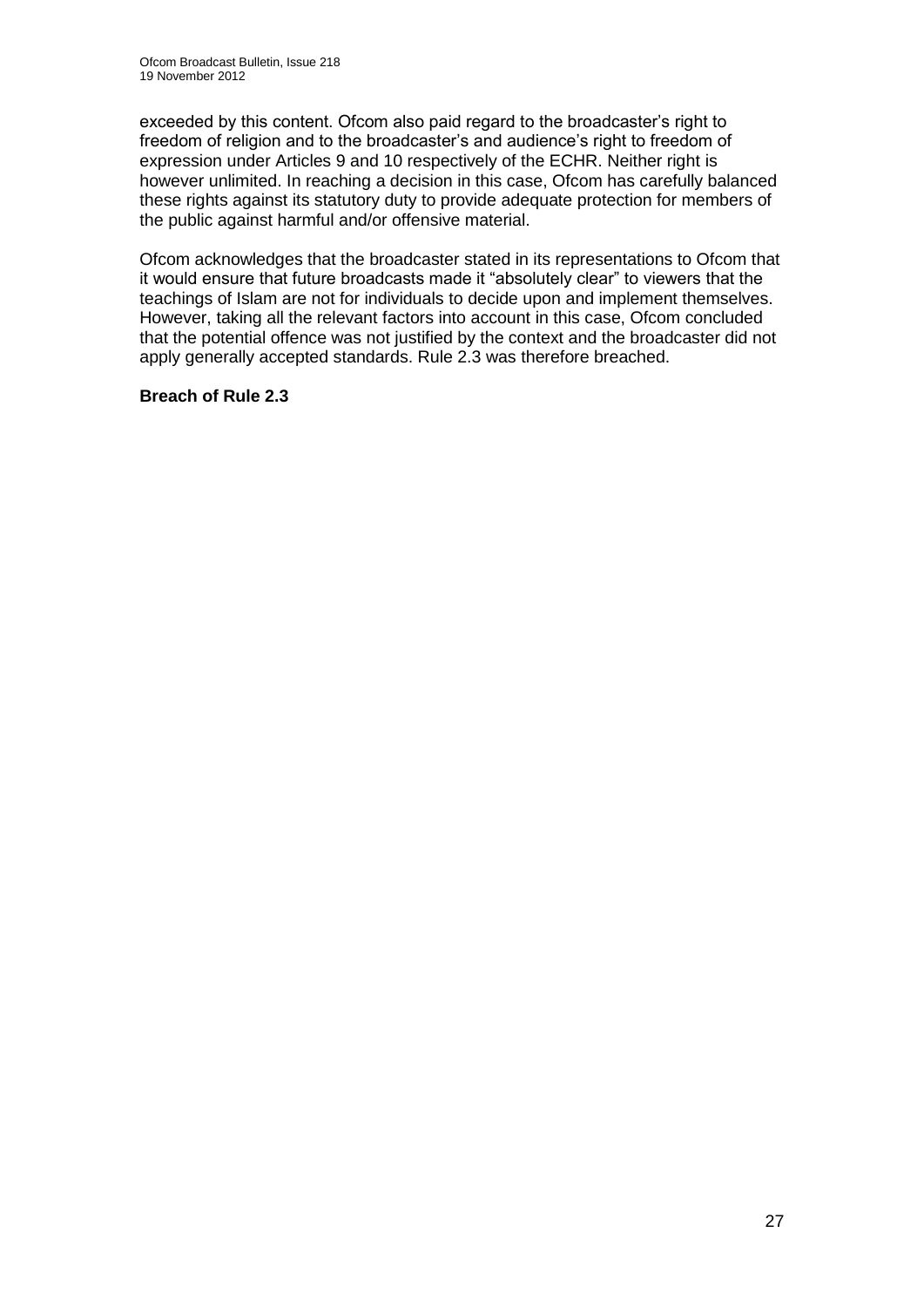exceeded by this content. Ofcom also paid regard to the broadcaster's right to freedom of religion and to the broadcaster's and audience's right to freedom of expression under Articles 9 and 10 respectively of the ECHR. Neither right is however unlimited. In reaching a decision in this case, Ofcom has carefully balanced these rights against its statutory duty to provide adequate protection for members of the public against harmful and/or offensive material.

Ofcom acknowledges that the broadcaster stated in its representations to Ofcom that it would ensure that future broadcasts made it "absolutely clear" to viewers that the teachings of Islam are not for individuals to decide upon and implement themselves. However, taking all the relevant factors into account in this case, Ofcom concluded that the potential offence was not justified by the context and the broadcaster did not apply generally accepted standards. Rule 2.3 was therefore breached.

**Breach of Rule 2.3**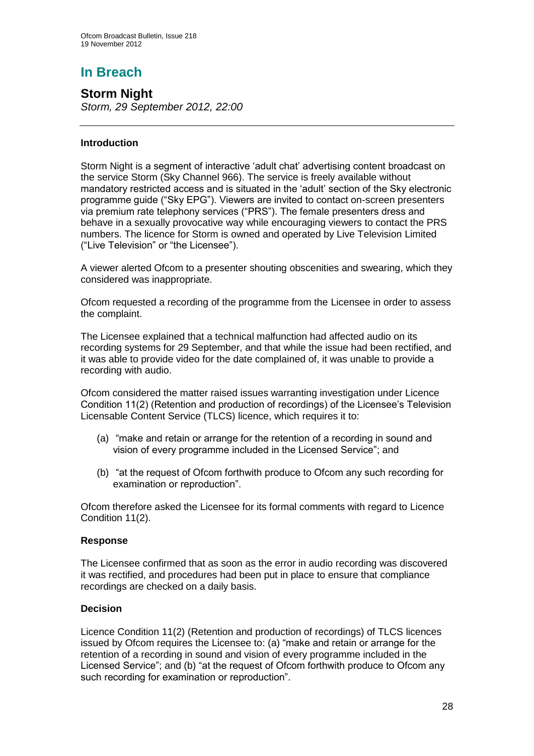# In Breach

## Storm Night

*Storm, 29 September 2012, 22:00*

---

### Introduction

Storm Night is a segment of interactive 'adult chat' advertising content broadcast on the service Storm (Sky Channel 966). The service is freely available without mandatory restricted access and is situated in the 'adult' section of the Sky electronic programme guide ("Sky EPG"). Viewers are invited to contact on-screen presenters via premium rate telephony services ("PRS"). The female presenters dress and behave in a sexually provocative way while encouraging viewers to contact the PRS numbers. The licence for Storm is owned and operated by Live Television Limited ("Live Television" or "the Licensee").

A viewer alerted Ofcom to a presenter shouting obscenities and swearing, which they considered was inappropriate.

Ofcom requested a recording of the programme from the Licensee in order to assess the complaint.

The Licensee explained that a technical malfunction had affected audio on its recording systems for 29 September, and that while the issue had been rectified, and it was able to provide video for the date complained of, it was unable to provide a recording with audio.

Ofcom considered the matter raised issues warranting investigation under Licence Condition 11(2) (Retention and production of recordings) of the Licensee's Television Licensable Content Service (TLCS) licence, which requires it to:

(a) "make and retain or arrange for the retention of a recording in sound and vision of every programme included in the Licensed Service"; and

(b) "at the request of Ofcom forthwith produce to Ofcom any such recording for examination or reproduction".

Ofcom therefore asked the Licensee for its formal comments with regard to Licence Condition 11(2).

### Response

The Licensee confirmed that as soon as the error in audio recording was discovered it was rectified, and procedures had been put in place to ensure that compliance recordings are checked on a daily basis.

### Decision

Licence Condition 11(2) (Retention and production of recordings) of TLCS licences issued by Ofcom requires the Licensee to: (a) "make and retain or arrange for the retention of a recording in sound and vision of every programme included in the Licensed Service"; and (b) "at the request of Ofcom forthwith produce to Ofcom any such recording for examination or reproduction".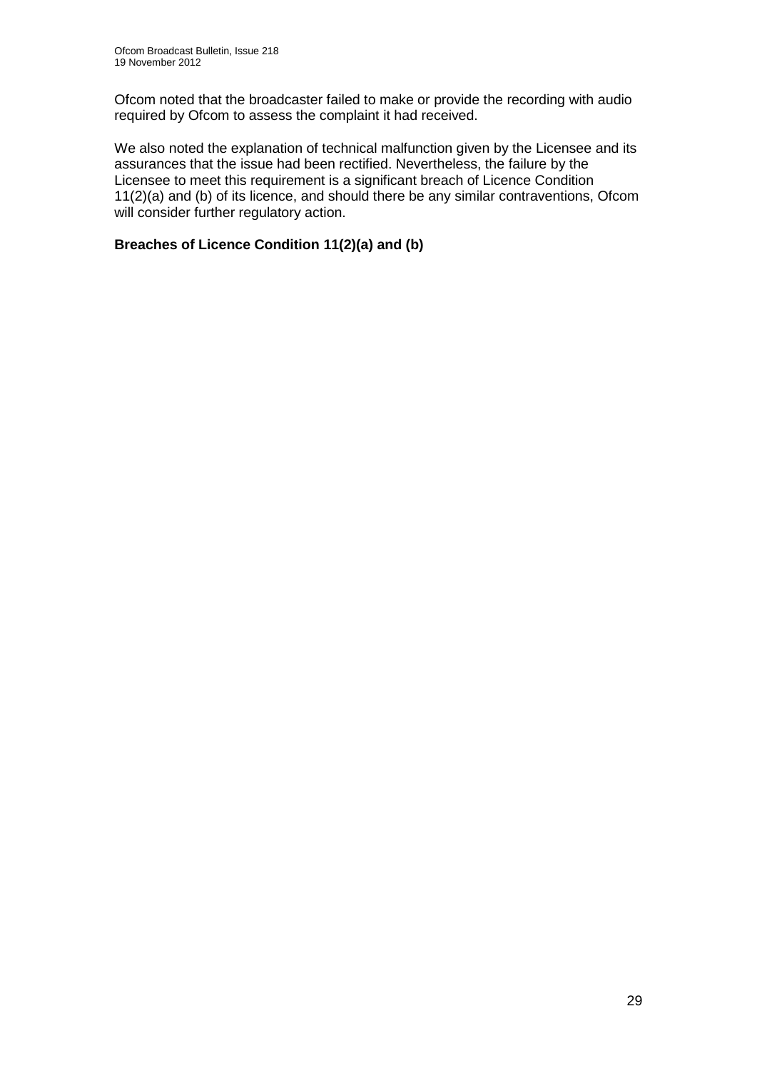Ofcom noted that the broadcaster failed to make or provide the recording with audio required by Ofcom to assess the complaint it had received.

We also noted the explanation of technical malfunction given by the Licensee and its assurances that the issue had been rectified. Nevertheless, the failure by the Licensee to meet this requirement is a significant breach of Licence Condition 11(2)(a) and (b) of its licence, and should there be any similar contraventions, Ofcom will consider further regulatory action.

**Breaches of Licence Condition 11(2)(a) and (b)**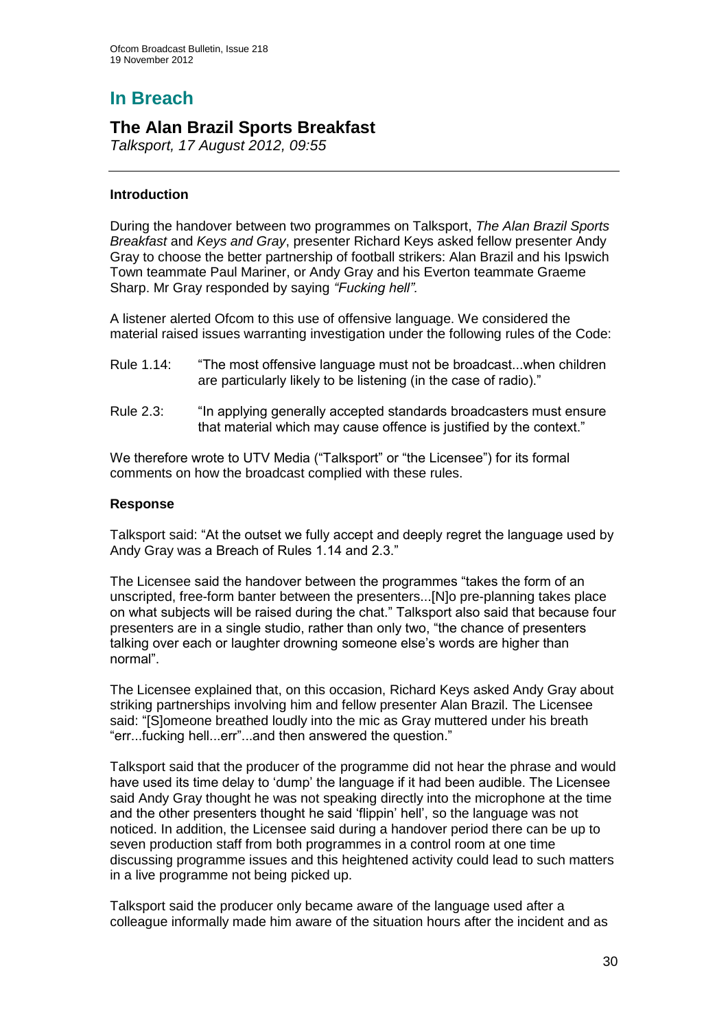# In Breach

## The Alan Brazil Sports Breakfast

*Talksport, 17 August 2012, 09:55*

---

### Introduction

During the handover between two programmes on Talksport, *The Alan Brazil Sports Breakfast* and *Keys and Gray*, presenter Richard Keys asked fellow presenter Andy Gray to choose the better partnership of football strikers: Alan Brazil and his Ipswich Town teammate Paul Mariner, or Andy Gray and his Everton teammate Graeme Sharp. Mr Gray responded by saying *"Fucking hell".*

A listener alerted Ofcom to this use of offensive language. We considered the material raised issues warranting investigation under the following rules of the Code:

Rule 1.14: "The most offensive language must not be broadcast...when children are particularly likely to be listening (in the case of radio)."

Rule 2.3: "In applying generally accepted standards broadcasters must ensure that material which may cause offence is justified by the context."

We therefore wrote to UTV Media ("Talksport" or "the Licensee") for its formal comments on how the broadcast complied with these rules.

### Response

Talksport said: "At the outset we fully accept and deeply regret the language used by Andy Gray was a Breach of Rules 1.14 and 2.3."

The Licensee said the handover between the programmes "takes the form of an unscripted, free-form banter between the presenters...[N]o pre-planning takes place on what subjects will be raised during the chat." Talksport also said that because four presenters are in a single studio, rather than only two, "the chance of presenters talking over each or laughter drowning someone else's words are higher than normal".

The Licensee explained that, on this occasion, Richard Keys asked Andy Gray about striking partnerships involving him and fellow presenter Alan Brazil. The Licensee said: "[S]omeone breathed loudly into the mic as Gray muttered under his breath "err...fucking hell...err"...and then answered the question."

Talksport said that the producer of the programme did not hear the phrase and would have used its time delay to 'dump' the language if it had been audible. The Licensee said Andy Gray thought he was not speaking directly into the microphone at the time and the other presenters thought he said 'flippin' hell', so the language was not noticed. In addition, the Licensee said during a handover period there can be up to seven production staff from both programmes in a control room at one time discussing programme issues and this heightened activity could lead to such matters in a live programme not being picked up.

Talksport said the producer only became aware of the language used after a colleague informally made him aware of the situation hours after the incident and as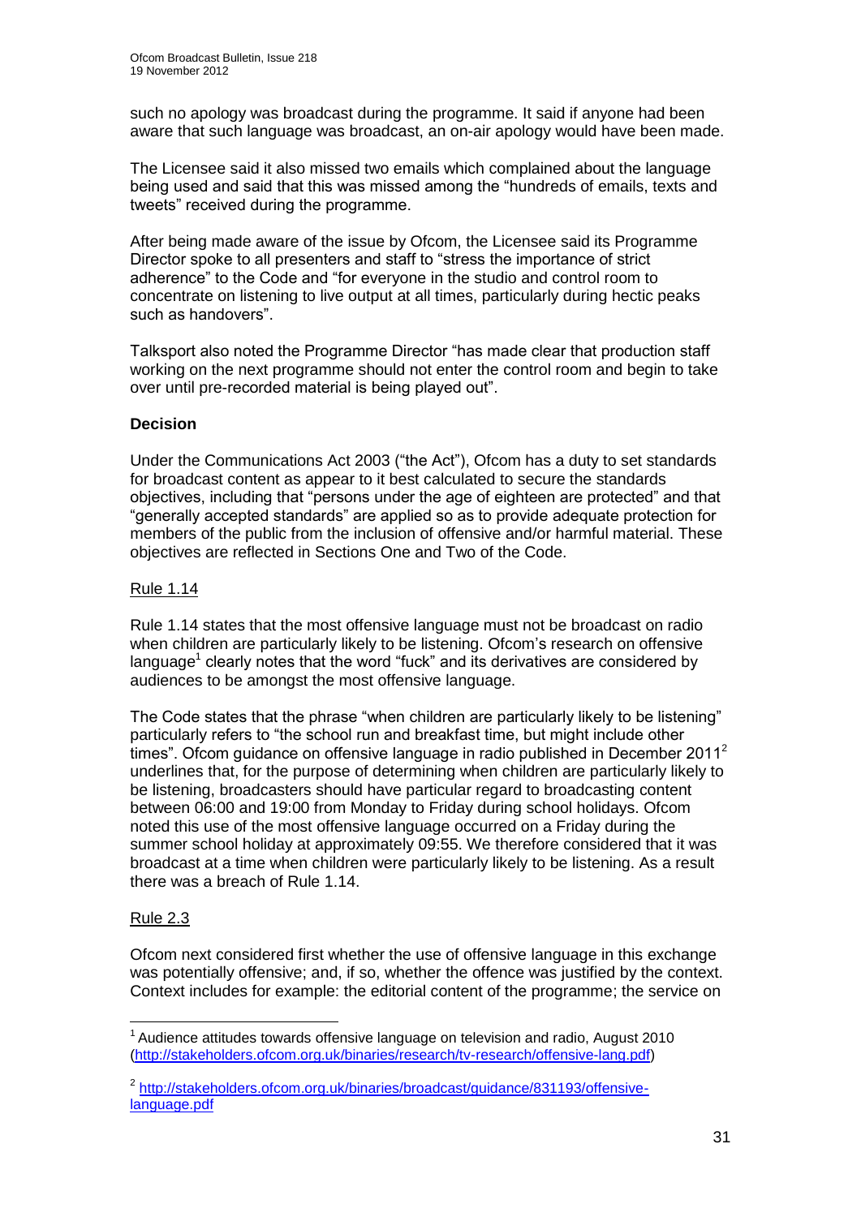such no apology was broadcast during the programme. It said if anyone had been aware that such language was broadcast, an on-air apology would have been made.

The Licensee said it also missed two emails which complained about the language being used and said that this was missed among the "hundreds of emails, texts and tweets" received during the programme.

After being made aware of the issue by Ofcom, the Licensee said its Programme Director spoke to all presenters and staff to "stress the importance of strict adherence" to the Code and "for everyone in the studio and control room to concentrate on listening to live output at all times, particularly during hectic peaks such as handovers".

Talksport also noted the Programme Director "has made clear that production staff working on the next programme should not enter the control room and begin to take over until pre-recorded material is being played out".

**Decision**

Under the Communications Act 2003 ("the Act"), Ofcom has a duty to set standards for broadcast content as appear to it best calculated to secure the standards objectives, including that "persons under the age of eighteen are protected" and that "generally accepted standards" are applied so as to provide adequate protection for members of the public from the inclusion of offensive and/or harmful material. These objectives are reflected in Sections One and Two of the Code.

Rule 1.14

Rule 1.14 states that the most offensive language must not be broadcast on radio when children are particularly likely to be listening. Ofcom's research on offensive language[1] clearly notes that the word "fuck" and its derivatives are considered by audiences to be amongst the most offensive language.

The Code states that the phrase "when children are particularly likely to be listening" particularly refers to "the school run and breakfast time, but might include other times". Ofcom guidance on offensive language in radio published in December 2011[2] underlines that, for the purpose of determining when children are particularly likely to be listening, broadcasters should have particular regard to broadcasting content between 06:00 and 19:00 from Monday to Friday during school holidays. Ofcom noted this use of the most offensive language occurred on a Friday during the summer school holiday at approximately 09:55. We therefore considered that it was broadcast at a time when children were particularly likely to be listening. As a result there was a breach of Rule 1.14.

Rule 2.3

Ofcom next considered first whether the use of offensive language in this exchange was potentially offensive; and, if so, whether the offence was justified by the context. Context includes for example: the editorial content of the programme; the service on

---

[1] Audience attitudes towards offensive language on television and radio, August 2010 (http://stakeholders.ofcom.org.uk/binaries/research/tv-research/offensive-lang.pdf)

[2] http://stakeholders.ofcom.org.uk/binaries/broadcast/guidance/831193/offensive-language.pdf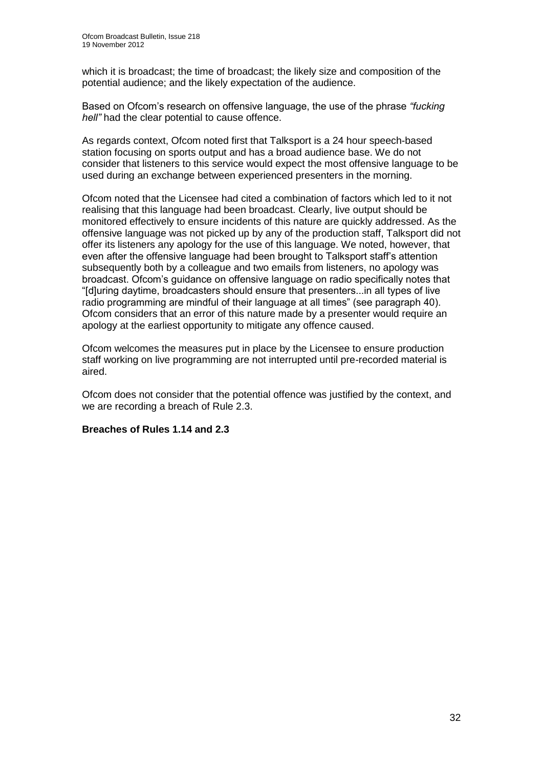which it is broadcast; the time of broadcast; the likely size and composition of the potential audience; and the likely expectation of the audience.

Based on Ofcom's research on offensive language, the use of the phrase *"fucking hell"* had the clear potential to cause offence.

As regards context, Ofcom noted first that Talksport is a 24 hour speech-based station focusing on sports output and has a broad audience base. We do not consider that listeners to this service would expect the most offensive language to be used during an exchange between experienced presenters in the morning.

Ofcom noted that the Licensee had cited a combination of factors which led to it not realising that this language had been broadcast. Clearly, live output should be monitored effectively to ensure incidents of this nature are quickly addressed. As the offensive language was not picked up by any of the production staff, Talksport did not offer its listeners any apology for the use of this language. We noted, however, that even after the offensive language had been brought to Talksport staff's attention subsequently both by a colleague and two emails from listeners, no apology was broadcast. Ofcom's guidance on offensive language on radio specifically notes that "[d]uring daytime, broadcasters should ensure that presenters...in all types of live radio programming are mindful of their language at all times" (see paragraph 40). Ofcom considers that an error of this nature made by a presenter would require an apology at the earliest opportunity to mitigate any offence caused.

Ofcom welcomes the measures put in place by the Licensee to ensure production staff working on live programming are not interrupted until pre-recorded material is aired.

Ofcom does not consider that the potential offence was justified by the context, and we are recording a breach of Rule 2.3.

**Breaches of Rules 1.14 and 2.3**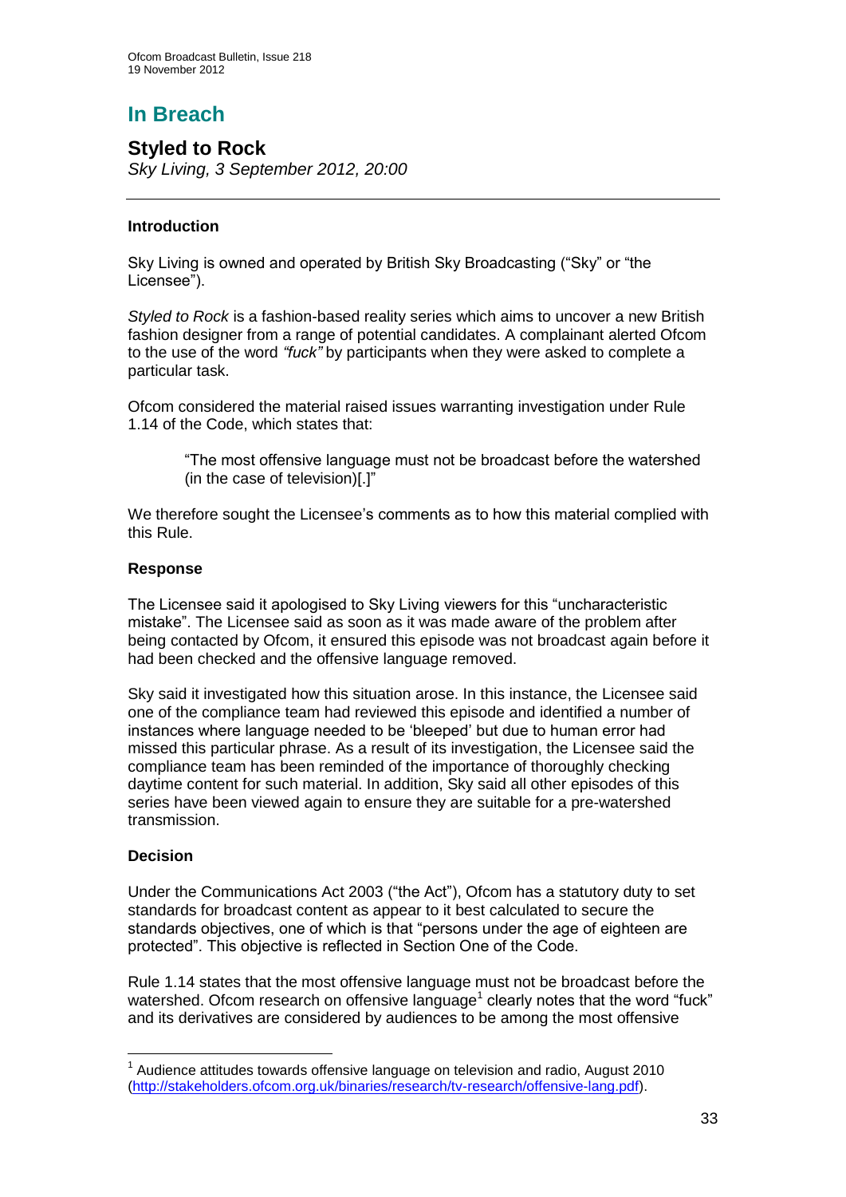## In Breach

### Styled to Rock

*Sky Living, 3 September 2012, 20:00*

---

#### Introduction

Sky Living is owned and operated by British Sky Broadcasting ("Sky" or "the Licensee").

*Styled to Rock* is a fashion-based reality series which aims to uncover a new British fashion designer from a range of potential candidates. A complainant alerted Ofcom to the use of the word *"fuck"* by participants when they were asked to complete a particular task.

Ofcom considered the material raised issues warranting investigation under Rule 1.14 of the Code, which states that:

> "The most offensive language must not be broadcast before the watershed (in the case of television)[.]"

We therefore sought the Licensee's comments as to how this material complied with this Rule.

#### Response

The Licensee said it apologised to Sky Living viewers for this "uncharacteristic mistake". The Licensee said as soon as it was made aware of the problem after being contacted by Ofcom, it ensured this episode was not broadcast again before it had been checked and the offensive language removed.

Sky said it investigated how this situation arose. In this instance, the Licensee said one of the compliance team had reviewed this episode and identified a number of instances where language needed to be 'bleeped' but due to human error had missed this particular phrase. As a result of its investigation, the Licensee said the compliance team has been reminded of the importance of thoroughly checking daytime content for such material. In addition, Sky said all other episodes of this series have been viewed again to ensure they are suitable for a pre-watershed transmission.

#### Decision

Under the Communications Act 2003 ("the Act"), Ofcom has a statutory duty to set standards for broadcast content as appear to it best calculated to secure the standards objectives, one of which is that "persons under the age of eighteen are protected". This objective is reflected in Section One of the Code.

Rule 1.14 states that the most offensive language must not be broadcast before the watershed. Ofcom research on offensive language[1] clearly notes that the word "fuck" and its derivatives are considered by audiences to be among the most offensive

---

[1] Audience attitudes towards offensive language on television and radio, August 2010 (http://stakeholders.ofcom.org.uk/binaries/research/tv-research/offensive-lang.pdf).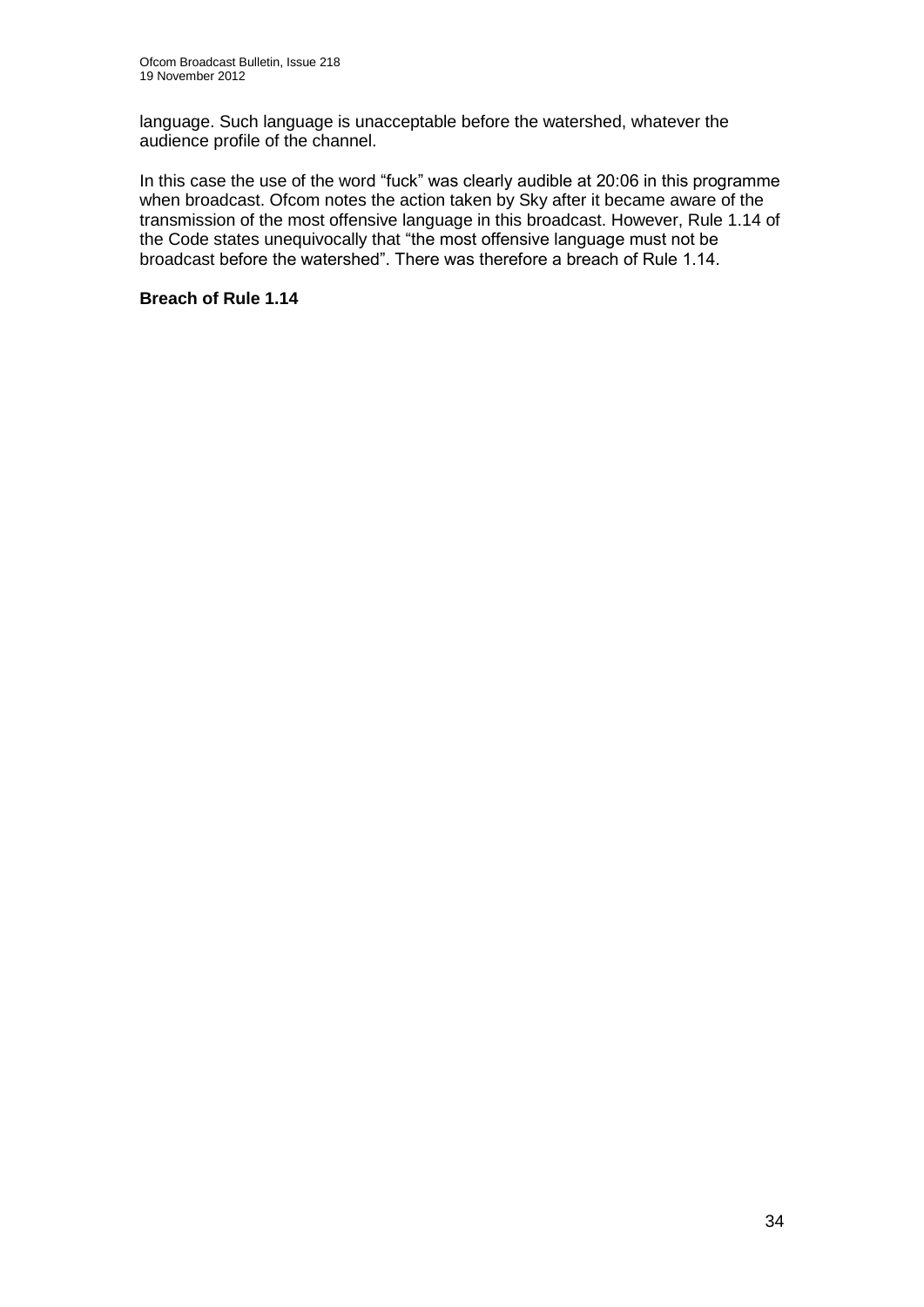language. Such language is unacceptable before the watershed, whatever the audience profile of the channel.

In this case the use of the word "fuck" was clearly audible at 20:06 in this programme when broadcast. Ofcom notes the action taken by Sky after it became aware of the transmission of the most offensive language in this broadcast. However, Rule 1.14 of the Code states unequivocally that "the most offensive language must not be broadcast before the watershed". There was therefore a breach of Rule 1.14.

**Breach of Rule 1.14**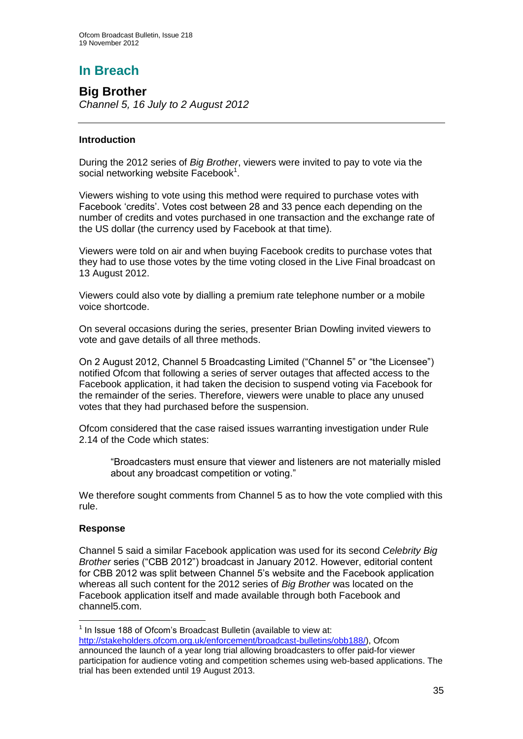# In Breach

## Big Brother

*Channel 5, 16 July to 2 August 2012*

---

### Introduction

During the 2012 series of *Big Brother*, viewers were invited to pay to vote via the social networking website Facebook[1].

Viewers wishing to vote using this method were required to purchase votes with Facebook 'credits'. Votes cost between 28 and 33 pence each depending on the number of credits and votes purchased in one transaction and the exchange rate of the US dollar (the currency used by Facebook at that time).

Viewers were told on air and when buying Facebook credits to purchase votes that they had to use those votes by the time voting closed in the Live Final broadcast on 13 August 2012.

Viewers could also vote by dialling a premium rate telephone number or a mobile voice shortcode.

On several occasions during the series, presenter Brian Dowling invited viewers to vote and gave details of all three methods.

On 2 August 2012, Channel 5 Broadcasting Limited ("Channel 5" or "the Licensee") notified Ofcom that following a series of server outages that affected access to the Facebook application, it had taken the decision to suspend voting via Facebook for the remainder of the series. Therefore, viewers were unable to place any unused votes that they had purchased before the suspension.

Ofcom considered that the case raised issues warranting investigation under Rule 2.14 of the Code which states:

> "Broadcasters must ensure that viewer and listeners are not materially misled about any broadcast competition or voting."

We therefore sought comments from Channel 5 as to how the vote complied with this rule.

### Response

Channel 5 said a similar Facebook application was used for its second *Celebrity Big Brother* series ("CBB 2012") broadcast in January 2012. However, editorial content for CBB 2012 was split between Channel 5's website and the Facebook application whereas all such content for the 2012 series of *Big Brother* was located on the Facebook application itself and made available through both Facebook and channel5.com.

---

[1] In Issue 188 of Ofcom's Broadcast Bulletin (available to view at: http://stakeholders.ofcom.org.uk/enforcement/broadcast-bulletins/obb188/), Ofcom announced the launch of a year long trial allowing broadcasters to offer paid-for viewer participation for audience voting and competition schemes using web-based applications. The trial has been extended until 19 August 2013.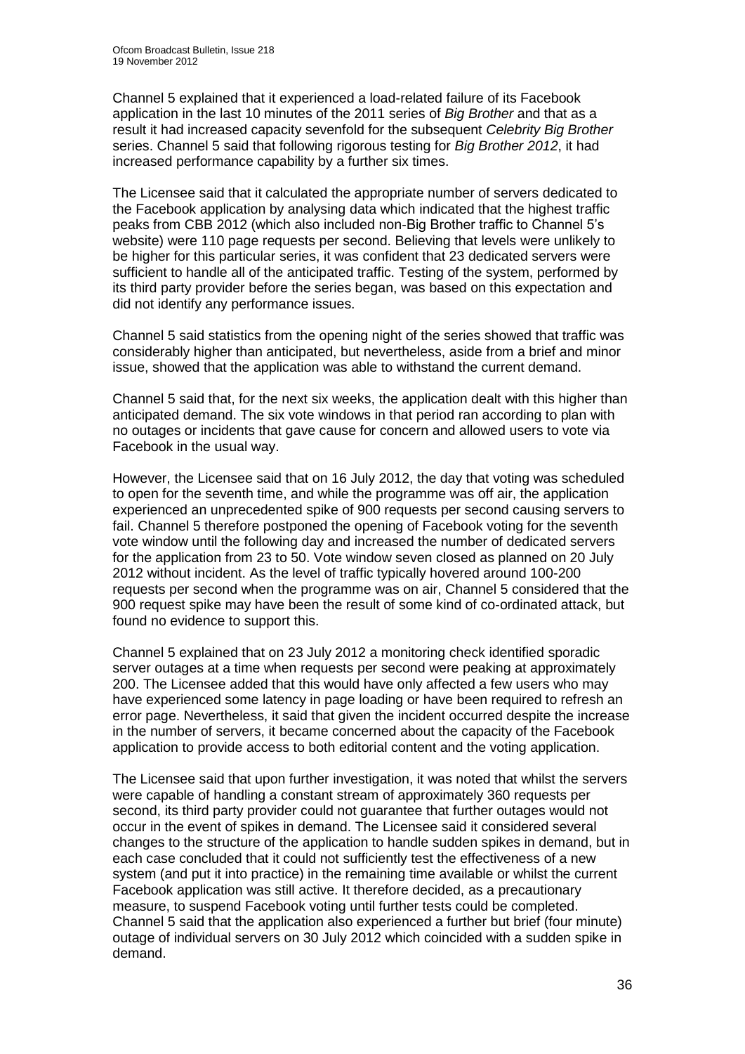Channel 5 explained that it experienced a load-related failure of its Facebook application in the last 10 minutes of the 2011 series of *Big Brother* and that as a result it had increased capacity sevenfold for the subsequent *Celebrity Big Brother* series. Channel 5 said that following rigorous testing for *Big Brother 2012*, it had increased performance capability by a further six times.

The Licensee said that it calculated the appropriate number of servers dedicated to the Facebook application by analysing data which indicated that the highest traffic peaks from CBB 2012 (which also included non-Big Brother traffic to Channel 5's website) were 110 page requests per second. Believing that levels were unlikely to be higher for this particular series, it was confident that 23 dedicated servers were sufficient to handle all of the anticipated traffic. Testing of the system, performed by its third party provider before the series began, was based on this expectation and did not identify any performance issues.

Channel 5 said statistics from the opening night of the series showed that traffic was considerably higher than anticipated, but nevertheless, aside from a brief and minor issue, showed that the application was able to withstand the current demand.

Channel 5 said that, for the next six weeks, the application dealt with this higher than anticipated demand. The six vote windows in that period ran according to plan with no outages or incidents that gave cause for concern and allowed users to vote via Facebook in the usual way.

However, the Licensee said that on 16 July 2012, the day that voting was scheduled to open for the seventh time, and while the programme was off air, the application experienced an unprecedented spike of 900 requests per second causing servers to fail. Channel 5 therefore postponed the opening of Facebook voting for the seventh vote window until the following day and increased the number of dedicated servers for the application from 23 to 50. Vote window seven closed as planned on 20 July 2012 without incident. As the level of traffic typically hovered around 100-200 requests per second when the programme was on air, Channel 5 considered that the 900 request spike may have been the result of some kind of co-ordinated attack, but found no evidence to support this.

Channel 5 explained that on 23 July 2012 a monitoring check identified sporadic server outages at a time when requests per second were peaking at approximately 200. The Licensee added that this would have only affected a few users who may have experienced some latency in page loading or have been required to refresh an error page. Nevertheless, it said that given the incident occurred despite the increase in the number of servers, it became concerned about the capacity of the Facebook application to provide access to both editorial content and the voting application.

The Licensee said that upon further investigation, it was noted that whilst the servers were capable of handling a constant stream of approximately 360 requests per second, its third party provider could not guarantee that further outages would not occur in the event of spikes in demand. The Licensee said it considered several changes to the structure of the application to handle sudden spikes in demand, but in each case concluded that it could not sufficiently test the effectiveness of a new system (and put it into practice) in the remaining time available or whilst the current Facebook application was still active. It therefore decided, as a precautionary measure, to suspend Facebook voting until further tests could be completed. Channel 5 said that the application also experienced a further but brief (four minute) outage of individual servers on 30 July 2012 which coincided with a sudden spike in demand.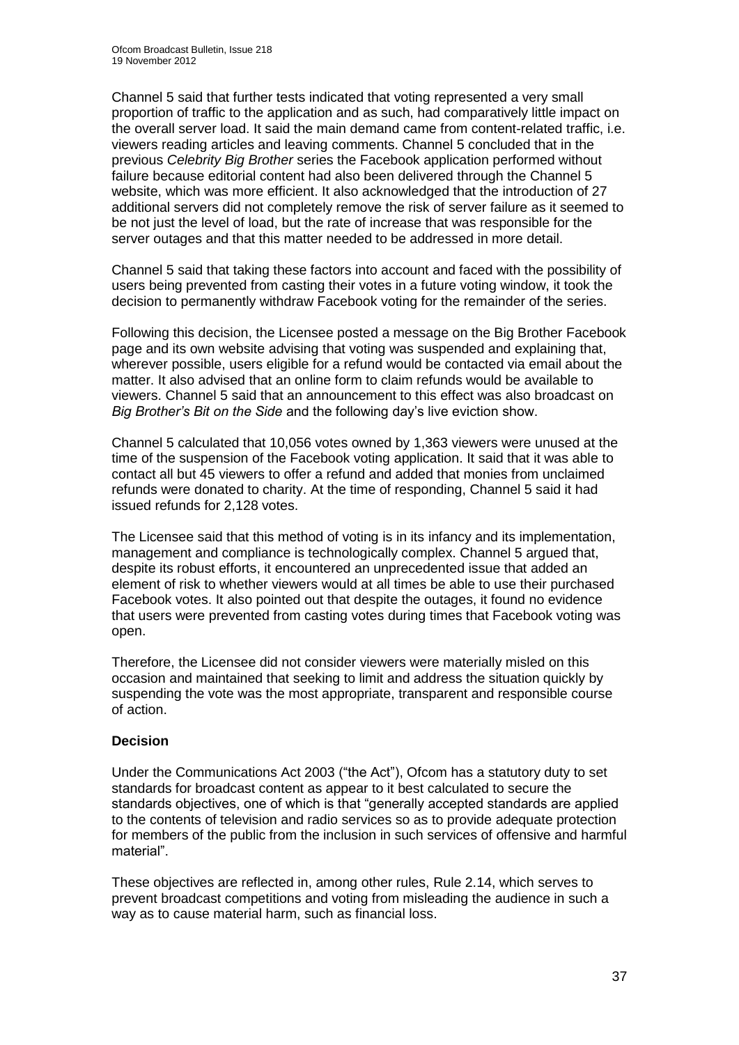Channel 5 said that further tests indicated that voting represented a very small proportion of traffic to the application and as such, had comparatively little impact on the overall server load. It said the main demand came from content-related traffic, i.e. viewers reading articles and leaving comments. Channel 5 concluded that in the previous *Celebrity Big Brother* series the Facebook application performed without failure because editorial content had also been delivered through the Channel 5 website, which was more efficient. It also acknowledged that the introduction of 27 additional servers did not completely remove the risk of server failure as it seemed to be not just the level of load, but the rate of increase that was responsible for the server outages and that this matter needed to be addressed in more detail.

Channel 5 said that taking these factors into account and faced with the possibility of users being prevented from casting their votes in a future voting window, it took the decision to permanently withdraw Facebook voting for the remainder of the series.

Following this decision, the Licensee posted a message on the Big Brother Facebook page and its own website advising that voting was suspended and explaining that, wherever possible, users eligible for a refund would be contacted via email about the matter. It also advised that an online form to claim refunds would be available to viewers. Channel 5 said that an announcement to this effect was also broadcast on *Big Brother's Bit on the Side* and the following day's live eviction show.

Channel 5 calculated that 10,056 votes owned by 1,363 viewers were unused at the time of the suspension of the Facebook voting application. It said that it was able to contact all but 45 viewers to offer a refund and added that monies from unclaimed refunds were donated to charity. At the time of responding, Channel 5 said it had issued refunds for 2,128 votes.

The Licensee said that this method of voting is in its infancy and its implementation, management and compliance is technologically complex. Channel 5 argued that, despite its robust efforts, it encountered an unprecedented issue that added an element of risk to whether viewers would at all times be able to use their purchased Facebook votes. It also pointed out that despite the outages, it found no evidence that users were prevented from casting votes during times that Facebook voting was open.

Therefore, the Licensee did not consider viewers were materially misled on this occasion and maintained that seeking to limit and address the situation quickly by suspending the vote was the most appropriate, transparent and responsible course of action.

**Decision**

Under the Communications Act 2003 ("the Act"), Ofcom has a statutory duty to set standards for broadcast content as appear to it best calculated to secure the standards objectives, one of which is that "generally accepted standards are applied to the contents of television and radio services so as to provide adequate protection for members of the public from the inclusion in such services of offensive and harmful material".

These objectives are reflected in, among other rules, Rule 2.14, which serves to prevent broadcast competitions and voting from misleading the audience in such a way as to cause material harm, such as financial loss.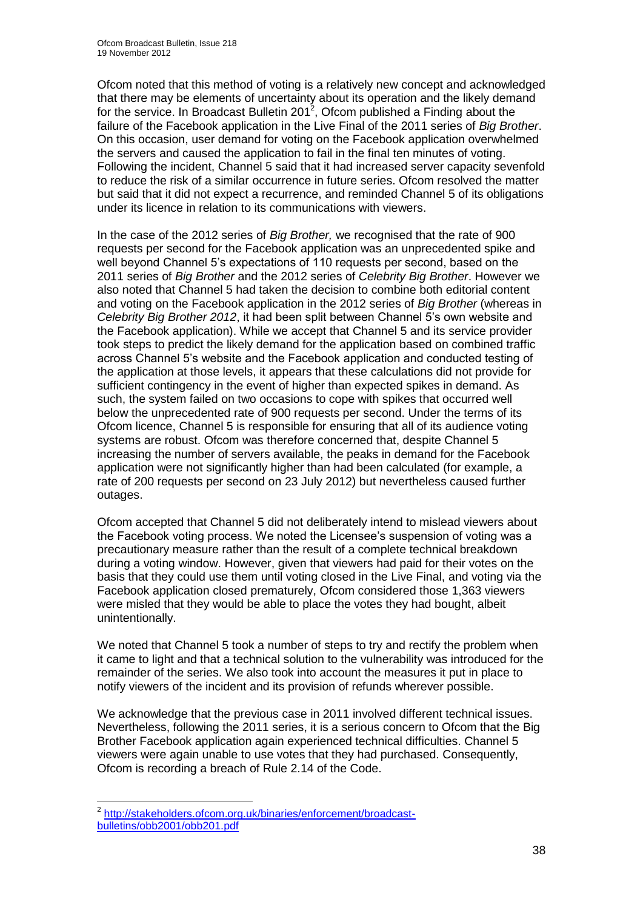Ofcom noted that this method of voting is a relatively new concept and acknowledged that there may be elements of uncertainty about its operation and the likely demand for the service. In Broadcast Bulletin 201[2], Ofcom published a Finding about the failure of the Facebook application in the Live Final of the 2011 series of *Big Brother*. On this occasion, user demand for voting on the Facebook application overwhelmed the servers and caused the application to fail in the final ten minutes of voting. Following the incident, Channel 5 said that it had increased server capacity sevenfold to reduce the risk of a similar occurrence in future series. Ofcom resolved the matter but said that it did not expect a recurrence, and reminded Channel 5 of its obligations under its licence in relation to its communications with viewers.

In the case of the 2012 series of *Big Brother,* we recognised that the rate of 900 requests per second for the Facebook application was an unprecedented spike and well beyond Channel 5's expectations of 110 requests per second, based on the 2011 series of *Big Brother* and the 2012 series of *Celebrity Big Brother*. However we also noted that Channel 5 had taken the decision to combine both editorial content and voting on the Facebook application in the 2012 series of *Big Brother* (whereas in *Celebrity Big Brother 2012*, it had been split between Channel 5's own website and the Facebook application). While we accept that Channel 5 and its service provider took steps to predict the likely demand for the application based on combined traffic across Channel 5's website and the Facebook application and conducted testing of the application at those levels, it appears that these calculations did not provide for sufficient contingency in the event of higher than expected spikes in demand. As such, the system failed on two occasions to cope with spikes that occurred well below the unprecedented rate of 900 requests per second. Under the terms of its Ofcom licence, Channel 5 is responsible for ensuring that all of its audience voting systems are robust. Ofcom was therefore concerned that, despite Channel 5 increasing the number of servers available, the peaks in demand for the Facebook application were not significantly higher than had been calculated (for example, a rate of 200 requests per second on 23 July 2012) but nevertheless caused further outages.

Ofcom accepted that Channel 5 did not deliberately intend to mislead viewers about the Facebook voting process. We noted the Licensee's suspension of voting was a precautionary measure rather than the result of a complete technical breakdown during a voting window. However, given that viewers had paid for their votes on the basis that they could use them until voting closed in the Live Final, and voting via the Facebook application closed prematurely, Ofcom considered those 1,363 viewers were misled that they would be able to place the votes they had bought, albeit unintentionally.

We noted that Channel 5 took a number of steps to try and rectify the problem when it came to light and that a technical solution to the vulnerability was introduced for the remainder of the series. We also took into account the measures it put in place to notify viewers of the incident and its provision of refunds wherever possible.

We acknowledge that the previous case in 2011 involved different technical issues. Nevertheless, following the 2011 series, it is a serious concern to Ofcom that the Big Brother Facebook application again experienced technical difficulties. Channel 5 viewers were again unable to use votes that they had purchased. Consequently, Ofcom is recording a breach of Rule 2.14 of the Code.

---

[2] http://stakeholders.ofcom.org.uk/binaries/enforcement/broadcast-bulletins/obb2001/obb201.pdf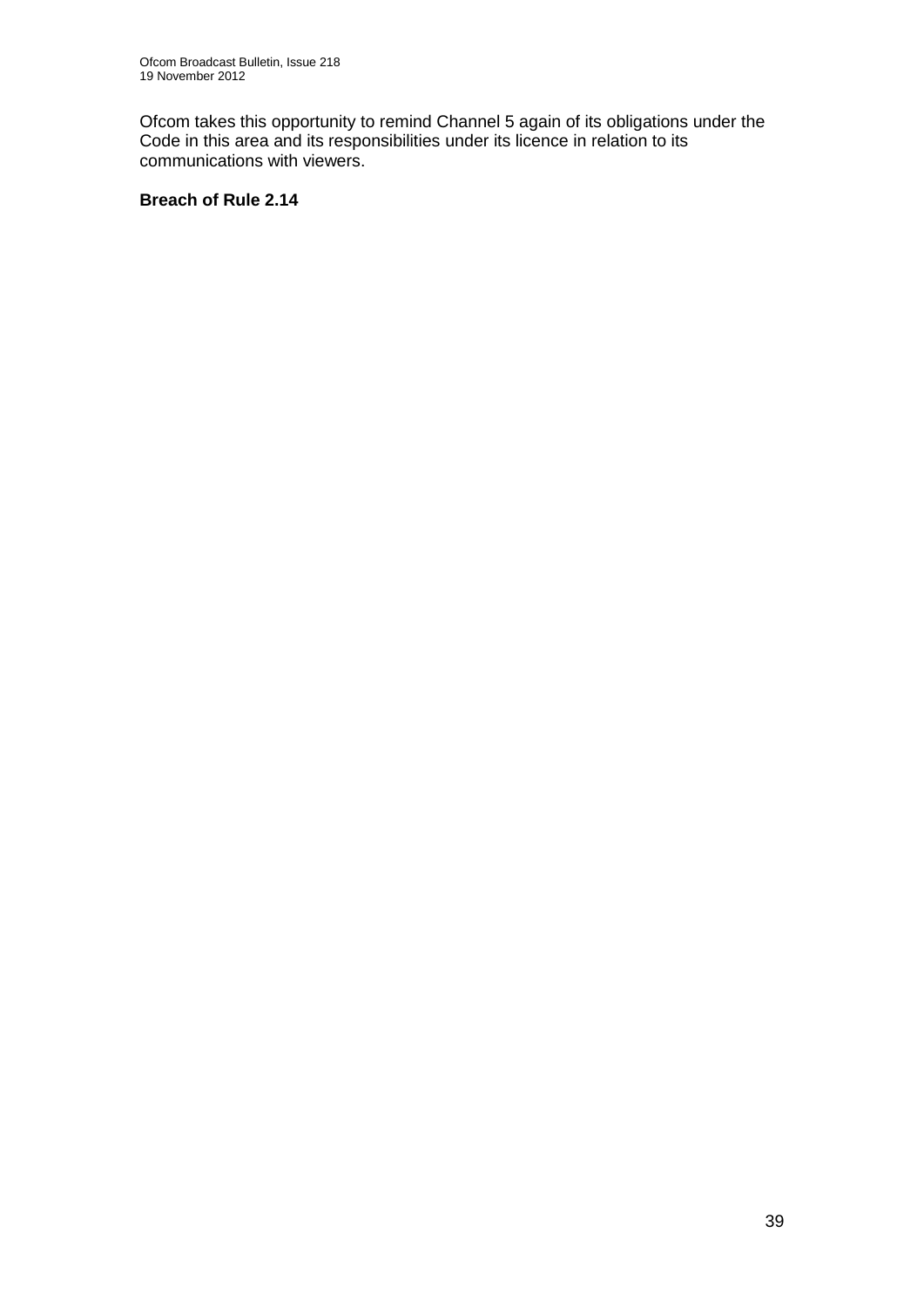Ofcom takes this opportunity to remind Channel 5 again of its obligations under the Code in this area and its responsibilities under its licence in relation to its communications with viewers.

**Breach of Rule 2.14**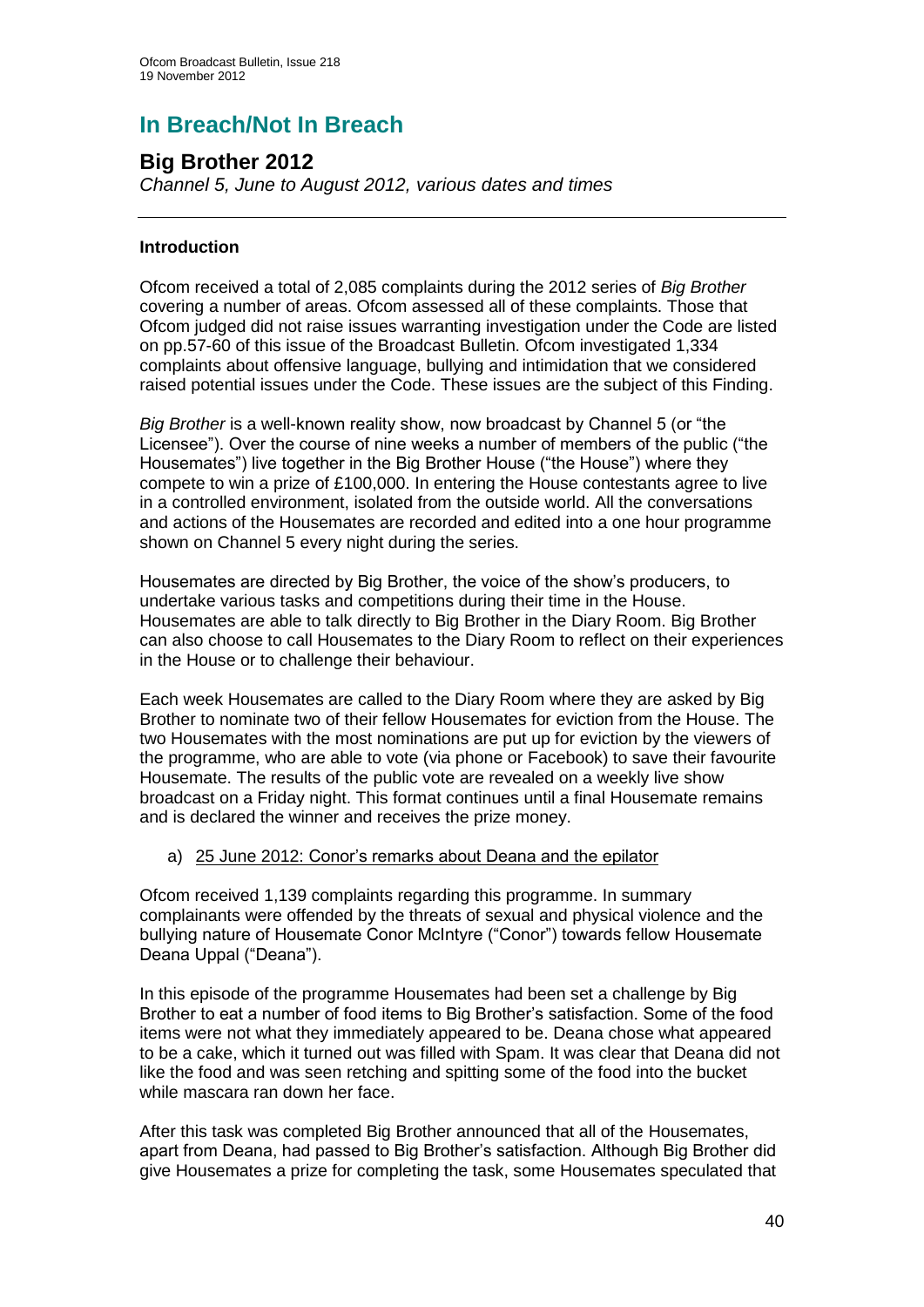# In Breach/Not In Breach

## Big Brother 2012

*Channel 5, June to August 2012, various dates and times*

### Introduction

Ofcom received a total of 2,085 complaints during the 2012 series of *Big Brother* covering a number of areas. Ofcom assessed all of these complaints. Those that Ofcom judged did not raise issues warranting investigation under the Code are listed on pp.57-60 of this issue of the Broadcast Bulletin. Ofcom investigated 1,334 complaints about offensive language, bullying and intimidation that we considered raised potential issues under the Code. These issues are the subject of this Finding.

*Big Brother* is a well-known reality show, now broadcast by Channel 5 (or "the Licensee"). Over the course of nine weeks a number of members of the public ("the Housemates") live together in the Big Brother House ("the House") where they compete to win a prize of £100,000. In entering the House contestants agree to live in a controlled environment, isolated from the outside world. All the conversations and actions of the Housemates are recorded and edited into a one hour programme shown on Channel 5 every night during the series.

Housemates are directed by Big Brother, the voice of the show's producers, to undertake various tasks and competitions during their time in the House. Housemates are able to talk directly to Big Brother in the Diary Room. Big Brother can also choose to call Housemates to the Diary Room to reflect on their experiences in the House or to challenge their behaviour.

Each week Housemates are called to the Diary Room where they are asked by Big Brother to nominate two of their fellow Housemates for eviction from the House. The two Housemates with the most nominations are put up for eviction by the viewers of the programme, who are able to vote (via phone or Facebook) to save their favourite Housemate. The results of the public vote are revealed on a weekly live show broadcast on a Friday night. This format continues until a final Housemate remains and is declared the winner and receives the prize money.

a) <u>25 June 2012: Conor's remarks about Deana and the epilator</u>

Ofcom received 1,139 complaints regarding this programme. In summary complainants were offended by the threats of sexual and physical violence and the bullying nature of Housemate Conor McIntyre ("Conor") towards fellow Housemate Deana Uppal ("Deana").

In this episode of the programme Housemates had been set a challenge by Big Brother to eat a number of food items to Big Brother's satisfaction. Some of the food items were not what they immediately appeared to be. Deana chose what appeared to be a cake, which it turned out was filled with Spam. It was clear that Deana did not like the food and was seen retching and spitting some of the food into the bucket while mascara ran down her face.

After this task was completed Big Brother announced that all of the Housemates, apart from Deana, had passed to Big Brother's satisfaction. Although Big Brother did give Housemates a prize for completing the task, some Housemates speculated that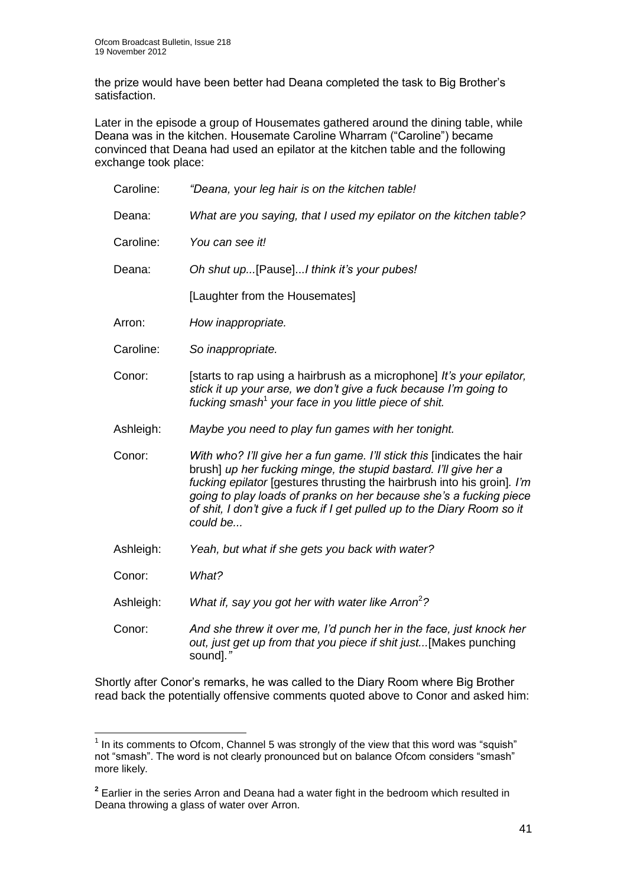the prize would have been better had Deana completed the task to Big Brother's satisfaction.

Later in the episode a group of Housemates gathered around the dining table, while Deana was in the kitchen. Housemate Caroline Wharram ("Caroline") became convinced that Deana had used an epilator at the kitchen table and the following exchange took place:

| | |
|---|---|
| Caroline: | *"Deana, your leg hair is on the kitchen table!* |
| Deana: | *What are you saying, that I used my epilator on the kitchen table?* |
| Caroline: | *You can see it!* |
| Deana: | *Oh shut up...*[Pause]*...I think it's your pubes!* |
| | [Laughter from the Housemates] |
| Arron: | *How inappropriate.* |
| Caroline: | *So inappropriate.* |
| Conor: | [starts to rap using a hairbrush as a microphone] *It's your epilator, stick it up your arse, we don't give a fuck because I'm going to fucking smash*[1] *your face in you little piece of shit.* |
| Ashleigh: | *Maybe you need to play fun games with her tonight.* |
| Conor: | *With who? I'll give her a fun game. I'll stick this* [indicates the hair brush] *up her fucking minge, the stupid bastard. I'll give her a fucking epilator* [gestures thrusting the hairbrush into his groin]*. I'm going to play loads of pranks on her because she's a fucking piece of shit, I don't give a fuck if I get pulled up to the Diary Room so it could be...* |
| Ashleigh: | *Yeah, but what if she gets you back with water?* |
| Conor: | *What?* |
| Ashleigh: | *What if, say you got her with water like Arron*[2]*?* |
| Conor: | *And she threw it over me, I'd punch her in the face, just knock her out, just get up from that you piece if shit just...*[Makes punching sound]*."* |

Shortly after Conor's remarks, he was called to the Diary Room where Big Brother read back the potentially offensive comments quoted above to Conor and asked him:

---

[1] In its comments to Ofcom, Channel 5 was strongly of the view that this word was "squish" not "smash". The word is not clearly pronounced but on balance Ofcom considers "smash" more likely.

[2] Earlier in the series Arron and Deana had a water fight in the bedroom which resulted in Deana throwing a glass of water over Arron.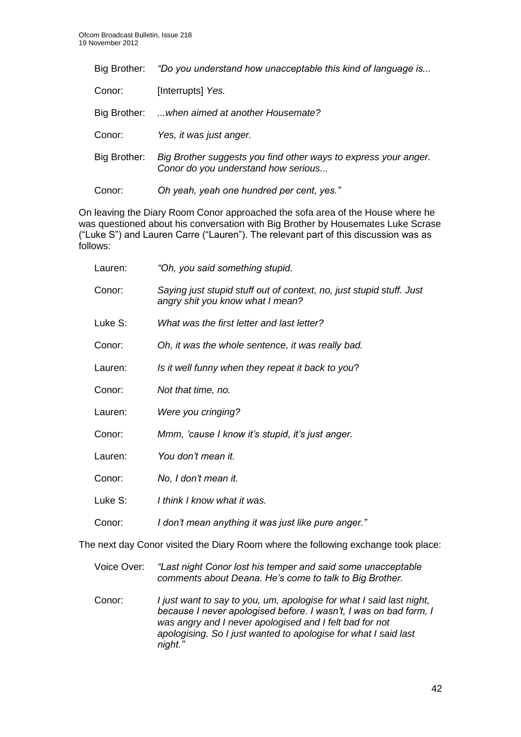| | |
|---|---|
| Big Brother: | *"Do you understand how unacceptable this kind of language is...* |
| Conor: | [Interrupts] *Yes.* |
| Big Brother: | *...when aimed at another Housemate?* |
| Conor: | *Yes, it was just anger.* |
| Big Brother: | *Big Brother suggests you find other ways to express your anger. Conor do you understand how serious...* |
| Conor: | *Oh yeah, yeah one hundred per cent, yes."* |

On leaving the Diary Room Conor approached the sofa area of the House where he was questioned about his conversation with Big Brother by Housemates Luke Scrase ("Luke S") and Lauren Carre ("Lauren"). The relevant part of this discussion was as follows:

| | |
|---|---|
| Lauren: | *"Oh, you said something stupid.* |
| Conor: | *Saying just stupid stuff out of context, no, just stupid stuff. Just angry shit you know what I mean?* |
| Luke S: | *What was the first letter and last letter?* |
| Conor: | *Oh, it was the whole sentence, it was really bad.* |
| Lauren: | *Is it well funny when they repeat it back to you*? |
| Conor: | *Not that time, no.* |
| Lauren: | *Were you cringing?* |
| Conor: | *Mmm, 'cause I know it's stupid, it's just anger.* |
| Lauren: | *You don't mean it.* |
| Conor: | *No, I don't mean it.* |
| Luke S: | *I think I know what it was.* |
| Conor: | *I don't mean anything it was just like pure anger."* |

The next day Conor visited the Diary Room where the following exchange took place:

| | |
|---|---|
| Voice Over: | *"Last night Conor lost his temper and said some unacceptable comments about Deana. He's come to talk to Big Brother.* |
| Conor: | *I just want to say to you, um, apologise for what I said last night, because I never apologised before. I wasn't, I was on bad form, I was angry and I never apologised and I felt bad for not apologising. So I just wanted to apologise for what I said last night."* |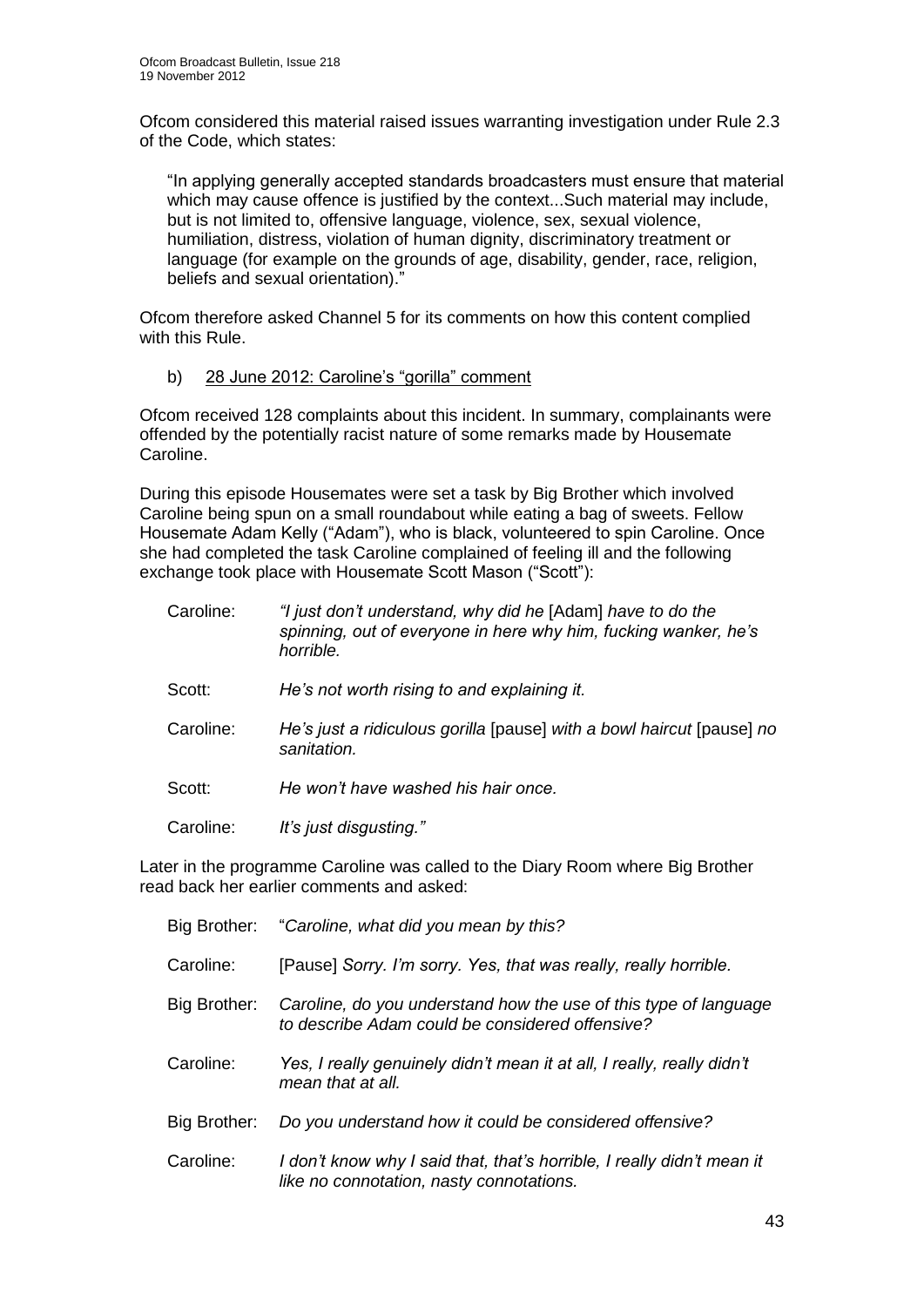Ofcom considered this material raised issues warranting investigation under Rule 2.3 of the Code, which states:

> "In applying generally accepted standards broadcasters must ensure that material which may cause offence is justified by the context...Such material may include, but is not limited to, offensive language, violence, sex, sexual violence, humiliation, distress, violation of human dignity, discriminatory treatment or language (for example on the grounds of age, disability, gender, race, religion, beliefs and sexual orientation)."

Ofcom therefore asked Channel 5 for its comments on how this content complied with this Rule.

b) <u>28 June 2012: Caroline's "gorilla" comment</u>

Ofcom received 128 complaints about this incident. In summary, complainants were offended by the potentially racist nature of some remarks made by Housemate Caroline.

During this episode Housemates were set a task by Big Brother which involved Caroline being spun on a small roundabout while eating a bag of sweets. Fellow Housemate Adam Kelly ("Adam"), who is black, volunteered to spin Caroline. Once she had completed the task Caroline complained of feeling ill and the following exchange took place with Housemate Scott Mason ("Scott"):

Caroline: *"I just don't understand, why did he* [Adam] *have to do the spinning, out of everyone in here why him, fucking wanker, he's horrible.*

Scott: *He's not worth rising to and explaining it.*

Caroline: *He's just a ridiculous gorilla* [pause] *with a bowl haircut* [pause] *no sanitation.*

Scott: *He won't have washed his hair once.*

Caroline: *It's just disgusting."*

Later in the programme Caroline was called to the Diary Room where Big Brother read back her earlier comments and asked:

Big Brother: "*Caroline, what did you mean by this?*

Caroline: [Pause] *Sorry. I'm sorry. Yes, that was really, really horrible.*

Big Brother: *Caroline, do you understand how the use of this type of language to describe Adam could be considered offensive?*

Caroline: *Yes, I really genuinely didn't mean it at all, I really, really didn't mean that at all.*

Big Brother: *Do you understand how it could be considered offensive?*

Caroline: *I don't know why I said that, that's horrible, I really didn't mean it like no connotation, nasty connotations.*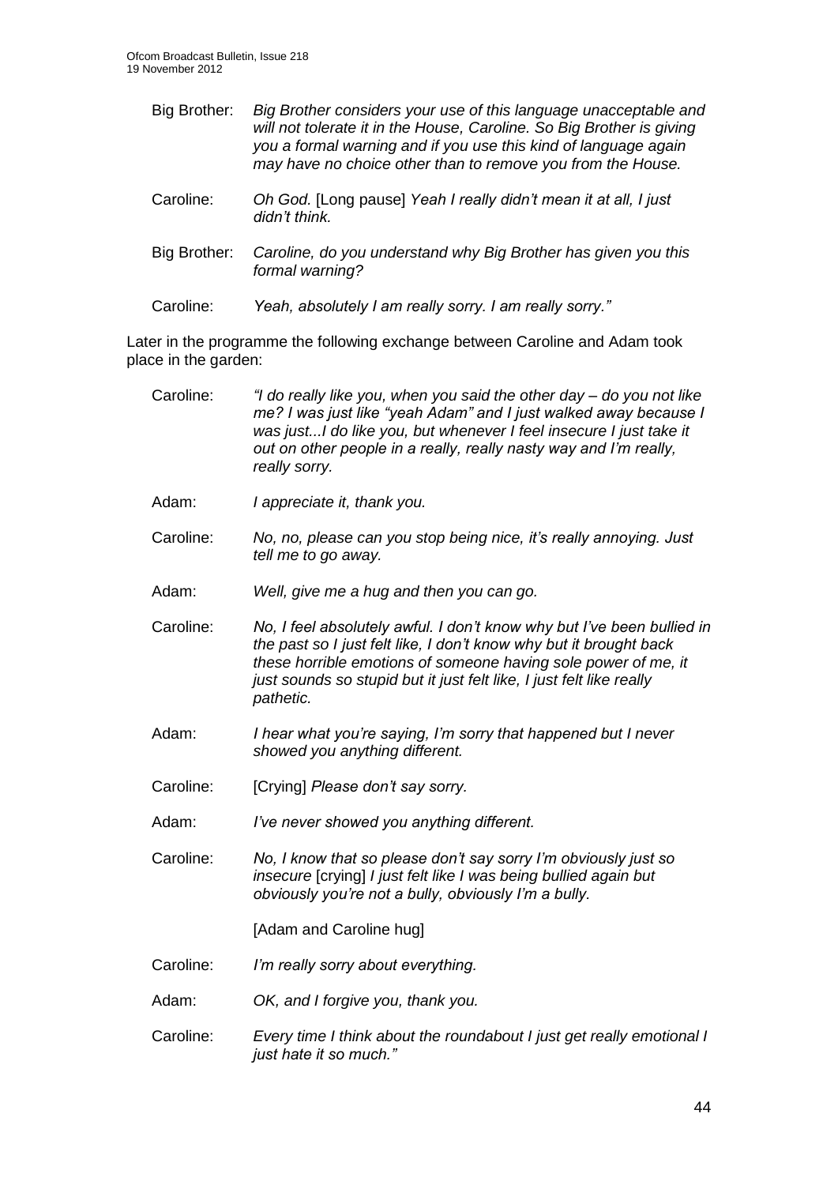| | |
|---|---|
| Big Brother: | *Big Brother considers your use of this language unacceptable and will not tolerate it in the House, Caroline. So Big Brother is giving you a formal warning and if you use this kind of language again may have no choice other than to remove you from the House.* |
| Caroline: | *Oh God.* [Long pause] *Yeah I really didn't mean it at all, I just didn't think.* |
| Big Brother: | *Caroline, do you understand why Big Brother has given you this formal warning?* |
| Caroline: | *Yeah, absolutely I am really sorry. I am really sorry."* |

Later in the programme the following exchange between Caroline and Adam took place in the garden:

| | |
|---|---|
| Caroline: | *"I do really like you, when you said the other day – do you not like me? I was just like "yeah Adam" and I just walked away because I was just...I do like you, but whenever I feel insecure I just take it out on other people in a really, really nasty way and I'm really, really sorry.* |
| Adam: | *I appreciate it, thank you.* |
| Caroline: | *No, no, please can you stop being nice, it's really annoying. Just tell me to go away.* |
| Adam: | *Well, give me a hug and then you can go.* |
| Caroline: | *No, I feel absolutely awful. I don't know why but I've been bullied in the past so I just felt like, I don't know why but it brought back these horrible emotions of someone having sole power of me, it just sounds so stupid but it just felt like, I just felt like really pathetic.* |
| Adam: | *I hear what you're saying, I'm sorry that happened but I never showed you anything different.* |
| Caroline: | [Crying] *Please don't say sorry.* |
| Adam: | *I've never showed you anything different.* |
| Caroline: | *No, I know that so please don't say sorry I'm obviously just so insecure* [crying] *I just felt like I was being bullied again but obviously you're not a bully, obviously I'm a bully.* |
| | [Adam and Caroline hug] |
| Caroline: | *I'm really sorry about everything.* |
| Adam: | *OK, and I forgive you, thank you.* |
| Caroline: | *Every time I think about the roundabout I just get really emotional I just hate it so much."* |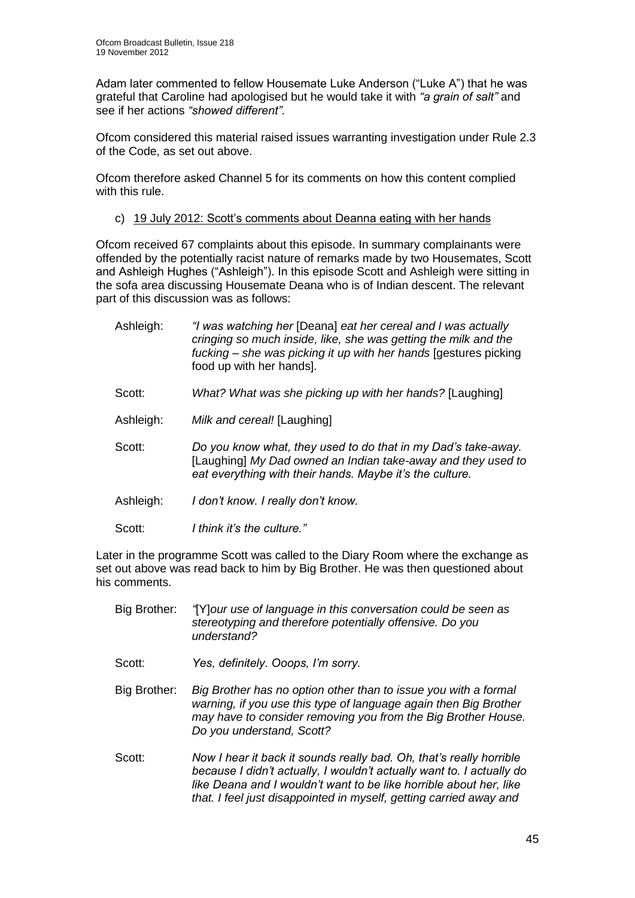Adam later commented to fellow Housemate Luke Anderson ("Luke A") that he was grateful that Caroline had apologised but he would take it with *"a grain of salt"* and see if her actions *"showed different"*.

Ofcom considered this material raised issues warranting investigation under Rule 2.3 of the Code, as set out above.

Ofcom therefore asked Channel 5 for its comments on how this content complied with this rule.

c) <u>19 July 2012: Scott's comments about Deanna eating with her hands</u>

Ofcom received 67 complaints about this episode. In summary complainants were offended by the potentially racist nature of remarks made by two Housemates, Scott and Ashleigh Hughes ("Ashleigh"). In this episode Scott and Ashleigh were sitting in the sofa area discussing Housemate Deana who is of Indian descent. The relevant part of this discussion was as follows:

Ashleigh: *"I was watching her* [Deana] *eat her cereal and I was actually cringing so much inside, like, she was getting the milk and the fucking – she was picking it up with her hands* [gestures picking food up with her hands].

Scott: *What? What was she picking up with her hands?* [Laughing]

Ashleigh: *Milk and cereal!* [Laughing]

Scott: *Do you know what, they used to do that in my Dad's take-away.* [Laughing] *My Dad owned an Indian take-away and they used to eat everything with their hands. Maybe it's the culture.*

Ashleigh: *I don't know. I really don't know.*

Scott: *I think it's the culture."*

Later in the programme Scott was called to the Diary Room where the exchange as set out above was read back to him by Big Brother. He was then questioned about his comments.

Big Brother: *"*[Y]*our use of language in this conversation could be seen as stereotyping and therefore potentially offensive. Do you understand?*

Scott: *Yes, definitely. Ooops, I'm sorry.*

Big Brother: *Big Brother has no option other than to issue you with a formal warning, if you use this type of language again then Big Brother may have to consider removing you from the Big Brother House. Do you understand, Scott?*

Scott: *Now I hear it back it sounds really bad. Oh, that's really horrible because I didn't actually, I wouldn't actually want to. I actually do like Deana and I wouldn't want to be like horrible about her, like that. I feel just disappointed in myself, getting carried away and*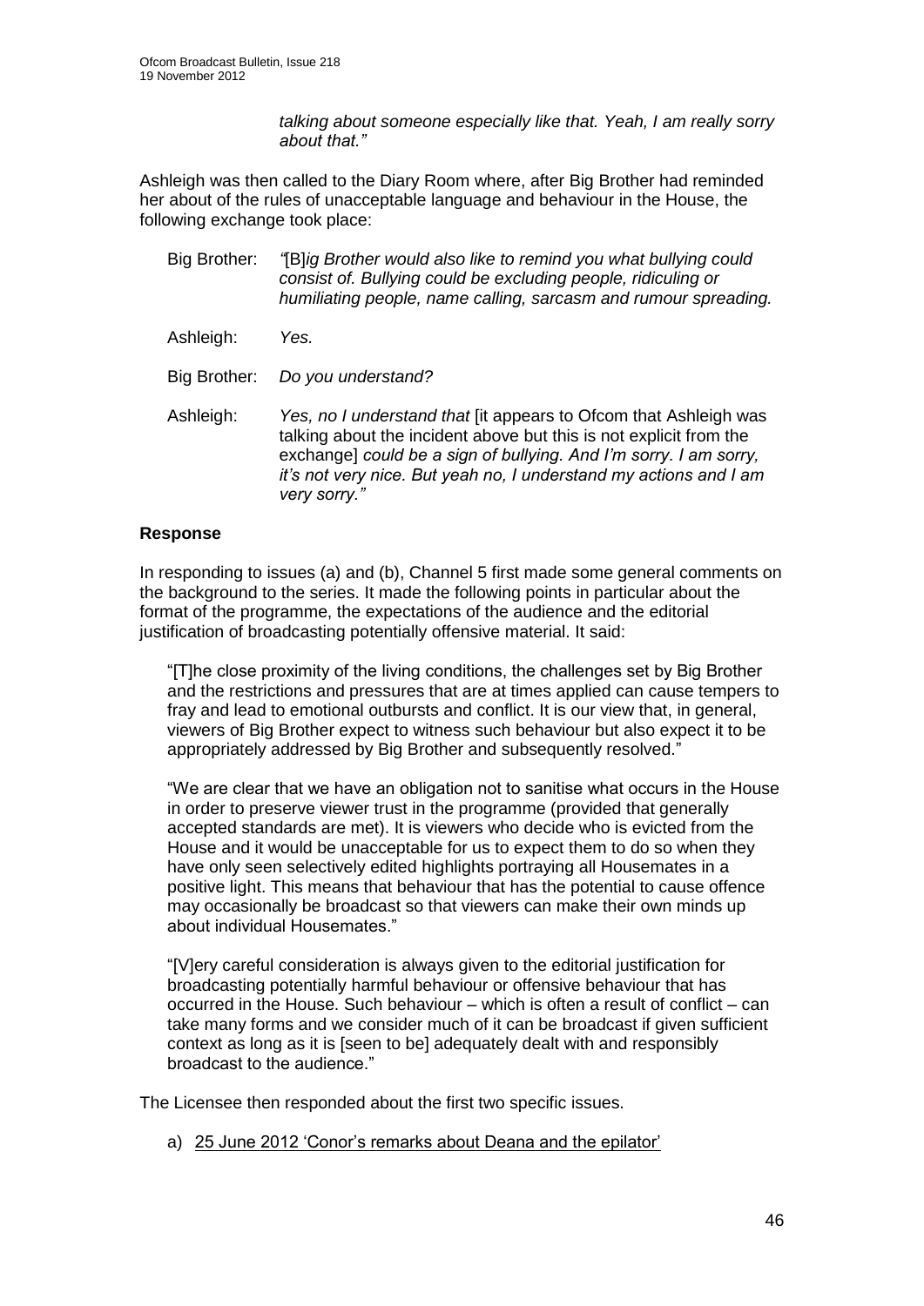> *talking about someone especially like that. Yeah, I am really sorry about that."*

Ashleigh was then called to the Diary Room where, after Big Brother had reminded her about of the rules of unacceptable language and behaviour in the House, the following exchange took place:

Big Brother: *"*[B]*ig Brother would also like to remind you what bullying could consist of. Bullying could be excluding people, ridiculing or humiliating people, name calling, sarcasm and rumour spreading.*

Ashleigh: *Yes.*

Big Brother: *Do you understand?*

Ashleigh: *Yes, no I understand that* [it appears to Ofcom that Ashleigh was talking about the incident above but this is not explicit from the exchange] *could be a sign of bullying. And I'm sorry. I am sorry, it's not very nice. But yeah no, I understand my actions and I am very sorry."*

**Response**

In responding to issues (a) and (b), Channel 5 first made some general comments on the background to the series. It made the following points in particular about the format of the programme, the expectations of the audience and the editorial justification of broadcasting potentially offensive material. It said:

"[T]he close proximity of the living conditions, the challenges set by Big Brother and the restrictions and pressures that are at times applied can cause tempers to fray and lead to emotional outbursts and conflict. It is our view that, in general, viewers of Big Brother expect to witness such behaviour but also expect it to be appropriately addressed by Big Brother and subsequently resolved."

"We are clear that we have an obligation not to sanitise what occurs in the House in order to preserve viewer trust in the programme (provided that generally accepted standards are met). It is viewers who decide who is evicted from the House and it would be unacceptable for us to expect them to do so when they have only seen selectively edited highlights portraying all Housemates in a positive light. This means that behaviour that has the potential to cause offence may occasionally be broadcast so that viewers can make their own minds up about individual Housemates."

"[V]ery careful consideration is always given to the editorial justification for broadcasting potentially harmful behaviour or offensive behaviour that has occurred in the House. Such behaviour – which is often a result of conflict – can take many forms and we consider much of it can be broadcast if given sufficient context as long as it is [seen to be] adequately dealt with and responsibly broadcast to the audience."

The Licensee then responded about the first two specific issues.

a) <u>25 June 2012 'Conor's remarks about Deana and the epilator'</u>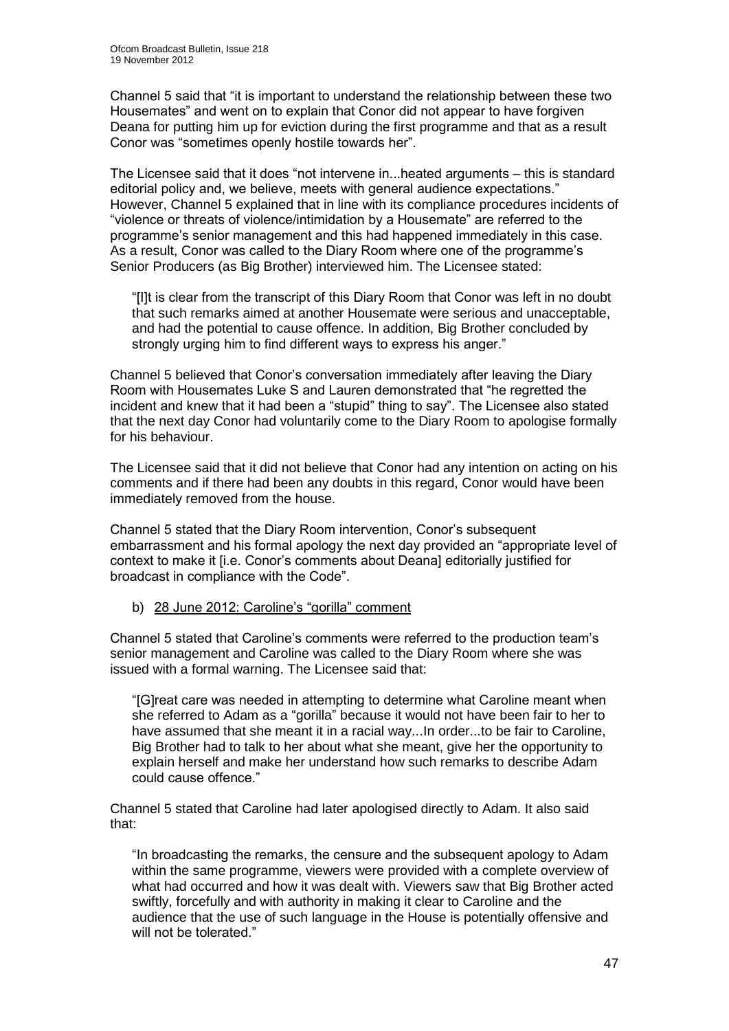Channel 5 said that "it is important to understand the relationship between these two Housemates" and went on to explain that Conor did not appear to have forgiven Deana for putting him up for eviction during the first programme and that as a result Conor was "sometimes openly hostile towards her".

The Licensee said that it does "not intervene in...heated arguments – this is standard editorial policy and, we believe, meets with general audience expectations." However, Channel 5 explained that in line with its compliance procedures incidents of "violence or threats of violence/intimidation by a Housemate" are referred to the programme's senior management and this had happened immediately in this case. As a result, Conor was called to the Diary Room where one of the programme's Senior Producers (as Big Brother) interviewed him. The Licensee stated:

> "[I]t is clear from the transcript of this Diary Room that Conor was left in no doubt that such remarks aimed at another Housemate were serious and unacceptable, and had the potential to cause offence. In addition, Big Brother concluded by strongly urging him to find different ways to express his anger."

Channel 5 believed that Conor's conversation immediately after leaving the Diary Room with Housemates Luke S and Lauren demonstrated that "he regretted the incident and knew that it had been a "stupid" thing to say". The Licensee also stated that the next day Conor had voluntarily come to the Diary Room to apologise formally for his behaviour.

The Licensee said that it did not believe that Conor had any intention on acting on his comments and if there had been any doubts in this regard, Conor would have been immediately removed from the house.

Channel 5 stated that the Diary Room intervention, Conor's subsequent embarrassment and his formal apology the next day provided an "appropriate level of context to make it [i.e. Conor's comments about Deana] editorially justified for broadcast in compliance with the Code".

b) <u>28 June 2012: Caroline's "gorilla" comment</u>

Channel 5 stated that Caroline's comments were referred to the production team's senior management and Caroline was called to the Diary Room where she was issued with a formal warning. The Licensee said that:

> "[G]reat care was needed in attempting to determine what Caroline meant when she referred to Adam as a "gorilla" because it would not have been fair to her to have assumed that she meant it in a racial way...In order...to be fair to Caroline, Big Brother had to talk to her about what she meant, give her the opportunity to explain herself and make her understand how such remarks to describe Adam could cause offence."

Channel 5 stated that Caroline had later apologised directly to Adam. It also said that:

> "In broadcasting the remarks, the censure and the subsequent apology to Adam within the same programme, viewers were provided with a complete overview of what had occurred and how it was dealt with. Viewers saw that Big Brother acted swiftly, forcefully and with authority in making it clear to Caroline and the audience that the use of such language in the House is potentially offensive and will not be tolerated."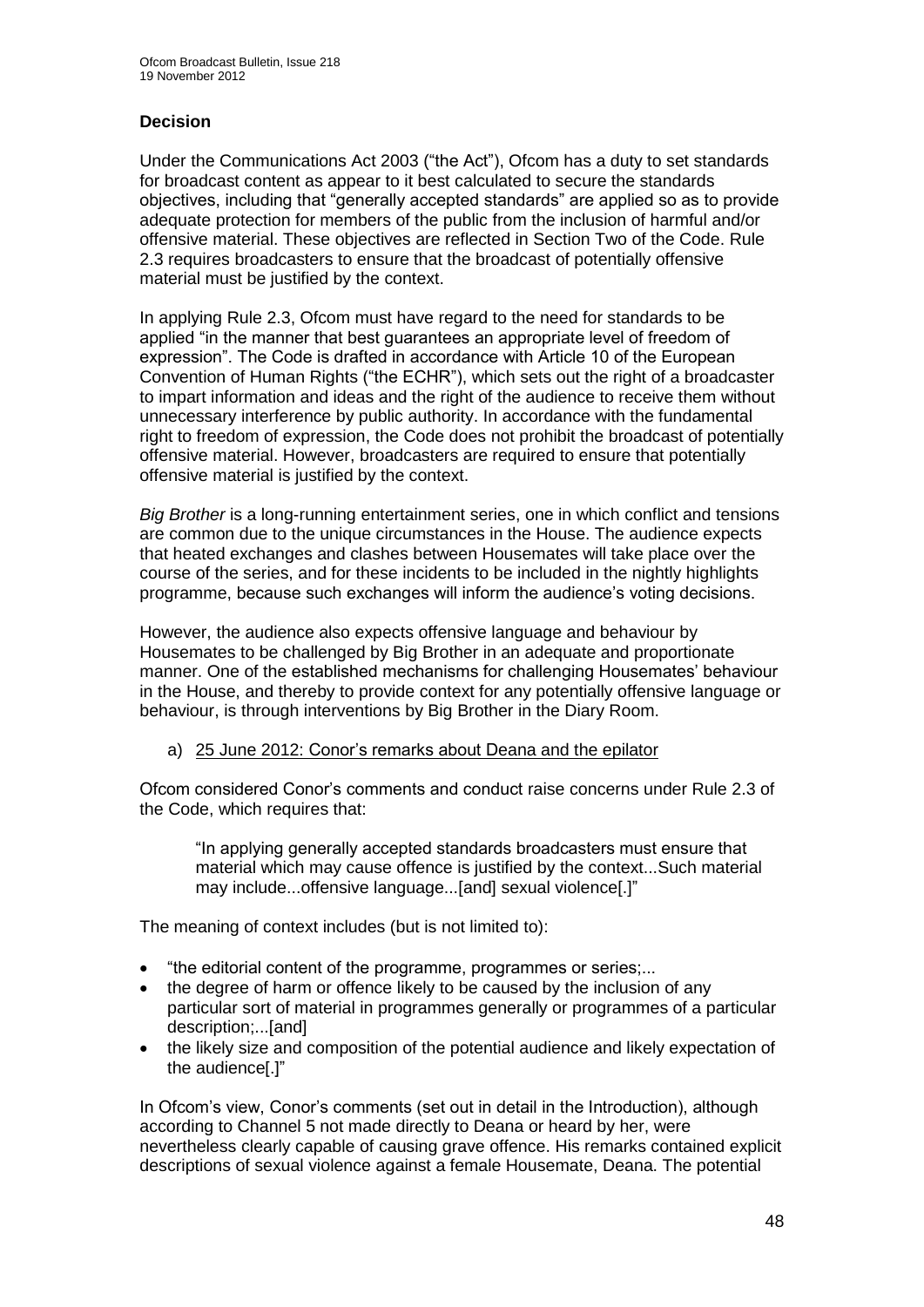## Decision

Under the Communications Act 2003 ("the Act"), Ofcom has a duty to set standards for broadcast content as appear to it best calculated to secure the standards objectives, including that "generally accepted standards" are applied so as to provide adequate protection for members of the public from the inclusion of harmful and/or offensive material. These objectives are reflected in Section Two of the Code. Rule 2.3 requires broadcasters to ensure that the broadcast of potentially offensive material must be justified by the context.

In applying Rule 2.3, Ofcom must have regard to the need for standards to be applied "in the manner that best guarantees an appropriate level of freedom of expression". The Code is drafted in accordance with Article 10 of the European Convention of Human Rights ("the ECHR"), which sets out the right of a broadcaster to impart information and ideas and the right of the audience to receive them without unnecessary interference by public authority. In accordance with the fundamental right to freedom of expression, the Code does not prohibit the broadcast of potentially offensive material. However, broadcasters are required to ensure that potentially offensive material is justified by the context.

*Big Brother* is a long-running entertainment series, one in which conflict and tensions are common due to the unique circumstances in the House. The audience expects that heated exchanges and clashes between Housemates will take place over the course of the series, and for these incidents to be included in the nightly highlights programme, because such exchanges will inform the audience's voting decisions.

However, the audience also expects offensive language and behaviour by Housemates to be challenged by Big Brother in an adequate and proportionate manner. One of the established mechanisms for challenging Housemates' behaviour in the House, and thereby to provide context for any potentially offensive language or behaviour, is through interventions by Big Brother in the Diary Room.

a) <u>25 June 2012: Conor's remarks about Deana and the epilator</u>

Ofcom considered Conor's comments and conduct raise concerns under Rule 2.3 of the Code, which requires that:

> "In applying generally accepted standards broadcasters must ensure that material which may cause offence is justified by the context...Such material may include...offensive language...[and] sexual violence[.]"

The meaning of context includes (but is not limited to):

- "the editorial content of the programme, programmes or series;...
- the degree of harm or offence likely to be caused by the inclusion of any particular sort of material in programmes generally or programmes of a particular description;...[and]
- the likely size and composition of the potential audience and likely expectation of the audience[.]"

In Ofcom's view, Conor's comments (set out in detail in the Introduction), although according to Channel 5 not made directly to Deana or heard by her, were nevertheless clearly capable of causing grave offence. His remarks contained explicit descriptions of sexual violence against a female Housemate, Deana. The potential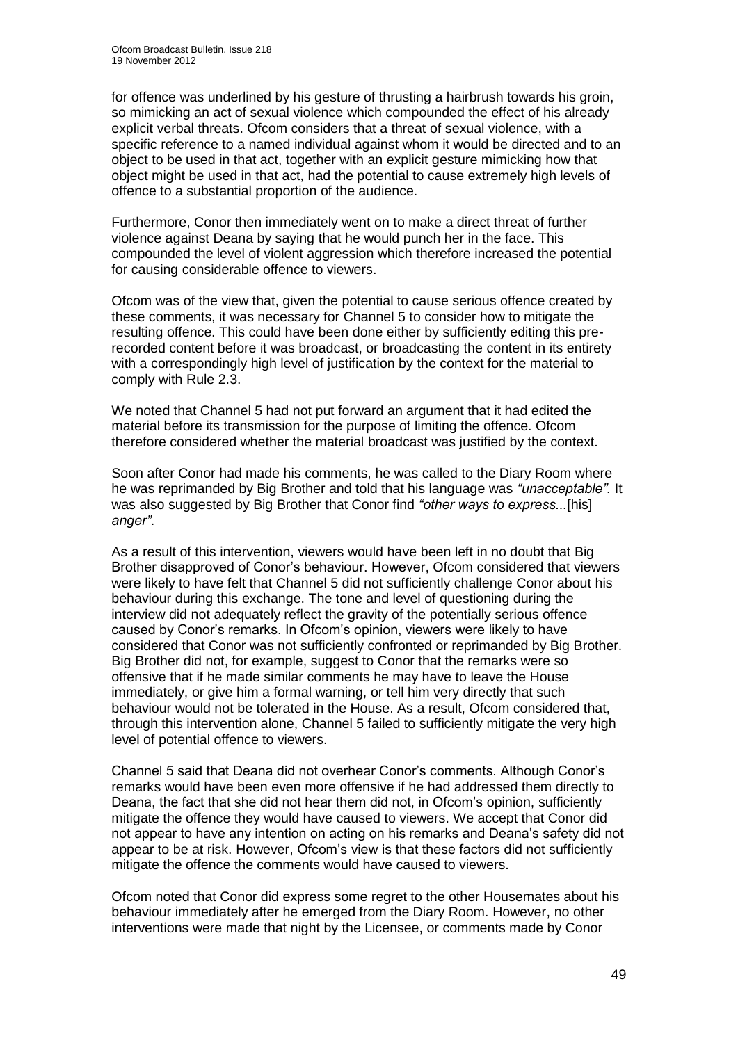for offence was underlined by his gesture of thrusting a hairbrush towards his groin, so mimicking an act of sexual violence which compounded the effect of his already explicit verbal threats. Ofcom considers that a threat of sexual violence, with a specific reference to a named individual against whom it would be directed and to an object to be used in that act, together with an explicit gesture mimicking how that object might be used in that act, had the potential to cause extremely high levels of offence to a substantial proportion of the audience.

Furthermore, Conor then immediately went on to make a direct threat of further violence against Deana by saying that he would punch her in the face. This compounded the level of violent aggression which therefore increased the potential for causing considerable offence to viewers.

Ofcom was of the view that, given the potential to cause serious offence created by these comments, it was necessary for Channel 5 to consider how to mitigate the resulting offence. This could have been done either by sufficiently editing this pre-recorded content before it was broadcast, or broadcasting the content in its entirety with a correspondingly high level of justification by the context for the material to comply with Rule 2.3.

We noted that Channel 5 had not put forward an argument that it had edited the material before its transmission for the purpose of limiting the offence. Ofcom therefore considered whether the material broadcast was justified by the context.

Soon after Conor had made his comments, he was called to the Diary Room where he was reprimanded by Big Brother and told that his language was *"unacceptable"*. It was also suggested by Big Brother that Conor find *"other ways to express...*[his] *anger"*.

As a result of this intervention, viewers would have been left in no doubt that Big Brother disapproved of Conor's behaviour. However, Ofcom considered that viewers were likely to have felt that Channel 5 did not sufficiently challenge Conor about his behaviour during this exchange. The tone and level of questioning during the interview did not adequately reflect the gravity of the potentially serious offence caused by Conor's remarks. In Ofcom's opinion, viewers were likely to have considered that Conor was not sufficiently confronted or reprimanded by Big Brother. Big Brother did not, for example, suggest to Conor that the remarks were so offensive that if he made similar comments he may have to leave the House immediately, or give him a formal warning, or tell him very directly that such behaviour would not be tolerated in the House. As a result, Ofcom considered that, through this intervention alone, Channel 5 failed to sufficiently mitigate the very high level of potential offence to viewers.

Channel 5 said that Deana did not overhear Conor's comments. Although Conor's remarks would have been even more offensive if he had addressed them directly to Deana, the fact that she did not hear them did not, in Ofcom's opinion, sufficiently mitigate the offence they would have caused to viewers. We accept that Conor did not appear to have any intention on acting on his remarks and Deana's safety did not appear to be at risk. However, Ofcom's view is that these factors did not sufficiently mitigate the offence the comments would have caused to viewers.

Ofcom noted that Conor did express some regret to the other Housemates about his behaviour immediately after he emerged from the Diary Room. However, no other interventions were made that night by the Licensee, or comments made by Conor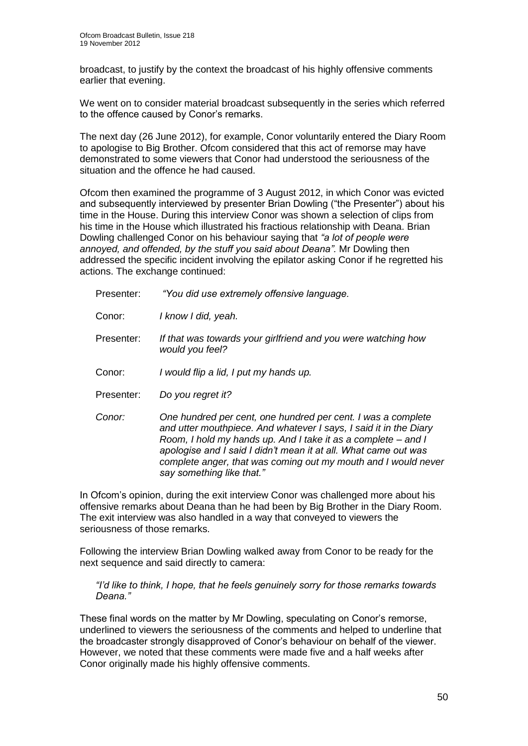broadcast, to justify by the context the broadcast of his highly offensive comments earlier that evening.

We went on to consider material broadcast subsequently in the series which referred to the offence caused by Conor's remarks.

The next day (26 June 2012), for example, Conor voluntarily entered the Diary Room to apologise to Big Brother. Ofcom considered that this act of remorse may have demonstrated to some viewers that Conor had understood the seriousness of the situation and the offence he had caused.

Ofcom then examined the programme of 3 August 2012, in which Conor was evicted and subsequently interviewed by presenter Brian Dowling ("the Presenter") about his time in the House. During this interview Conor was shown a selection of clips from his time in the House which illustrated his fractious relationship with Deana. Brian Dowling challenged Conor on his behaviour saying that *"a lot of people were annoyed, and offended, by the stuff you said about Deana"*. Mr Dowling then addressed the specific incident involving the epilator asking Conor if he regretted his actions. The exchange continued:

Presenter: *"You did use extremely offensive language.*

Conor: *I know I did, yeah.*

Presenter: *If that was towards your girlfriend and you were watching how would you feel?*

Conor: *I would flip a lid, I put my hands up.*

Presenter: *Do you regret it?*

*Conor: One hundred per cent, one hundred per cent. I was a complete and utter mouthpiece. And whatever I says, I said it in the Diary Room, I hold my hands up. And I take it as a complete – and I apologise and I said I didn't mean it at all. What came out was complete anger, that was coming out my mouth and I would never say something like that."*

In Ofcom's opinion, during the exit interview Conor was challenged more about his offensive remarks about Deana than he had been by Big Brother in the Diary Room. The exit interview was also handled in a way that conveyed to viewers the seriousness of those remarks.

Following the interview Brian Dowling walked away from Conor to be ready for the next sequence and said directly to camera:

> *"I'd like to think, I hope, that he feels genuinely sorry for those remarks towards Deana."*

These final words on the matter by Mr Dowling, speculating on Conor's remorse, underlined to viewers the seriousness of the comments and helped to underline that the broadcaster strongly disapproved of Conor's behaviour on behalf of the viewer. However, we noted that these comments were made five and a half weeks after Conor originally made his highly offensive comments.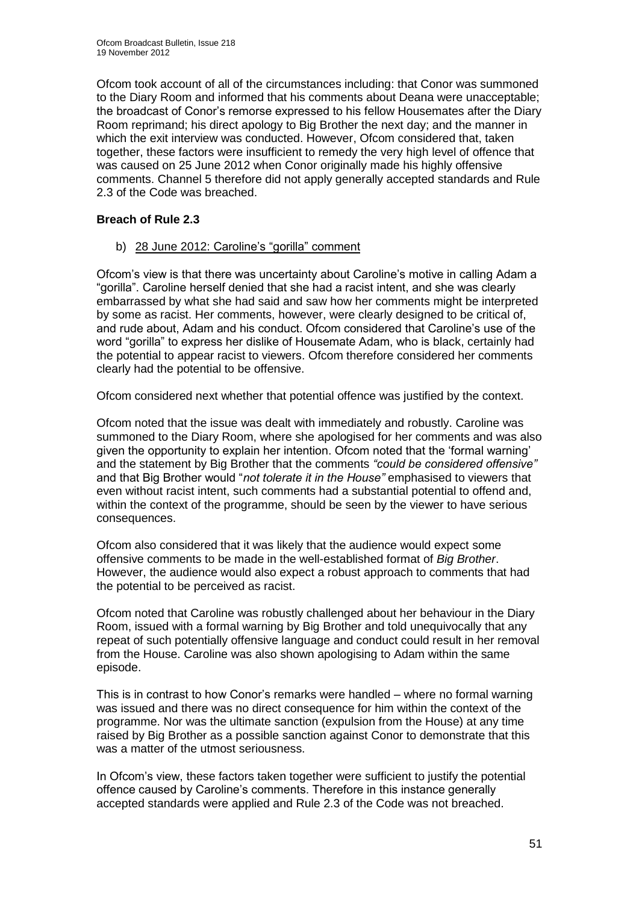Ofcom took account of all of the circumstances including: that Conor was summoned to the Diary Room and informed that his comments about Deana were unacceptable; the broadcast of Conor's remorse expressed to his fellow Housemates after the Diary Room reprimand; his direct apology to Big Brother the next day; and the manner in which the exit interview was conducted. However, Ofcom considered that, taken together, these factors were insufficient to remedy the very high level of offence that was caused on 25 June 2012 when Conor originally made his highly offensive comments. Channel 5 therefore did not apply generally accepted standards and Rule 2.3 of the Code was breached.

**Breach of Rule 2.3**

b) 28 June 2012: Caroline's "gorilla" comment

Ofcom's view is that there was uncertainty about Caroline's motive in calling Adam a "gorilla". Caroline herself denied that she had a racist intent, and she was clearly embarrassed by what she had said and saw how her comments might be interpreted by some as racist. Her comments, however, were clearly designed to be critical of, and rude about, Adam and his conduct. Ofcom considered that Caroline's use of the word "gorilla" to express her dislike of Housemate Adam, who is black, certainly had the potential to appear racist to viewers. Ofcom therefore considered her comments clearly had the potential to be offensive.

Ofcom considered next whether that potential offence was justified by the context.

Ofcom noted that the issue was dealt with immediately and robustly. Caroline was summoned to the Diary Room, where she apologised for her comments and was also given the opportunity to explain her intention. Ofcom noted that the 'formal warning' and the statement by Big Brother that the comments *"could be considered offensive"* and that Big Brother would "*not tolerate it in the House"* emphasised to viewers that even without racist intent, such comments had a substantial potential to offend and, within the context of the programme, should be seen by the viewer to have serious consequences.

Ofcom also considered that it was likely that the audience would expect some offensive comments to be made in the well-established format of *Big Brother*. However, the audience would also expect a robust approach to comments that had the potential to be perceived as racist.

Ofcom noted that Caroline was robustly challenged about her behaviour in the Diary Room, issued with a formal warning by Big Brother and told unequivocally that any repeat of such potentially offensive language and conduct could result in her removal from the House. Caroline was also shown apologising to Adam within the same episode.

This is in contrast to how Conor's remarks were handled – where no formal warning was issued and there was no direct consequence for him within the context of the programme. Nor was the ultimate sanction (expulsion from the House) at any time raised by Big Brother as a possible sanction against Conor to demonstrate that this was a matter of the utmost seriousness.

In Ofcom's view, these factors taken together were sufficient to justify the potential offence caused by Caroline's comments. Therefore in this instance generally accepted standards were applied and Rule 2.3 of the Code was not breached.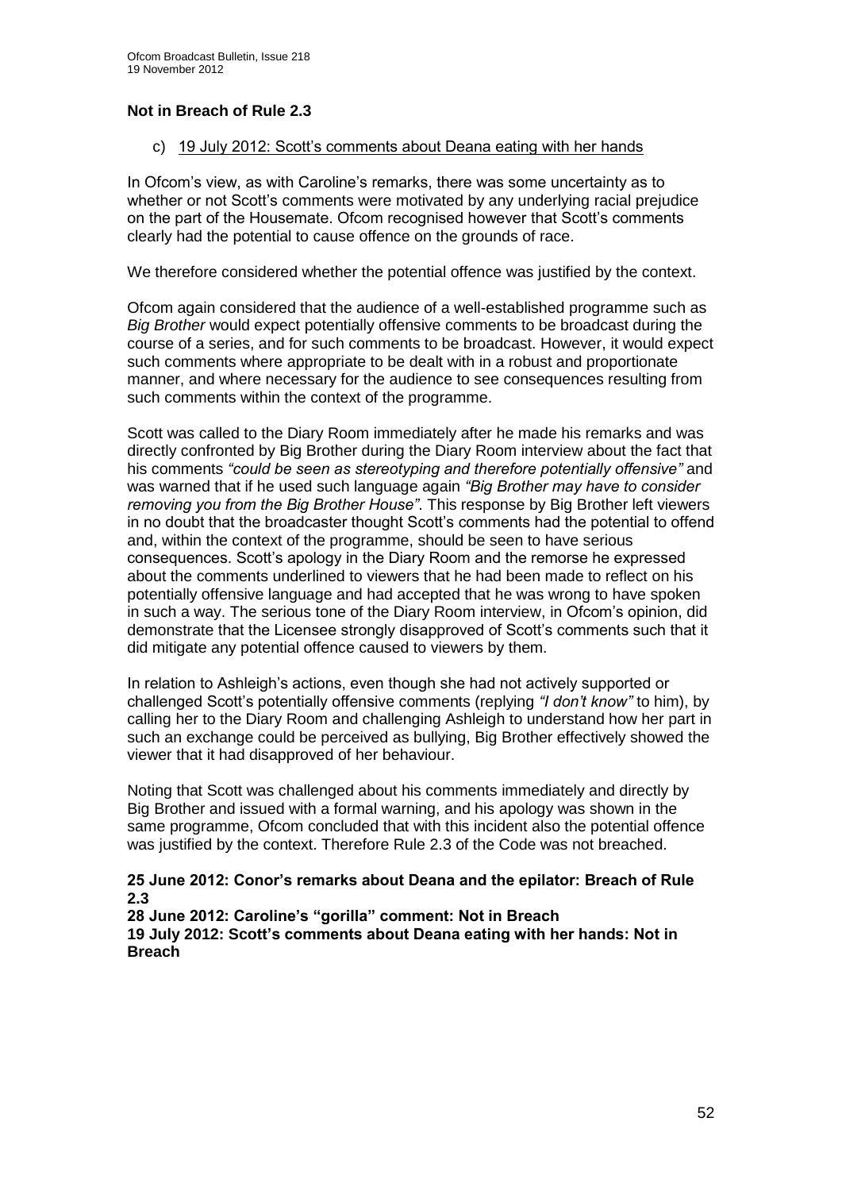**Not in Breach of Rule 2.3**

c) 19 July 2012: Scott's comments about Deana eating with her hands

In Ofcom's view, as with Caroline's remarks, there was some uncertainty as to whether or not Scott's comments were motivated by any underlying racial prejudice on the part of the Housemate. Ofcom recognised however that Scott's comments clearly had the potential to cause offence on the grounds of race.

We therefore considered whether the potential offence was justified by the context.

Ofcom again considered that the audience of a well-established programme such as *Big Brother* would expect potentially offensive comments to be broadcast during the course of a series, and for such comments to be broadcast. However, it would expect such comments where appropriate to be dealt with in a robust and proportionate manner, and where necessary for the audience to see consequences resulting from such comments within the context of the programme.

Scott was called to the Diary Room immediately after he made his remarks and was directly confronted by Big Brother during the Diary Room interview about the fact that his comments *"could be seen as stereotyping and therefore potentially offensive"* and was warned that if he used such language again *"Big Brother may have to consider removing you from the Big Brother House"*. This response by Big Brother left viewers in no doubt that the broadcaster thought Scott's comments had the potential to offend and, within the context of the programme, should be seen to have serious consequences. Scott's apology in the Diary Room and the remorse he expressed about the comments underlined to viewers that he had been made to reflect on his potentially offensive language and had accepted that he was wrong to have spoken in such a way. The serious tone of the Diary Room interview, in Ofcom's opinion, did demonstrate that the Licensee strongly disapproved of Scott's comments such that it did mitigate any potential offence caused to viewers by them.

In relation to Ashleigh's actions, even though she had not actively supported or challenged Scott's potentially offensive comments (replying *"I don't know"* to him), by calling her to the Diary Room and challenging Ashleigh to understand how her part in such an exchange could be perceived as bullying, Big Brother effectively showed the viewer that it had disapproved of her behaviour.

Noting that Scott was challenged about his comments immediately and directly by Big Brother and issued with a formal warning, and his apology was shown in the same programme, Ofcom concluded that with this incident also the potential offence was justified by the context. Therefore Rule 2.3 of the Code was not breached.

**25 June 2012: Conor's remarks about Deana and the epilator: Breach of Rule 2.3**
**28 June 2012: Caroline's "gorilla" comment: Not in Breach**
**19 July 2012: Scott's comments about Deana eating with her hands: Not in Breach**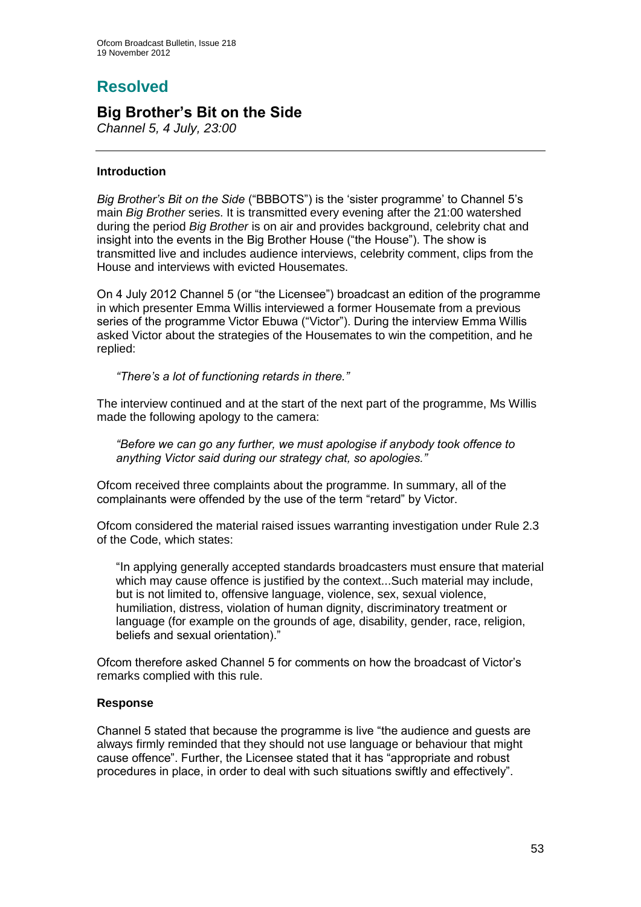# Resolved

## Big Brother's Bit on the Side

*Channel 5, 4 July, 23:00*

---

### Introduction

*Big Brother's Bit on the Side* ("BBBOTS") is the 'sister programme' to Channel 5's main *Big Brother* series. It is transmitted every evening after the 21:00 watershed during the period *Big Brother* is on air and provides background, celebrity chat and insight into the events in the Big Brother House ("the House"). The show is transmitted live and includes audience interviews, celebrity comment, clips from the House and interviews with evicted Housemates.

On 4 July 2012 Channel 5 (or "the Licensee") broadcast an edition of the programme in which presenter Emma Willis interviewed a former Housemate from a previous series of the programme Victor Ebuwa ("Victor"). During the interview Emma Willis asked Victor about the strategies of the Housemates to win the competition, and he replied:

> *"There's a lot of functioning retards in there."*

The interview continued and at the start of the next part of the programme, Ms Willis made the following apology to the camera:

> *"Before we can go any further, we must apologise if anybody took offence to anything Victor said during our strategy chat, so apologies."*

Ofcom received three complaints about the programme. In summary, all of the complainants were offended by the use of the term "retard" by Victor.

Ofcom considered the material raised issues warranting investigation under Rule 2.3 of the Code, which states:

> "In applying generally accepted standards broadcasters must ensure that material which may cause offence is justified by the context...Such material may include, but is not limited to, offensive language, violence, sex, sexual violence, humiliation, distress, violation of human dignity, discriminatory treatment or language (for example on the grounds of age, disability, gender, race, religion, beliefs and sexual orientation)."

Ofcom therefore asked Channel 5 for comments on how the broadcast of Victor's remarks complied with this rule.

### Response

Channel 5 stated that because the programme is live "the audience and guests are always firmly reminded that they should not use language or behaviour that might cause offence". Further, the Licensee stated that it has "appropriate and robust procedures in place, in order to deal with such situations swiftly and effectively".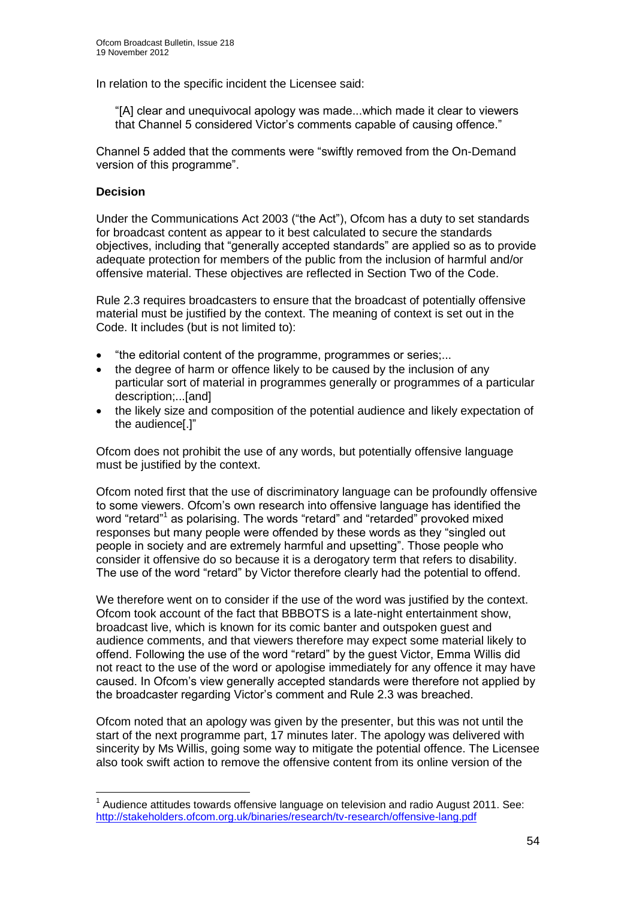In relation to the specific incident the Licensee said:

> "[A] clear and unequivocal apology was made...which made it clear to viewers that Channel 5 considered Victor's comments capable of causing offence."

Channel 5 added that the comments were "swiftly removed from the On-Demand version of this programme".

**Decision**

Under the Communications Act 2003 ("the Act"), Ofcom has a duty to set standards for broadcast content as appear to it best calculated to secure the standards objectives, including that "generally accepted standards" are applied so as to provide adequate protection for members of the public from the inclusion of harmful and/or offensive material. These objectives are reflected in Section Two of the Code.

Rule 2.3 requires broadcasters to ensure that the broadcast of potentially offensive material must be justified by the context. The meaning of context is set out in the Code. It includes (but is not limited to):

- "the editorial content of the programme, programmes or series;...
- the degree of harm or offence likely to be caused by the inclusion of any particular sort of material in programmes generally or programmes of a particular description;...[and]
- the likely size and composition of the potential audience and likely expectation of the audience[.]"

Ofcom does not prohibit the use of any words, but potentially offensive language must be justified by the context.

Ofcom noted first that the use of discriminatory language can be profoundly offensive to some viewers. Ofcom's own research into offensive language has identified the word "retard"[1] as polarising. The words "retard" and "retarded" provoked mixed responses but many people were offended by these words as they "singled out people in society and are extremely harmful and upsetting". Those people who consider it offensive do so because it is a derogatory term that refers to disability. The use of the word "retard" by Victor therefore clearly had the potential to offend.

We therefore went on to consider if the use of the word was justified by the context. Ofcom took account of the fact that BBBOTS is a late-night entertainment show, broadcast live, which is known for its comic banter and outspoken guest and audience comments, and that viewers therefore may expect some material likely to offend. Following the use of the word "retard" by the guest Victor, Emma Willis did not react to the use of the word or apologise immediately for any offence it may have caused. In Ofcom's view generally accepted standards were therefore not applied by the broadcaster regarding Victor's comment and Rule 2.3 was breached.

Ofcom noted that an apology was given by the presenter, but this was not until the start of the next programme part, 17 minutes later. The apology was delivered with sincerity by Ms Willis, going some way to mitigate the potential offence. The Licensee also took swift action to remove the offensive content from its online version of the

---

[1] Audience attitudes towards offensive language on television and radio August 2011. See: http://stakeholders.ofcom.org.uk/binaries/research/tv-research/offensive-lang.pdf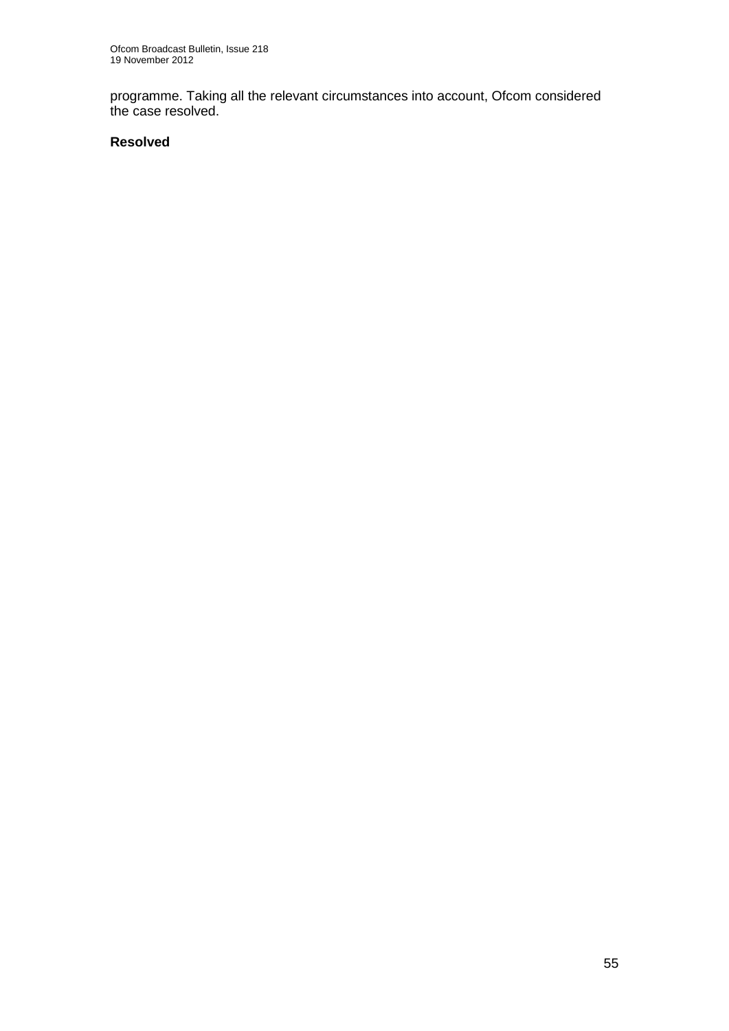programme. Taking all the relevant circumstances into account, Ofcom considered the case resolved.

**Resolved**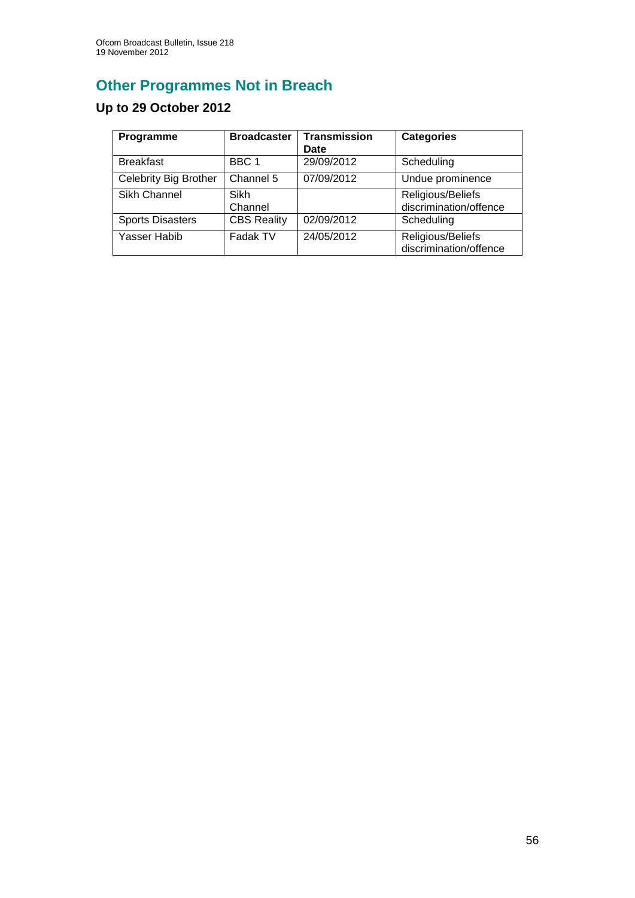## Other Programmes Not in Breach

### Up to 29 October 2012

| Programme | Broadcaster | Transmission Date | Categories |
| --- | --- | --- | --- |
| Breakfast | BBC 1 | 29/09/2012 | Scheduling |
| Celebrity Big Brother | Channel 5 | 07/09/2012 | Undue prominence |
| Sikh Channel | Sikh Channel | | Religious/Beliefs discrimination/offence |
| Sports Disasters | CBS Reality | 02/09/2012 | Scheduling |
| Yasser Habib | Fadak TV | 24/05/2012 | Religious/Beliefs discrimination/offence |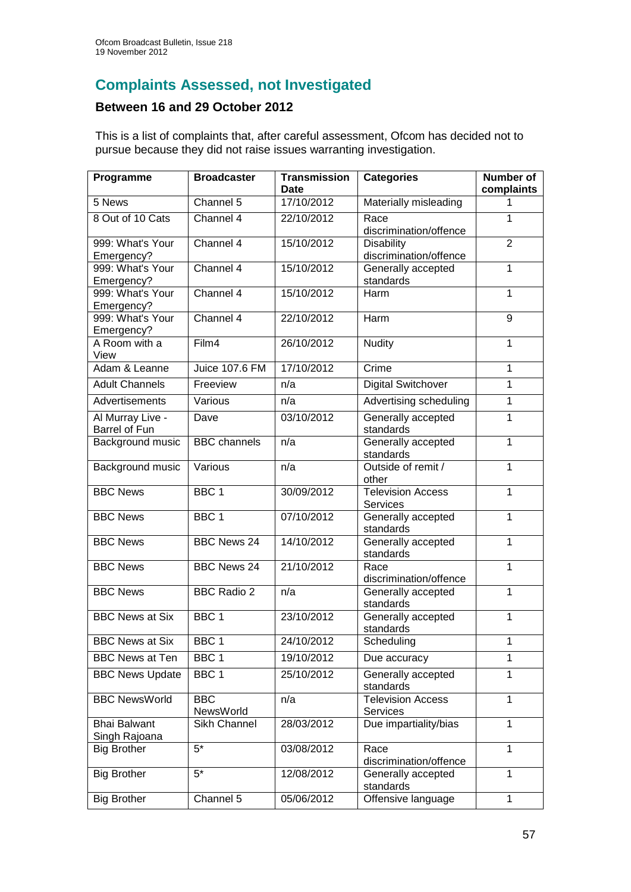## Complaints Assessed, not Investigated

### Between 16 and 29 October 2012

This is a list of complaints that, after careful assessment, Ofcom has decided not to pursue because they did not raise issues warranting investigation.

| Programme | Broadcaster | Transmission Date | Categories | Number of complaints |
|---|---|---|---|---|
| 5 News | Channel 5 | 17/10/2012 | Materially misleading | 1 |
| 8 Out of 10 Cats | Channel 4 | 22/10/2012 | Race discrimination/offence | 1 |
| 999: What's Your Emergency? | Channel 4 | 15/10/2012 | Disability discrimination/offence | 2 |
| 999: What's Your Emergency? | Channel 4 | 15/10/2012 | Generally accepted standards | 1 |
| 999: What's Your Emergency? | Channel 4 | 15/10/2012 | Harm | 1 |
| 999: What's Your Emergency? | Channel 4 | 22/10/2012 | Harm | 9 |
| A Room with a View | Film4 | 26/10/2012 | Nudity | 1 |
| Adam & Leanne | Juice 107.6 FM | 17/10/2012 | Crime | 1 |
| Adult Channels | Freeview | n/a | Digital Switchover | 1 |
| Advertisements | Various | n/a | Advertising scheduling | 1 |
| Al Murray Live - Barrel of Fun | Dave | 03/10/2012 | Generally accepted standards | 1 |
| Background music | BBC channels | n/a | Generally accepted standards | 1 |
| Background music | Various | n/a | Outside of remit / other | 1 |
| BBC News | BBC 1 | 30/09/2012 | Television Access Services | 1 |
| BBC News | BBC 1 | 07/10/2012 | Generally accepted standards | 1 |
| BBC News | BBC News 24 | 14/10/2012 | Generally accepted standards | 1 |
| BBC News | BBC News 24 | 21/10/2012 | Race discrimination/offence | 1 |
| BBC News | BBC Radio 2 | n/a | Generally accepted standards | 1 |
| BBC News at Six | BBC 1 | 23/10/2012 | Generally accepted standards | 1 |
| BBC News at Six | BBC 1 | 24/10/2012 | Scheduling | 1 |
| BBC News at Ten | BBC 1 | 19/10/2012 | Due accuracy | 1 |
| BBC News Update | BBC 1 | 25/10/2012 | Generally accepted standards | 1 |
| BBC NewsWorld | BBC NewsWorld | n/a | Television Access Services | 1 |
| Bhai Balwant Singh Rajoana | Sikh Channel | 28/03/2012 | Due impartiality/bias | 1 |
| Big Brother | 5* | 03/08/2012 | Race discrimination/offence | 1 |
| Big Brother | 5* | 12/08/2012 | Generally accepted standards | 1 |
| Big Brother | Channel 5 | 05/06/2012 | Offensive language | 1 |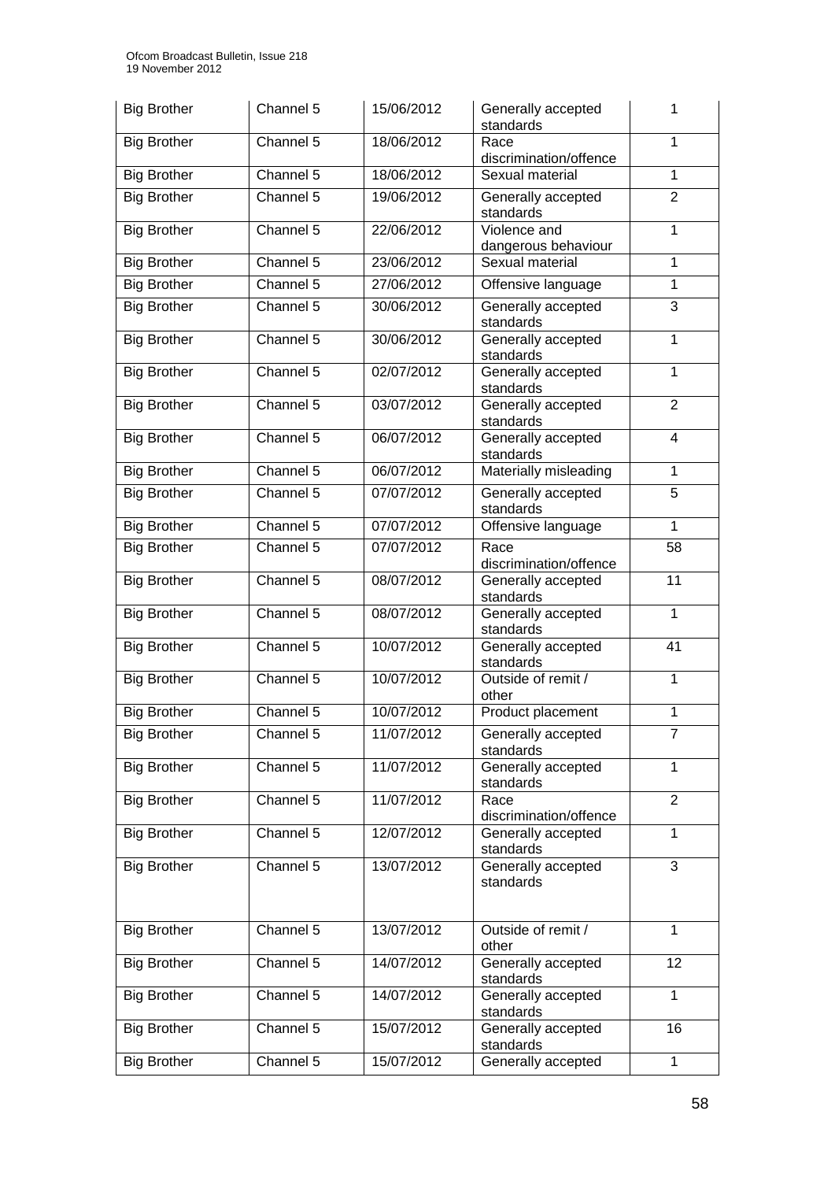| Big Brother | Channel 5 | 15/06/2012 | Generally accepted standards | 1 |
|---|---|---|---|---|
| Big Brother | Channel 5 | 18/06/2012 | Race discrimination/offence | 1 |
| Big Brother | Channel 5 | 18/06/2012 | Sexual material | 1 |
| Big Brother | Channel 5 | 19/06/2012 | Generally accepted standards | 2 |
| Big Brother | Channel 5 | 22/06/2012 | Violence and dangerous behaviour | 1 |
| Big Brother | Channel 5 | 23/06/2012 | Sexual material | 1 |
| Big Brother | Channel 5 | 27/06/2012 | Offensive language | 1 |
| Big Brother | Channel 5 | 30/06/2012 | Generally accepted standards | 3 |
| Big Brother | Channel 5 | 30/06/2012 | Generally accepted standards | 1 |
| Big Brother | Channel 5 | 02/07/2012 | Generally accepted standards | 1 |
| Big Brother | Channel 5 | 03/07/2012 | Generally accepted standards | 2 |
| Big Brother | Channel 5 | 06/07/2012 | Generally accepted standards | 4 |
| Big Brother | Channel 5 | 06/07/2012 | Materially misleading | 1 |
| Big Brother | Channel 5 | 07/07/2012 | Generally accepted standards | 5 |
| Big Brother | Channel 5 | 07/07/2012 | Offensive language | 1 |
| Big Brother | Channel 5 | 07/07/2012 | Race discrimination/offence | 58 |
| Big Brother | Channel 5 | 08/07/2012 | Generally accepted standards | 11 |
| Big Brother | Channel 5 | 08/07/2012 | Generally accepted standards | 1 |
| Big Brother | Channel 5 | 10/07/2012 | Generally accepted standards | 41 |
| Big Brother | Channel 5 | 10/07/2012 | Outside of remit / other | 1 |
| Big Brother | Channel 5 | 10/07/2012 | Product placement | 1 |
| Big Brother | Channel 5 | 11/07/2012 | Generally accepted standards | 7 |
| Big Brother | Channel 5 | 11/07/2012 | Generally accepted standards | 1 |
| Big Brother | Channel 5 | 11/07/2012 | Race discrimination/offence | 2 |
| Big Brother | Channel 5 | 12/07/2012 | Generally accepted standards | 1 |
| Big Brother | Channel 5 | 13/07/2012 | Generally accepted standards | 3 |
| Big Brother | Channel 5 | 13/07/2012 | Outside of remit / other | 1 |
| Big Brother | Channel 5 | 14/07/2012 | Generally accepted standards | 12 |
| Big Brother | Channel 5 | 14/07/2012 | Generally accepted standards | 1 |
| Big Brother | Channel 5 | 15/07/2012 | Generally accepted standards | 16 |
| Big Brother | Channel 5 | 15/07/2012 | Generally accepted | 1 |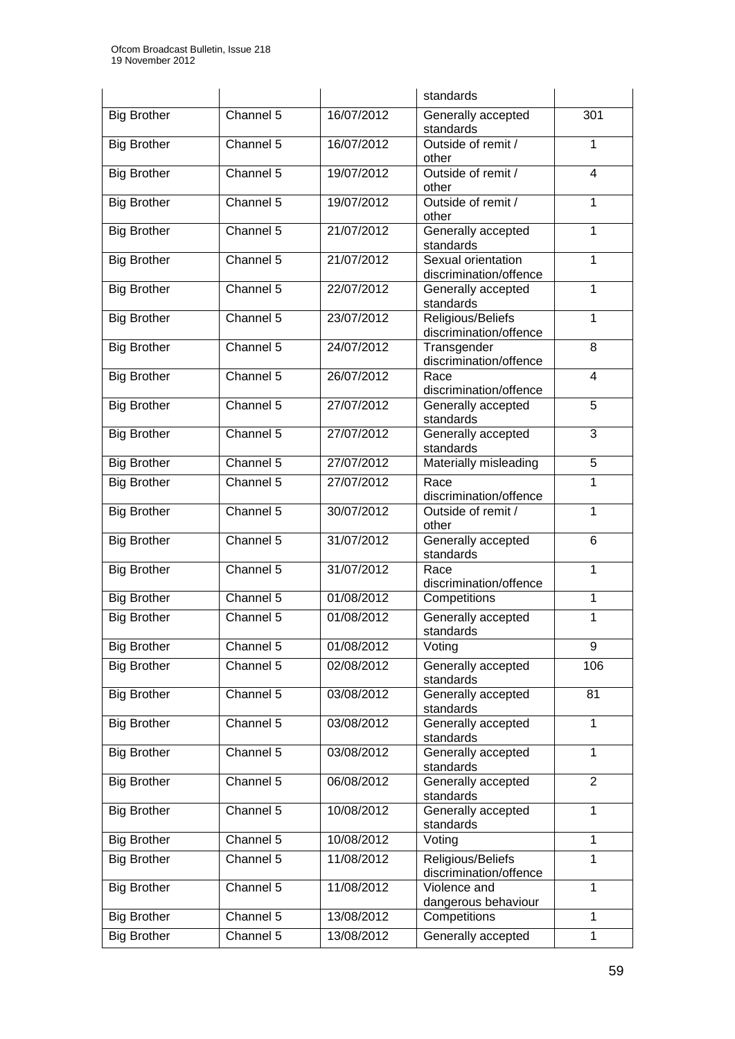| | | | standards | |
|---|---|---|---|---|
| Big Brother | Channel 5 | 16/07/2012 | Generally accepted standards | 301 |
| Big Brother | Channel 5 | 16/07/2012 | Outside of remit / other | 1 |
| Big Brother | Channel 5 | 19/07/2012 | Outside of remit / other | 4 |
| Big Brother | Channel 5 | 19/07/2012 | Outside of remit / other | 1 |
| Big Brother | Channel 5 | 21/07/2012 | Generally accepted standards | 1 |
| Big Brother | Channel 5 | 21/07/2012 | Sexual orientation discrimination/offence | 1 |
| Big Brother | Channel 5 | 22/07/2012 | Generally accepted standards | 1 |
| Big Brother | Channel 5 | 23/07/2012 | Religious/Beliefs discrimination/offence | 1 |
| Big Brother | Channel 5 | 24/07/2012 | Transgender discrimination/offence | 8 |
| Big Brother | Channel 5 | 26/07/2012 | Race discrimination/offence | 4 |
| Big Brother | Channel 5 | 27/07/2012 | Generally accepted standards | 5 |
| Big Brother | Channel 5 | 27/07/2012 | Generally accepted standards | 3 |
| Big Brother | Channel 5 | 27/07/2012 | Materially misleading | 5 |
| Big Brother | Channel 5 | 27/07/2012 | Race discrimination/offence | 1 |
| Big Brother | Channel 5 | 30/07/2012 | Outside of remit / other | 1 |
| Big Brother | Channel 5 | 31/07/2012 | Generally accepted standards | 6 |
| Big Brother | Channel 5 | 31/07/2012 | Race discrimination/offence | 1 |
| Big Brother | Channel 5 | 01/08/2012 | Competitions | 1 |
| Big Brother | Channel 5 | 01/08/2012 | Generally accepted standards | 1 |
| Big Brother | Channel 5 | 01/08/2012 | Voting | 9 |
| Big Brother | Channel 5 | 02/08/2012 | Generally accepted standards | 106 |
| Big Brother | Channel 5 | 03/08/2012 | Generally accepted standards | 81 |
| Big Brother | Channel 5 | 03/08/2012 | Generally accepted standards | 1 |
| Big Brother | Channel 5 | 03/08/2012 | Generally accepted standards | 1 |
| Big Brother | Channel 5 | 06/08/2012 | Generally accepted standards | 2 |
| Big Brother | Channel 5 | 10/08/2012 | Generally accepted standards | 1 |
| Big Brother | Channel 5 | 10/08/2012 | Voting | 1 |
| Big Brother | Channel 5 | 11/08/2012 | Religious/Beliefs discrimination/offence | 1 |
| Big Brother | Channel 5 | 11/08/2012 | Violence and dangerous behaviour | 1 |
| Big Brother | Channel 5 | 13/08/2012 | Competitions | 1 |
| Big Brother | Channel 5 | 13/08/2012 | Generally accepted | 1 |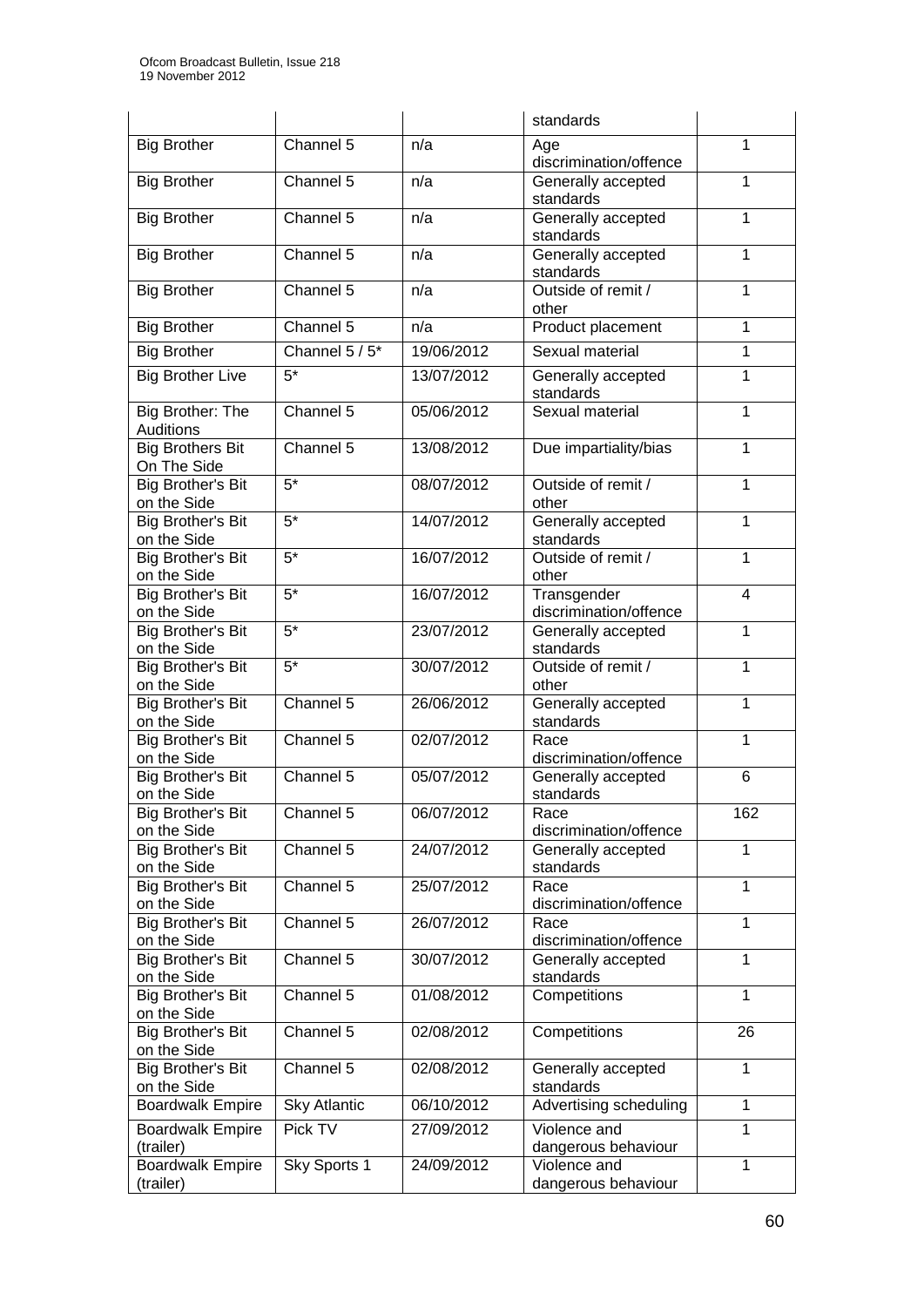| | | | standards | |
|---|---|---|---|---|
| Big Brother | Channel 5 | n/a | Age discrimination/offence | 1 |
| Big Brother | Channel 5 | n/a | Generally accepted standards | 1 |
| Big Brother | Channel 5 | n/a | Generally accepted standards | 1 |
| Big Brother | Channel 5 | n/a | Generally accepted standards | 1 |
| Big Brother | Channel 5 | n/a | Outside of remit / other | 1 |
| Big Brother | Channel 5 | n/a | Product placement | 1 |
| Big Brother | Channel 5 / 5* | 19/06/2012 | Sexual material | 1 |
| Big Brother Live | 5* | 13/07/2012 | Generally accepted standards | 1 |
| Big Brother: The Auditions | Channel 5 | 05/06/2012 | Sexual material | 1 |
| Big Brothers Bit On The Side | Channel 5 | 13/08/2012 | Due impartiality/bias | 1 |
| Big Brother's Bit on the Side | 5* | 08/07/2012 | Outside of remit / other | 1 |
| Big Brother's Bit on the Side | 5* | 14/07/2012 | Generally accepted standards | 1 |
| Big Brother's Bit on the Side | 5* | 16/07/2012 | Outside of remit / other | 1 |
| Big Brother's Bit on the Side | 5* | 16/07/2012 | Transgender discrimination/offence | 4 |
| Big Brother's Bit on the Side | 5* | 23/07/2012 | Generally accepted standards | 1 |
| Big Brother's Bit on the Side | 5* | 30/07/2012 | Outside of remit / other | 1 |
| Big Brother's Bit on the Side | Channel 5 | 26/06/2012 | Generally accepted standards | 1 |
| Big Brother's Bit on the Side | Channel 5 | 02/07/2012 | Race discrimination/offence | 1 |
| Big Brother's Bit on the Side | Channel 5 | 05/07/2012 | Generally accepted standards | 6 |
| Big Brother's Bit on the Side | Channel 5 | 06/07/2012 | Race discrimination/offence | 162 |
| Big Brother's Bit on the Side | Channel 5 | 24/07/2012 | Generally accepted standards | 1 |
| Big Brother's Bit on the Side | Channel 5 | 25/07/2012 | Race discrimination/offence | 1 |
| Big Brother's Bit on the Side | Channel 5 | 26/07/2012 | Race discrimination/offence | 1 |
| Big Brother's Bit on the Side | Channel 5 | 30/07/2012 | Generally accepted standards | 1 |
| Big Brother's Bit on the Side | Channel 5 | 01/08/2012 | Competitions | 1 |
| Big Brother's Bit on the Side | Channel 5 | 02/08/2012 | Competitions | 26 |
| Big Brother's Bit on the Side | Channel 5 | 02/08/2012 | Generally accepted standards | 1 |
| Boardwalk Empire | Sky Atlantic | 06/10/2012 | Advertising scheduling | 1 |
| Boardwalk Empire (trailer) | Pick TV | 27/09/2012 | Violence and dangerous behaviour | 1 |
| Boardwalk Empire (trailer) | Sky Sports 1 | 24/09/2012 | Violence and dangerous behaviour | 1 |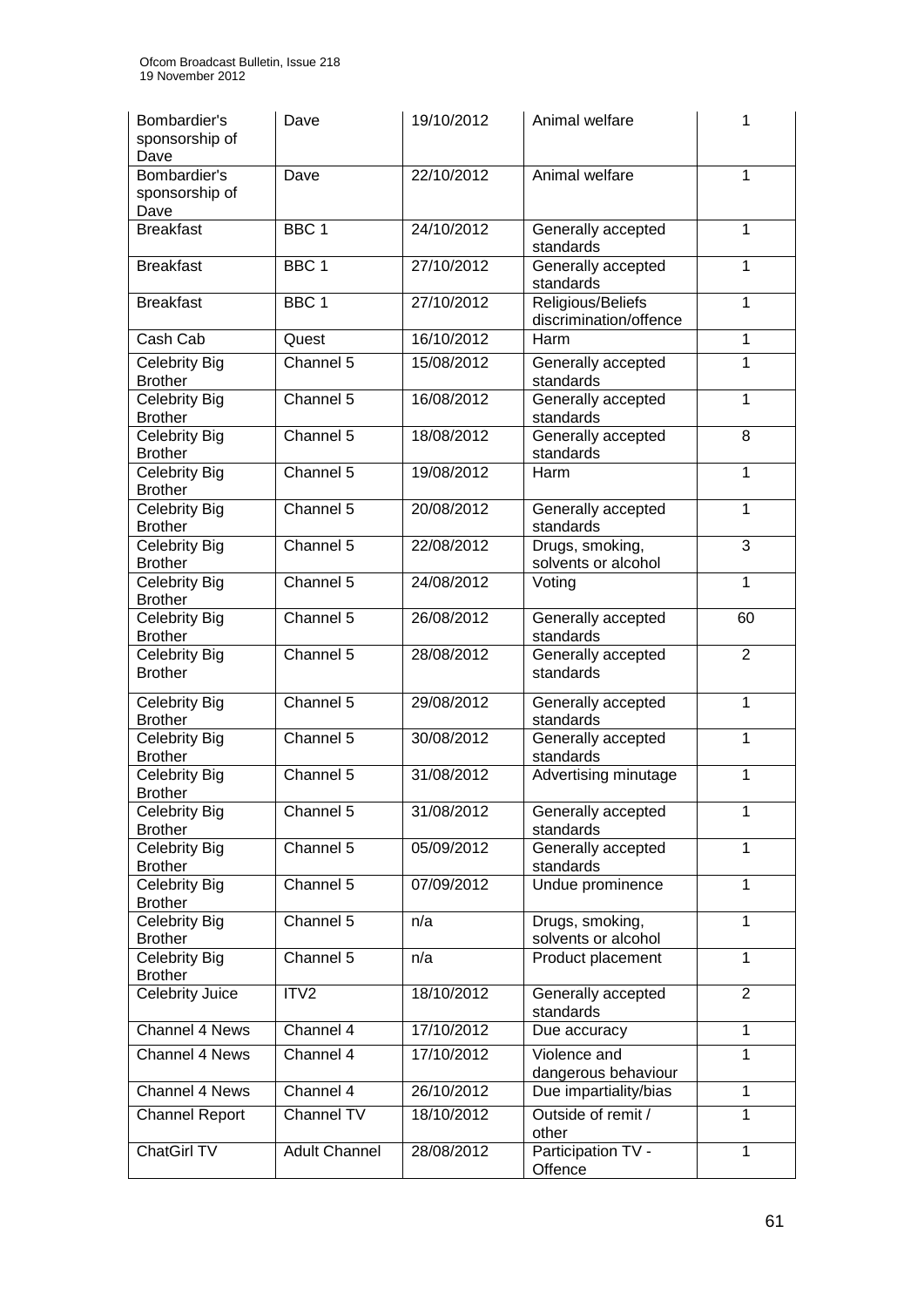| Bombardier's sponsorship of Dave | Dave | 19/10/2012 | Animal welfare | 1 |
|---|---|---|---|---|
| Bombardier's sponsorship of Dave | Dave | 22/10/2012 | Animal welfare | 1 |
| Breakfast | BBC 1 | 24/10/2012 | Generally accepted standards | 1 |
| Breakfast | BBC 1 | 27/10/2012 | Generally accepted standards | 1 |
| Breakfast | BBC 1 | 27/10/2012 | Religious/Beliefs discrimination/offence | 1 |
| Cash Cab | Quest | 16/10/2012 | Harm | 1 |
| Celebrity Big Brother | Channel 5 | 15/08/2012 | Generally accepted standards | 1 |
| Celebrity Big Brother | Channel 5 | 16/08/2012 | Generally accepted standards | 1 |
| Celebrity Big Brother | Channel 5 | 18/08/2012 | Generally accepted standards | 8 |
| Celebrity Big Brother | Channel 5 | 19/08/2012 | Harm | 1 |
| Celebrity Big Brother | Channel 5 | 20/08/2012 | Generally accepted standards | 1 |
| Celebrity Big Brother | Channel 5 | 22/08/2012 | Drugs, smoking, solvents or alcohol | 3 |
| Celebrity Big Brother | Channel 5 | 24/08/2012 | Voting | 1 |
| Celebrity Big Brother | Channel 5 | 26/08/2012 | Generally accepted standards | 60 |
| Celebrity Big Brother | Channel 5 | 28/08/2012 | Generally accepted standards | 2 |
| Celebrity Big Brother | Channel 5 | 29/08/2012 | Generally accepted standards | 1 |
| Celebrity Big Brother | Channel 5 | 30/08/2012 | Generally accepted standards | 1 |
| Celebrity Big Brother | Channel 5 | 31/08/2012 | Advertising minutage | 1 |
| Celebrity Big Brother | Channel 5 | 31/08/2012 | Generally accepted standards | 1 |
| Celebrity Big Brother | Channel 5 | 05/09/2012 | Generally accepted standards | 1 |
| Celebrity Big Brother | Channel 5 | 07/09/2012 | Undue prominence | 1 |
| Celebrity Big Brother | Channel 5 | n/a | Drugs, smoking, solvents or alcohol | 1 |
| Celebrity Big Brother | Channel 5 | n/a | Product placement | 1 |
| Celebrity Juice | ITV2 | 18/10/2012 | Generally accepted standards | 2 |
| Channel 4 News | Channel 4 | 17/10/2012 | Due accuracy | 1 |
| Channel 4 News | Channel 4 | 17/10/2012 | Violence and dangerous behaviour | 1 |
| Channel 4 News | Channel 4 | 26/10/2012 | Due impartiality/bias | 1 |
| Channel Report | Channel TV | 18/10/2012 | Outside of remit / other | 1 |
| ChatGirl TV | Adult Channel | 28/08/2012 | Participation TV - Offence | 1 |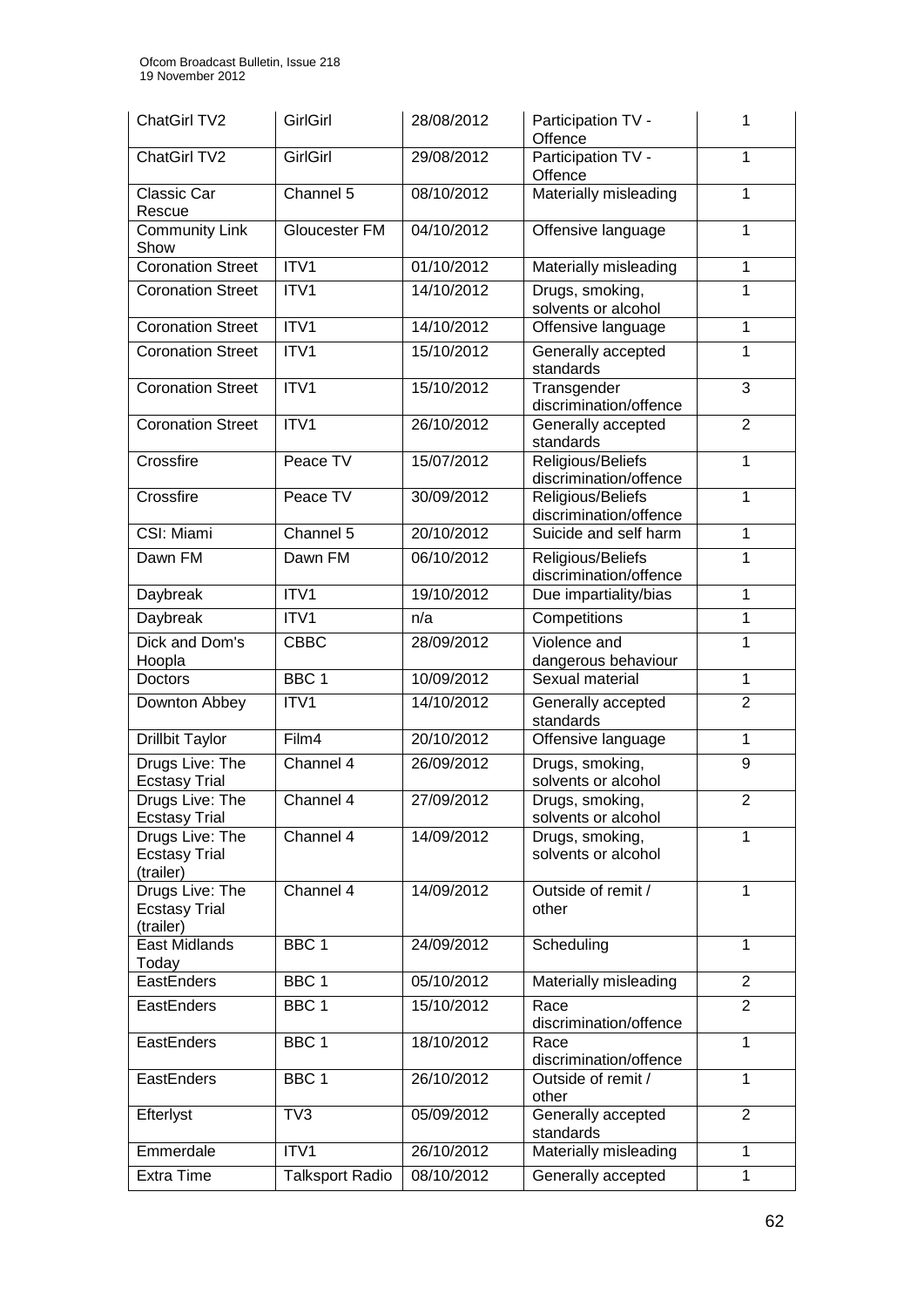| | | | | |
|---|---|---|---|---|
| ChatGirl TV2 | GirlGirl | 28/08/2012 | Participation TV - Offence | 1 |
| ChatGirl TV2 | GirlGirl | 29/08/2012 | Participation TV - Offence | 1 |
| Classic Car Rescue | Channel 5 | 08/10/2012 | Materially misleading | 1 |
| Community Link Show | Gloucester FM | 04/10/2012 | Offensive language | 1 |
| Coronation Street | ITV1 | 01/10/2012 | Materially misleading | 1 |
| Coronation Street | ITV1 | 14/10/2012 | Drugs, smoking, solvents or alcohol | 1 |
| Coronation Street | ITV1 | 14/10/2012 | Offensive language | 1 |
| Coronation Street | ITV1 | 15/10/2012 | Generally accepted standards | 1 |
| Coronation Street | ITV1 | 15/10/2012 | Transgender discrimination/offence | 3 |
| Coronation Street | ITV1 | 26/10/2012 | Generally accepted standards | 2 |
| Crossfire | Peace TV | 15/07/2012 | Religious/Beliefs discrimination/offence | 1 |
| Crossfire | Peace TV | 30/09/2012 | Religious/Beliefs discrimination/offence | 1 |
| CSI: Miami | Channel 5 | 20/10/2012 | Suicide and self harm | 1 |
| Dawn FM | Dawn FM | 06/10/2012 | Religious/Beliefs discrimination/offence | 1 |
| Daybreak | ITV1 | 19/10/2012 | Due impartiality/bias | 1 |
| Daybreak | ITV1 | n/a | Competitions | 1 |
| Dick and Dom's Hoopla | CBBC | 28/09/2012 | Violence and dangerous behaviour | 1 |
| Doctors | BBC 1 | 10/09/2012 | Sexual material | 1 |
| Downton Abbey | ITV1 | 14/10/2012 | Generally accepted standards | 2 |
| Drillbit Taylor | Film4 | 20/10/2012 | Offensive language | 1 |
| Drugs Live: The Ecstasy Trial | Channel 4 | 26/09/2012 | Drugs, smoking, solvents or alcohol | 9 |
| Drugs Live: The Ecstasy Trial | Channel 4 | 27/09/2012 | Drugs, smoking, solvents or alcohol | 2 |
| Drugs Live: The Ecstasy Trial (trailer) | Channel 4 | 14/09/2012 | Drugs, smoking, solvents or alcohol | 1 |
| Drugs Live: The Ecstasy Trial (trailer) | Channel 4 | 14/09/2012 | Outside of remit / other | 1 |
| East Midlands Today | BBC 1 | 24/09/2012 | Scheduling | 1 |
| EastEnders | BBC 1 | 05/10/2012 | Materially misleading | 2 |
| EastEnders | BBC 1 | 15/10/2012 | Race discrimination/offence | 2 |
| EastEnders | BBC 1 | 18/10/2012 | Race discrimination/offence | 1 |
| EastEnders | BBC 1 | 26/10/2012 | Outside of remit / other | 1 |
| Efterlyst | TV3 | 05/09/2012 | Generally accepted standards | 2 |
| Emmerdale | ITV1 | 26/10/2012 | Materially misleading | 1 |
| Extra Time | Talksport Radio | 08/10/2012 | Generally accepted | 1 |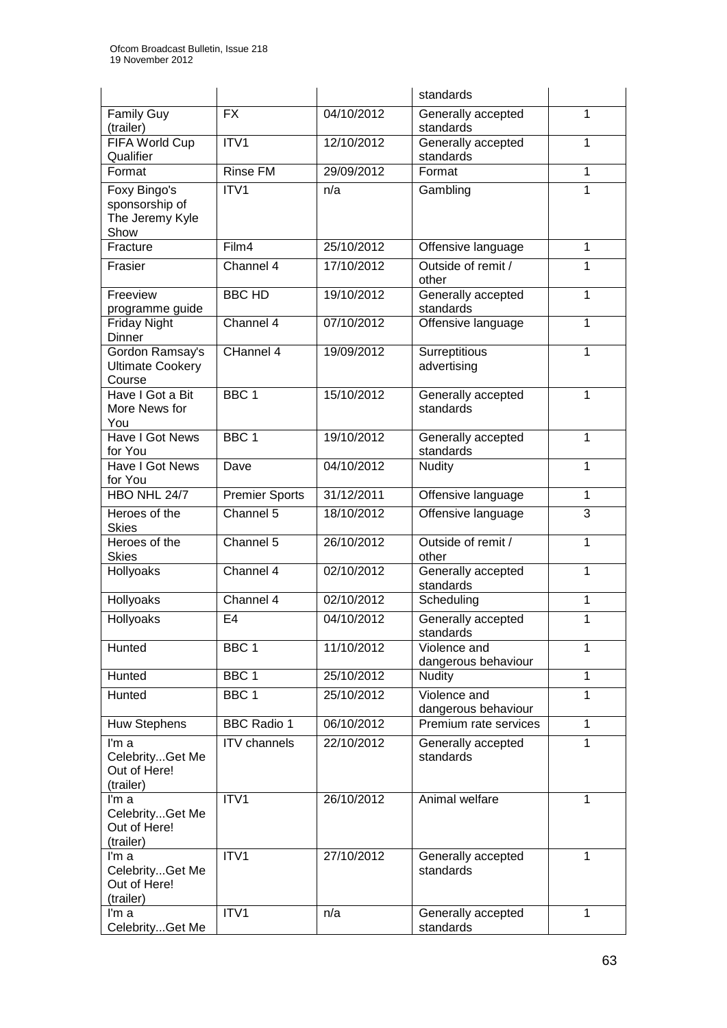| | | | standards | |
|---|---|---|---|---|
| Family Guy (trailer) | FX | 04/10/2012 | Generally accepted standards | 1 |
| FIFA World Cup Qualifier | ITV1 | 12/10/2012 | Generally accepted standards | 1 |
| Format | Rinse FM | 29/09/2012 | Format | 1 |
| Foxy Bingo's sponsorship of The Jeremy Kyle Show | ITV1 | n/a | Gambling | 1 |
| Fracture | Film4 | 25/10/2012 | Offensive language | 1 |
| Frasier | Channel 4 | 17/10/2012 | Outside of remit / other | 1 |
| Freeview programme guide | BBC HD | 19/10/2012 | Generally accepted standards | 1 |
| Friday Night Dinner | Channel 4 | 07/10/2012 | Offensive language | 1 |
| Gordon Ramsay's Ultimate Cookery Course | CHannel 4 | 19/09/2012 | Surreptitious advertising | 1 |
| Have I Got a Bit More News for You | BBC 1 | 15/10/2012 | Generally accepted standards | 1 |
| Have I Got News for You | BBC 1 | 19/10/2012 | Generally accepted standards | 1 |
| Have I Got News for You | Dave | 04/10/2012 | Nudity | 1 |
| HBO NHL 24/7 | Premier Sports | 31/12/2011 | Offensive language | 1 |
| Heroes of the Skies | Channel 5 | 18/10/2012 | Offensive language | 3 |
| Heroes of the Skies | Channel 5 | 26/10/2012 | Outside of remit / other | 1 |
| Hollyoaks | Channel 4 | 02/10/2012 | Generally accepted standards | 1 |
| Hollyoaks | Channel 4 | 02/10/2012 | Scheduling | 1 |
| Hollyoaks | E4 | 04/10/2012 | Generally accepted standards | 1 |
| Hunted | BBC 1 | 11/10/2012 | Violence and dangerous behaviour | 1 |
| Hunted | BBC 1 | 25/10/2012 | Nudity | 1 |
| Hunted | BBC 1 | 25/10/2012 | Violence and dangerous behaviour | 1 |
| Huw Stephens | BBC Radio 1 | 06/10/2012 | Premium rate services | 1 |
| I'm a Celebrity...Get Me Out of Here! (trailer) | ITV channels | 22/10/2012 | Generally accepted standards | 1 |
| I'm a Celebrity...Get Me Out of Here! (trailer) | ITV1 | 26/10/2012 | Animal welfare | 1 |
| I'm a Celebrity...Get Me Out of Here! (trailer) | ITV1 | 27/10/2012 | Generally accepted standards | 1 |
| I'm a Celebrity...Get Me | ITV1 | n/a | Generally accepted standards | 1 |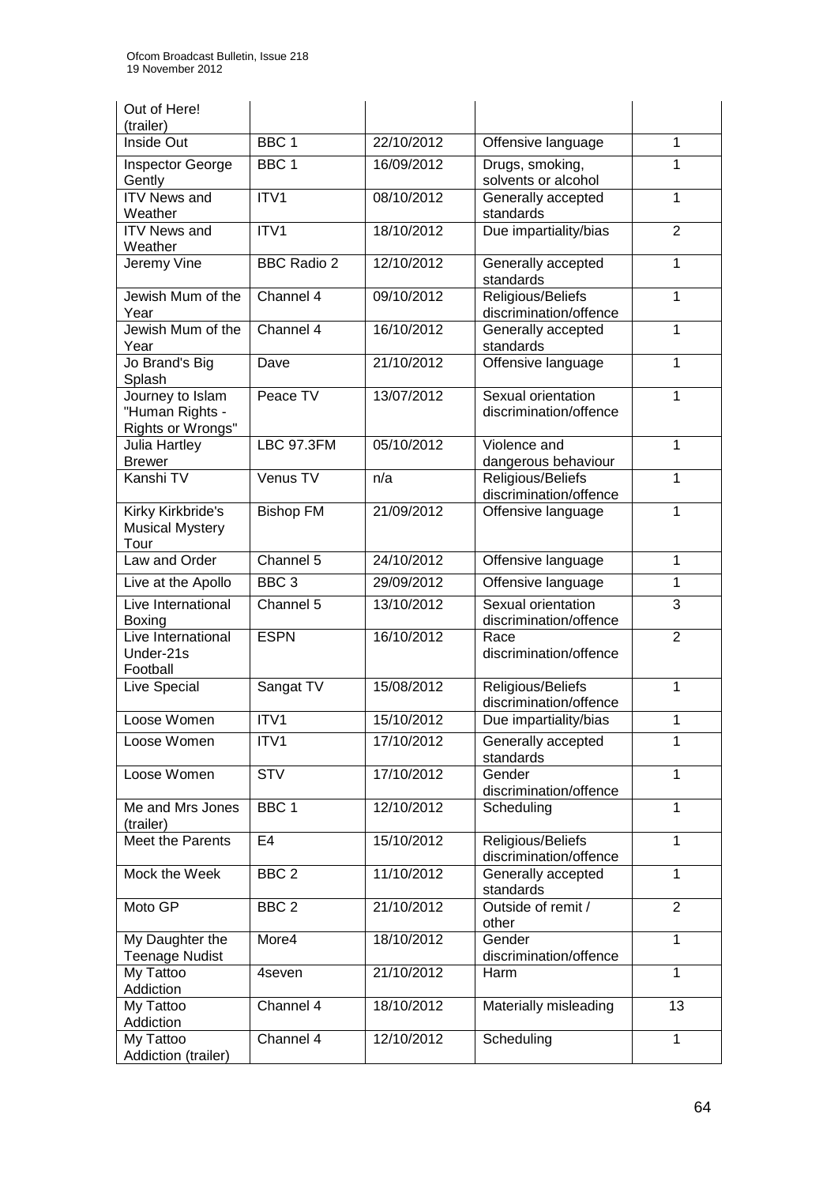| Out of Here! (trailer) | | | | |
|---|---|---|---|---|
| Inside Out | BBC 1 | 22/10/2012 | Offensive language | 1 |
| Inspector George Gently | BBC 1 | 16/09/2012 | Drugs, smoking, solvents or alcohol | 1 |
| ITV News and Weather | ITV1 | 08/10/2012 | Generally accepted standards | 1 |
| ITV News and Weather | ITV1 | 18/10/2012 | Due impartiality/bias | 2 |
| Jeremy Vine | BBC Radio 2 | 12/10/2012 | Generally accepted standards | 1 |
| Jewish Mum of the Year | Channel 4 | 09/10/2012 | Religious/Beliefs discrimination/offence | 1 |
| Jewish Mum of the Year | Channel 4 | 16/10/2012 | Generally accepted standards | 1 |
| Jo Brand's Big Splash | Dave | 21/10/2012 | Offensive language | 1 |
| Journey to Islam "Human Rights - Rights or Wrongs" | Peace TV | 13/07/2012 | Sexual orientation discrimination/offence | 1 |
| Julia Hartley Brewer | LBC 97.3FM | 05/10/2012 | Violence and dangerous behaviour | 1 |
| Kanshi TV | Venus TV | n/a | Religious/Beliefs discrimination/offence | 1 |
| Kirky Kirkbride's Musical Mystery Tour | Bishop FM | 21/09/2012 | Offensive language | 1 |
| Law and Order | Channel 5 | 24/10/2012 | Offensive language | 1 |
| Live at the Apollo | BBC 3 | 29/09/2012 | Offensive language | 1 |
| Live International Boxing | Channel 5 | 13/10/2012 | Sexual orientation discrimination/offence | 3 |
| Live International Under-21s Football | ESPN | 16/10/2012 | Race discrimination/offence | 2 |
| Live Special | Sangat TV | 15/08/2012 | Religious/Beliefs discrimination/offence | 1 |
| Loose Women | ITV1 | 15/10/2012 | Due impartiality/bias | 1 |
| Loose Women | ITV1 | 17/10/2012 | Generally accepted standards | 1 |
| Loose Women | STV | 17/10/2012 | Gender discrimination/offence | 1 |
| Me and Mrs Jones (trailer) | BBC 1 | 12/10/2012 | Scheduling | 1 |
| Meet the Parents | E4 | 15/10/2012 | Religious/Beliefs discrimination/offence | 1 |
| Mock the Week | BBC 2 | 11/10/2012 | Generally accepted standards | 1 |
| Moto GP | BBC 2 | 21/10/2012 | Outside of remit / other | 2 |
| My Daughter the Teenage Nudist | More4 | 18/10/2012 | Gender discrimination/offence | 1 |
| My Tattoo Addiction | 4seven | 21/10/2012 | Harm | 1 |
| My Tattoo Addiction | Channel 4 | 18/10/2012 | Materially misleading | 13 |
| My Tattoo Addiction (trailer) | Channel 4 | 12/10/2012 | Scheduling | 1 |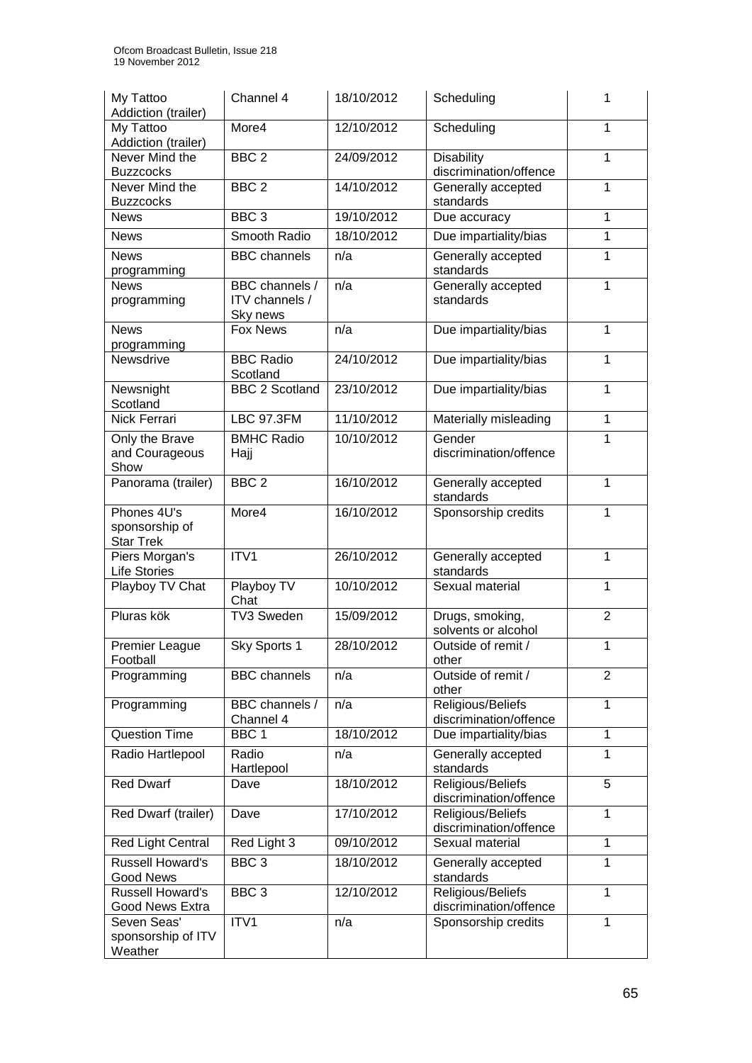| My Tattoo Addiction (trailer) | Channel 4 | 18/10/2012 | Scheduling | 1 |
|---|---|---|---|---|
| My Tattoo Addiction (trailer) | More4 | 12/10/2012 | Scheduling | 1 |
| Never Mind the Buzzcocks | BBC 2 | 24/09/2012 | Disability discrimination/offence | 1 |
| Never Mind the Buzzcocks | BBC 2 | 14/10/2012 | Generally accepted standards | 1 |
| News | BBC 3 | 19/10/2012 | Due accuracy | 1 |
| News | Smooth Radio | 18/10/2012 | Due impartiality/bias | 1 |
| News programming | BBC channels | n/a | Generally accepted standards | 1 |
| News programming | BBC channels / ITV channels / Sky news | n/a | Generally accepted standards | 1 |
| News programming | Fox News | n/a | Due impartiality/bias | 1 |
| Newsdrive | BBC Radio Scotland | 24/10/2012 | Due impartiality/bias | 1 |
| Newsnight Scotland | BBC 2 Scotland | 23/10/2012 | Due impartiality/bias | 1 |
| Nick Ferrari | LBC 97.3FM | 11/10/2012 | Materially misleading | 1 |
| Only the Brave and Courageous Show | BMHC Radio Hajj | 10/10/2012 | Gender discrimination/offence | 1 |
| Panorama (trailer) | BBC 2 | 16/10/2012 | Generally accepted standards | 1 |
| Phones 4U's sponsorship of Star Trek | More4 | 16/10/2012 | Sponsorship credits | 1 |
| Piers Morgan's Life Stories | ITV1 | 26/10/2012 | Generally accepted standards | 1 |
| Playboy TV Chat | Playboy TV Chat | 10/10/2012 | Sexual material | 1 |
| Pluras kök | TV3 Sweden | 15/09/2012 | Drugs, smoking, solvents or alcohol | 2 |
| Premier League Football | Sky Sports 1 | 28/10/2012 | Outside of remit / other | 1 |
| Programming | BBC channels | n/a | Outside of remit / other | 2 |
| Programming | BBC channels / Channel 4 | n/a | Religious/Beliefs discrimination/offence | 1 |
| Question Time | BBC 1 | 18/10/2012 | Due impartiality/bias | 1 |
| Radio Hartlepool | Radio Hartlepool | n/a | Generally accepted standards | 1 |
| Red Dwarf | Dave | 18/10/2012 | Religious/Beliefs discrimination/offence | 5 |
| Red Dwarf (trailer) | Dave | 17/10/2012 | Religious/Beliefs discrimination/offence | 1 |
| Red Light Central | Red Light 3 | 09/10/2012 | Sexual material | 1 |
| Russell Howard's Good News | BBC 3 | 18/10/2012 | Generally accepted standards | 1 |
| Russell Howard's Good News Extra | BBC 3 | 12/10/2012 | Religious/Beliefs discrimination/offence | 1 |
| Seven Seas' sponsorship of ITV Weather | ITV1 | n/a | Sponsorship credits | 1 |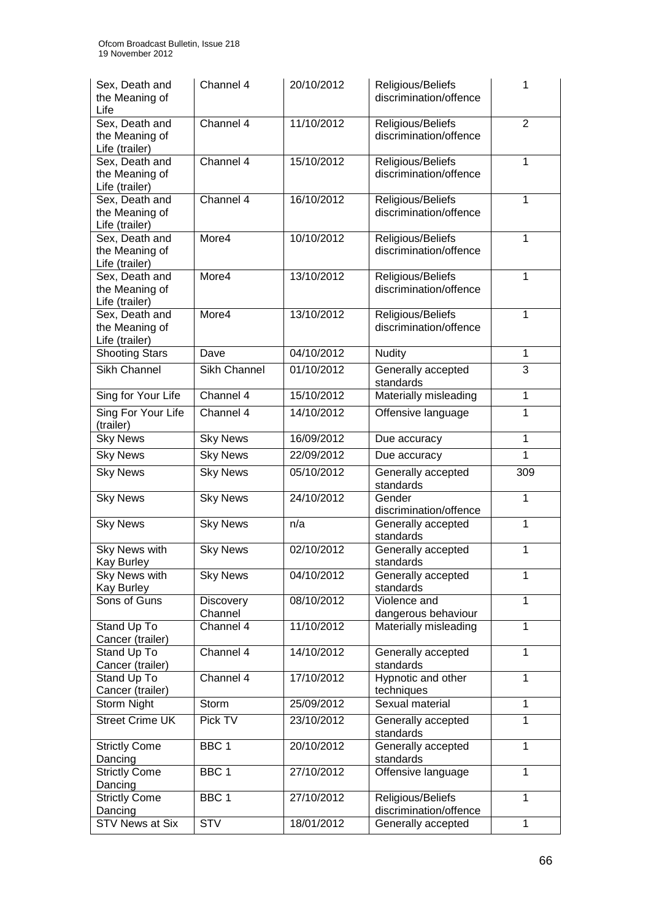| Sex, Death and the Meaning of Life | Channel 4 | 20/10/2012 | Religious/Beliefs discrimination/offence | 1 |
|---|---|---|---|---|
| Sex, Death and the Meaning of Life (trailer) | Channel 4 | 11/10/2012 | Religious/Beliefs discrimination/offence | 2 |
| Sex, Death and the Meaning of Life (trailer) | Channel 4 | 15/10/2012 | Religious/Beliefs discrimination/offence | 1 |
| Sex, Death and the Meaning of Life (trailer) | Channel 4 | 16/10/2012 | Religious/Beliefs discrimination/offence | 1 |
| Sex, Death and the Meaning of Life (trailer) | More4 | 10/10/2012 | Religious/Beliefs discrimination/offence | 1 |
| Sex, Death and the Meaning of Life (trailer) | More4 | 13/10/2012 | Religious/Beliefs discrimination/offence | 1 |
| Sex, Death and the Meaning of Life (trailer) | More4 | 13/10/2012 | Religious/Beliefs discrimination/offence | 1 |
| Shooting Stars | Dave | 04/10/2012 | Nudity | 1 |
| Sikh Channel | Sikh Channel | 01/10/2012 | Generally accepted standards | 3 |
| Sing for Your Life | Channel 4 | 15/10/2012 | Materially misleading | 1 |
| Sing For Your Life (trailer) | Channel 4 | 14/10/2012 | Offensive language | 1 |
| Sky News | Sky News | 16/09/2012 | Due accuracy | 1 |
| Sky News | Sky News | 22/09/2012 | Due accuracy | 1 |
| Sky News | Sky News | 05/10/2012 | Generally accepted standards | 309 |
| Sky News | Sky News | 24/10/2012 | Gender discrimination/offence | 1 |
| Sky News | Sky News | n/a | Generally accepted standards | 1 |
| Sky News with Kay Burley | Sky News | 02/10/2012 | Generally accepted standards | 1 |
| Sky News with Kay Burley | Sky News | 04/10/2012 | Generally accepted standards | 1 |
| Sons of Guns | Discovery Channel | 08/10/2012 | Violence and dangerous behaviour | 1 |
| Stand Up To Cancer (trailer) | Channel 4 | 11/10/2012 | Materially misleading | 1 |
| Stand Up To Cancer (trailer) | Channel 4 | 14/10/2012 | Generally accepted standards | 1 |
| Stand Up To Cancer (trailer) | Channel 4 | 17/10/2012 | Hypnotic and other techniques | 1 |
| Storm Night | Storm | 25/09/2012 | Sexual material | 1 |
| Street Crime UK | Pick TV | 23/10/2012 | Generally accepted standards | 1 |
| Strictly Come Dancing | BBC 1 | 20/10/2012 | Generally accepted standards | 1 |
| Strictly Come Dancing | BBC 1 | 27/10/2012 | Offensive language | 1 |
| Strictly Come Dancing | BBC 1 | 27/10/2012 | Religious/Beliefs discrimination/offence | 1 |
| STV News at Six | STV | 18/01/2012 | Generally accepted | 1 |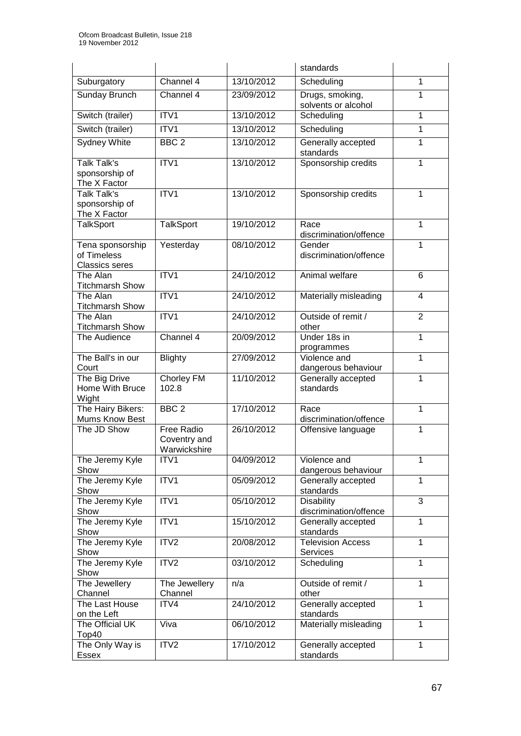| | | | standards | |
|---|---|---|---|---|
| Suburgatory | Channel 4 | 13/10/2012 | Scheduling | 1 |
| Sunday Brunch | Channel 4 | 23/09/2012 | Drugs, smoking, solvents or alcohol | 1 |
| Switch (trailer) | ITV1 | 13/10/2012 | Scheduling | 1 |
| Switch (trailer) | ITV1 | 13/10/2012 | Scheduling | 1 |
| Sydney White | BBC 2 | 13/10/2012 | Generally accepted standards | 1 |
| Talk Talk's sponsorship of The X Factor | ITV1 | 13/10/2012 | Sponsorship credits | 1 |
| Talk Talk's sponsorship of The X Factor | ITV1 | 13/10/2012 | Sponsorship credits | 1 |
| TalkSport | TalkSport | 19/10/2012 | Race discrimination/offence | 1 |
| Tena sponsorship of Timeless Classics seres | Yesterday | 08/10/2012 | Gender discrimination/offence | 1 |
| The Alan Titchmarsh Show | ITV1 | 24/10/2012 | Animal welfare | 6 |
| The Alan Titchmarsh Show | ITV1 | 24/10/2012 | Materially misleading | 4 |
| The Alan Titchmarsh Show | ITV1 | 24/10/2012 | Outside of remit / other | 2 |
| The Audience | Channel 4 | 20/09/2012 | Under 18s in programmes | 1 |
| The Ball's in our Court | Blighty | 27/09/2012 | Violence and dangerous behaviour | 1 |
| The Big Drive Home With Bruce Wight | Chorley FM 102.8 | 11/10/2012 | Generally accepted standards | 1 |
| The Hairy Bikers: Mums Know Best | BBC 2 | 17/10/2012 | Race discrimination/offence | 1 |
| The JD Show | Free Radio Coventry and Warwickshire | 26/10/2012 | Offensive language | 1 |
| The Jeremy Kyle Show | ITV1 | 04/09/2012 | Violence and dangerous behaviour | 1 |
| The Jeremy Kyle Show | ITV1 | 05/09/2012 | Generally accepted standards | 1 |
| The Jeremy Kyle Show | ITV1 | 05/10/2012 | Disability discrimination/offence | 3 |
| The Jeremy Kyle Show | ITV1 | 15/10/2012 | Generally accepted standards | 1 |
| The Jeremy Kyle Show | ITV2 | 20/08/2012 | Television Access Services | 1 |
| The Jeremy Kyle Show | ITV2 | 03/10/2012 | Scheduling | 1 |
| The Jewellery Channel | The Jewellery Channel | n/a | Outside of remit / other | 1 |
| The Last House on the Left | ITV4 | 24/10/2012 | Generally accepted standards | 1 |
| The Official UK Top40 | Viva | 06/10/2012 | Materially misleading | 1 |
| The Only Way is Essex | ITV2 | 17/10/2012 | Generally accepted standards | 1 |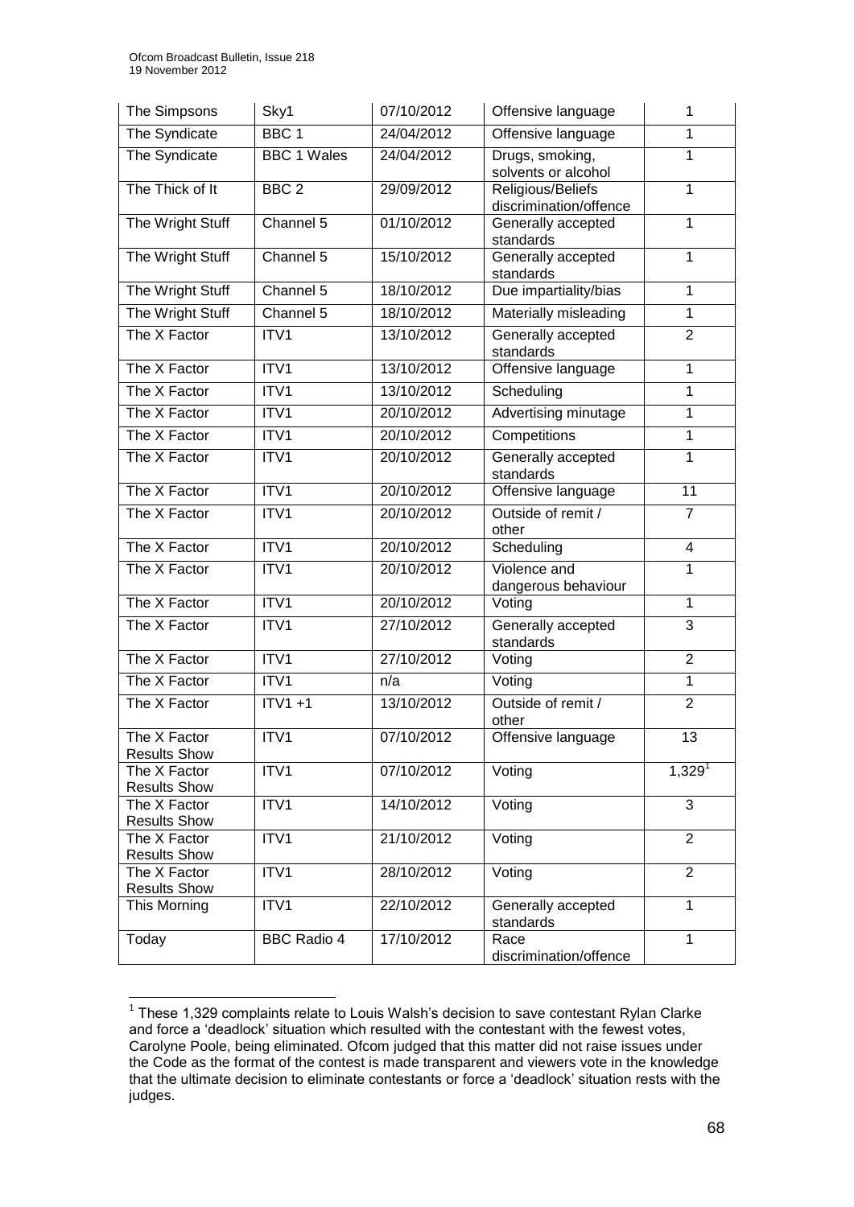| The Simpsons | Sky1 | 07/10/2012 | Offensive language | 1 |
|---|---|---|---|---|
| The Syndicate | BBC 1 | 24/04/2012 | Offensive language | 1 |
| The Syndicate | BBC 1 Wales | 24/04/2012 | Drugs, smoking, solvents or alcohol | 1 |
| The Thick of It | BBC 2 | 29/09/2012 | Religious/Beliefs discrimination/offence | 1 |
| The Wright Stuff | Channel 5 | 01/10/2012 | Generally accepted standards | 1 |
| The Wright Stuff | Channel 5 | 15/10/2012 | Generally accepted standards | 1 |
| The Wright Stuff | Channel 5 | 18/10/2012 | Due impartiality/bias | 1 |
| The Wright Stuff | Channel 5 | 18/10/2012 | Materially misleading | 1 |
| The X Factor | ITV1 | 13/10/2012 | Generally accepted standards | 2 |
| The X Factor | ITV1 | 13/10/2012 | Offensive language | 1 |
| The X Factor | ITV1 | 13/10/2012 | Scheduling | 1 |
| The X Factor | ITV1 | 20/10/2012 | Advertising minutage | 1 |
| The X Factor | ITV1 | 20/10/2012 | Competitions | 1 |
| The X Factor | ITV1 | 20/10/2012 | Generally accepted standards | 1 |
| The X Factor | ITV1 | 20/10/2012 | Offensive language | 11 |
| The X Factor | ITV1 | 20/10/2012 | Outside of remit / other | 7 |
| The X Factor | ITV1 | 20/10/2012 | Scheduling | 4 |
| The X Factor | ITV1 | 20/10/2012 | Violence and dangerous behaviour | 1 |
| The X Factor | ITV1 | 20/10/2012 | Voting | 1 |
| The X Factor | ITV1 | 27/10/2012 | Generally accepted standards | 3 |
| The X Factor | ITV1 | 27/10/2012 | Voting | 2 |
| The X Factor | ITV1 | n/a | Voting | 1 |
| The X Factor | ITV1 +1 | 13/10/2012 | Outside of remit / other | 2 |
| The X Factor Results Show | ITV1 | 07/10/2012 | Offensive language | 13 |
| The X Factor Results Show | ITV1 | 07/10/2012 | Voting | 1,329[1] |
| The X Factor Results Show | ITV1 | 14/10/2012 | Voting | 3 |
| The X Factor Results Show | ITV1 | 21/10/2012 | Voting | 2 |
| The X Factor Results Show | ITV1 | 28/10/2012 | Voting | 2 |
| This Morning | ITV1 | 22/10/2012 | Generally accepted standards | 1 |
| Today | BBC Radio 4 | 17/10/2012 | Race discrimination/offence | 1 |

[1] These 1,329 complaints relate to Louis Walsh's decision to save contestant Rylan Clarke and force a 'deadlock' situation which resulted with the contestant with the fewest votes, Carolyne Poole, being eliminated. Ofcom judged that this matter did not raise issues under the Code as the format of the contest is made transparent and viewers vote in the knowledge that the ultimate decision to eliminate contestants or force a 'deadlock' situation rests with the judges.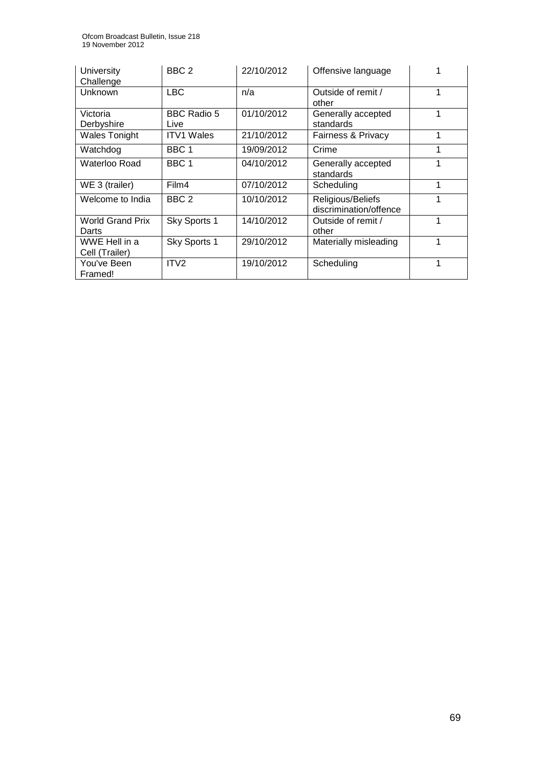| University Challenge | BBC 2 | 22/10/2012 | Offensive language | 1 |
|---|---|---|---|---|
| Unknown | LBC | n/a | Outside of remit / other | 1 |
| Victoria Derbyshire | BBC Radio 5 Live | 01/10/2012 | Generally accepted standards | 1 |
| Wales Tonight | ITV1 Wales | 21/10/2012 | Fairness & Privacy | 1 |
| Watchdog | BBC 1 | 19/09/2012 | Crime | 1 |
| Waterloo Road | BBC 1 | 04/10/2012 | Generally accepted standards | 1 |
| WE 3 (trailer) | Film4 | 07/10/2012 | Scheduling | 1 |
| Welcome to India | BBC 2 | 10/10/2012 | Religious/Beliefs discrimination/offence | 1 |
| World Grand Prix Darts | Sky Sports 1 | 14/10/2012 | Outside of remit / other | 1 |
| WWE Hell in a Cell (Trailer) | Sky Sports 1 | 29/10/2012 | Materially misleading | 1 |
| You've Been Framed! | ITV2 | 19/10/2012 | Scheduling | 1 |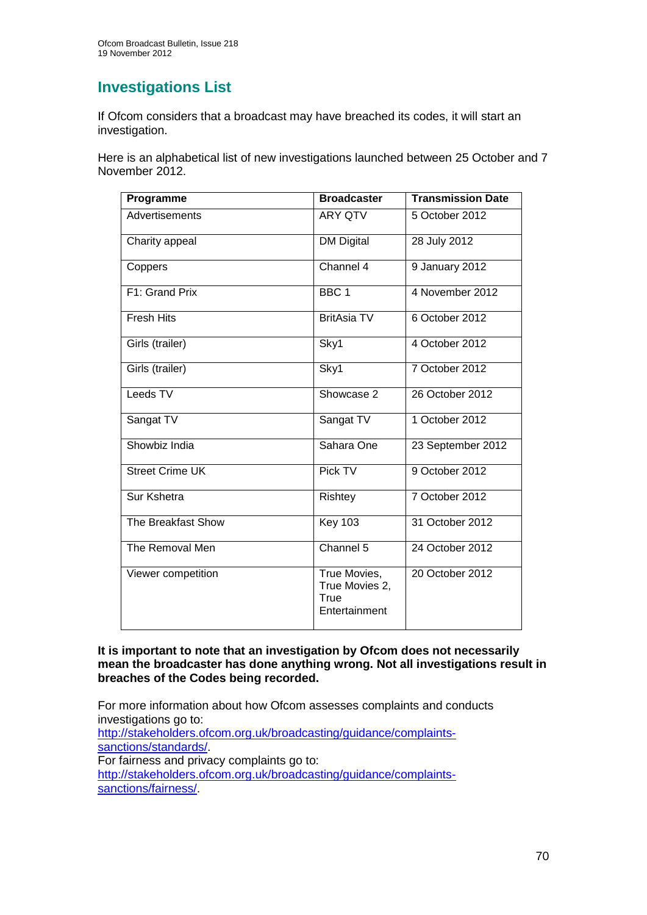## Investigations List

If Ofcom considers that a broadcast may have breached its codes, it will start an investigation.

Here is an alphabetical list of new investigations launched between 25 October and 7 November 2012.

| Programme | Broadcaster | Transmission Date |
|---|---|---|
| Advertisements | ARY QTV | 5 October 2012 |
| Charity appeal | DM Digital | 28 July 2012 |
| Coppers | Channel 4 | 9 January 2012 |
| F1: Grand Prix | BBC 1 | 4 November 2012 |
| Fresh Hits | BritAsia TV | 6 October 2012 |
| Girls (trailer) | Sky1 | 4 October 2012 |
| Girls (trailer) | Sky1 | 7 October 2012 |
| Leeds TV | Showcase 2 | 26 October 2012 |
| Sangat TV | Sangat TV | 1 October 2012 |
| Showbiz India | Sahara One | 23 September 2012 |
| Street Crime UK | Pick TV | 9 October 2012 |
| Sur Kshetra | Rishtey | 7 October 2012 |
| The Breakfast Show | Key 103 | 31 October 2012 |
| The Removal Men | Channel 5 | 24 October 2012 |
| Viewer competition | True Movies, True Movies 2, True Entertainment | 20 October 2012 |

**It is important to note that an investigation by Ofcom does not necessarily mean the broadcaster has done anything wrong. Not all investigations result in breaches of the Codes being recorded.**

For more information about how Ofcom assesses complaints and conducts investigations go to:
[http://stakeholders.ofcom.org.uk/broadcasting/guidance/complaints-sanctions/standards/](http://stakeholders.ofcom.org.uk/broadcasting/guidance/complaints-sanctions/standards/).
For fairness and privacy complaints go to:
[http://stakeholders.ofcom.org.uk/broadcasting/guidance/complaints-sanctions/fairness/](http://stakeholders.ofcom.org.uk/broadcasting/guidance/complaints-sanctions/fairness/).